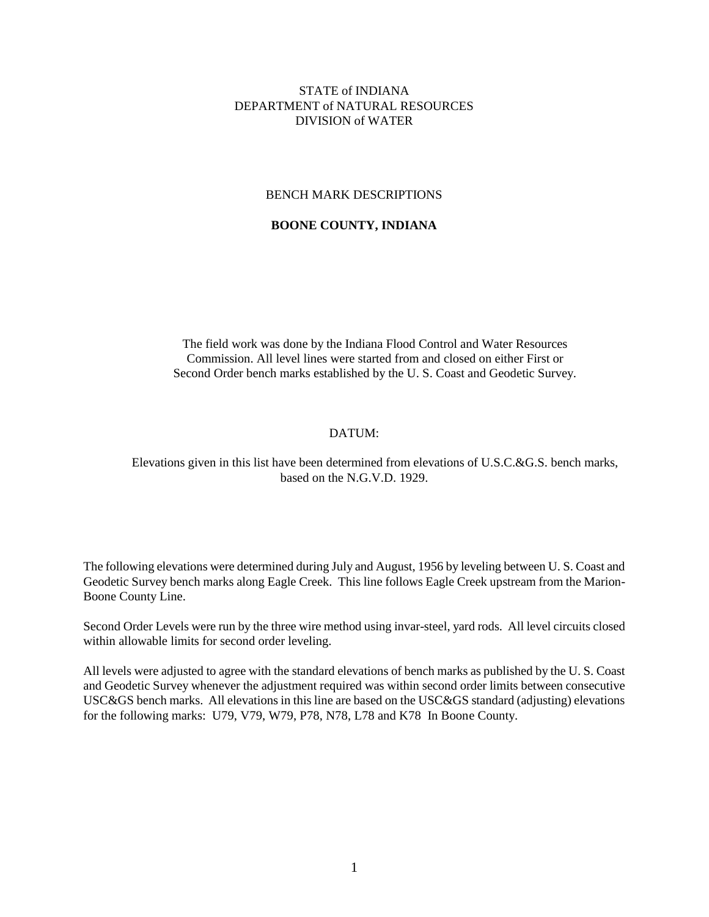STATE of INDIANA
DEPARTMENT of NATURAL RESOURCES
DIVISION of WATER

BENCH MARK DESCRIPTIONS

# BOONE COUNTY, INDIANA

The field work was done by the Indiana Flood Control and Water Resources Commission. All level lines were started from and closed on either First or Second Order bench marks established by the U. S. Coast and Geodetic Survey.

DATUM:

Elevations given in this list have been determined from elevations of U.S.C.&G.S. bench marks, based on the N.G.V.D. 1929.

The following elevations were determined during July and August, 1956 by leveling between U. S. Coast and Geodetic Survey bench marks along Eagle Creek. This line follows Eagle Creek upstream from the Marion-Boone County Line.

Second Order Levels were run by the three wire method using invar-steel, yard rods. All level circuits closed within allowable limits for second order leveling.

All levels were adjusted to agree with the standard elevations of bench marks as published by the U. S. Coast and Geodetic Survey whenever the adjustment required was within second order limits between consecutive USC&GS bench marks. All elevations in this line are based on the USC&GS standard (adjusting) elevations for the following marks: U79, V79, W79, P78, N78, L78 and K78 In Boone County.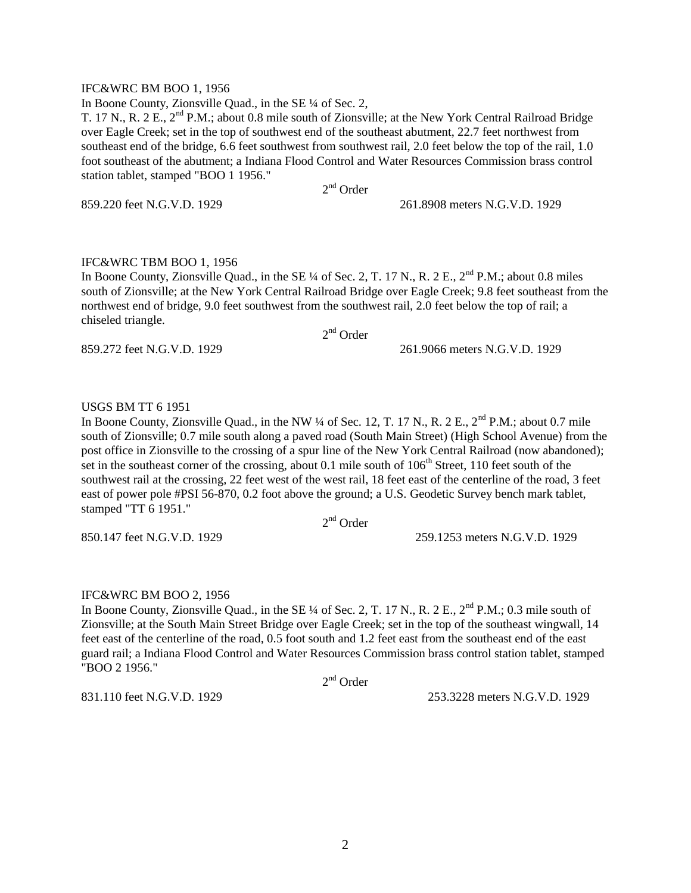IFC&WRC BM BOO 1, 1956

In Boone County, Zionsville Quad., in the SE ¼ of Sec. 2,
T. 17 N., R. 2 E., 2nd P.M.; about 0.8 mile south of Zionsville; at the New York Central Railroad Bridge over Eagle Creek; set in the top of southwest end of the southeast abutment, 22.7 feet northwest from southeast end of the bridge, 6.6 feet southwest from southwest rail, 2.0 feet below the top of the rail, 1.0 foot southeast of the abutment; a Indiana Flood Control and Water Resources Commission brass control station tablet, stamped "BOO 1 1956."

2nd Order

859.220 feet N.G.V.D. 1929 261.8908 meters N.G.V.D. 1929

IFC&WRC TBM BOO 1, 1956

In Boone County, Zionsville Quad., in the SE ¼ of Sec. 2, T. 17 N., R. 2 E., 2nd P.M.; about 0.8 miles south of Zionsville; at the New York Central Railroad Bridge over Eagle Creek; 9.8 feet southeast from the northwest end of bridge, 9.0 feet southwest from the southwest rail, 2.0 feet below the top of rail; a chiseled triangle.

2nd Order

859.272 feet N.G.V.D. 1929 261.9066 meters N.G.V.D. 1929

USGS BM TT 6 1951

In Boone County, Zionsville Quad., in the NW ¼ of Sec. 12, T. 17 N., R. 2 E., 2nd P.M.; about 0.7 mile south of Zionsville; 0.7 mile south along a paved road (South Main Street) (High School Avenue) from the post office in Zionsville to the crossing of a spur line of the New York Central Railroad (now abandoned); set in the southeast corner of the crossing, about 0.1 mile south of 106th Street, 110 feet south of the southwest rail at the crossing, 22 feet west of the west rail, 18 feet east of the centerline of the road, 3 feet east of power pole #PSI 56-870, 0.2 foot above the ground; a U.S. Geodetic Survey bench mark tablet, stamped "TT 6 1951."

2nd Order

850.147 feet N.G.V.D. 1929 259.1253 meters N.G.V.D. 1929

IFC&WRC BM BOO 2, 1956

In Boone County, Zionsville Quad., in the SE ¼ of Sec. 2, T. 17 N., R. 2 E., 2nd P.M.; 0.3 mile south of Zionsville; at the South Main Street Bridge over Eagle Creek; set in the top of the southeast wingwall, 14 feet east of the centerline of the road, 0.5 foot south and 1.2 feet east from the southeast end of the east guard rail; a Indiana Flood Control and Water Resources Commission brass control station tablet, stamped "BOO 2 1956."

2nd Order

831.110 feet N.G.V.D. 1929 253.3228 meters N.G.V.D. 1929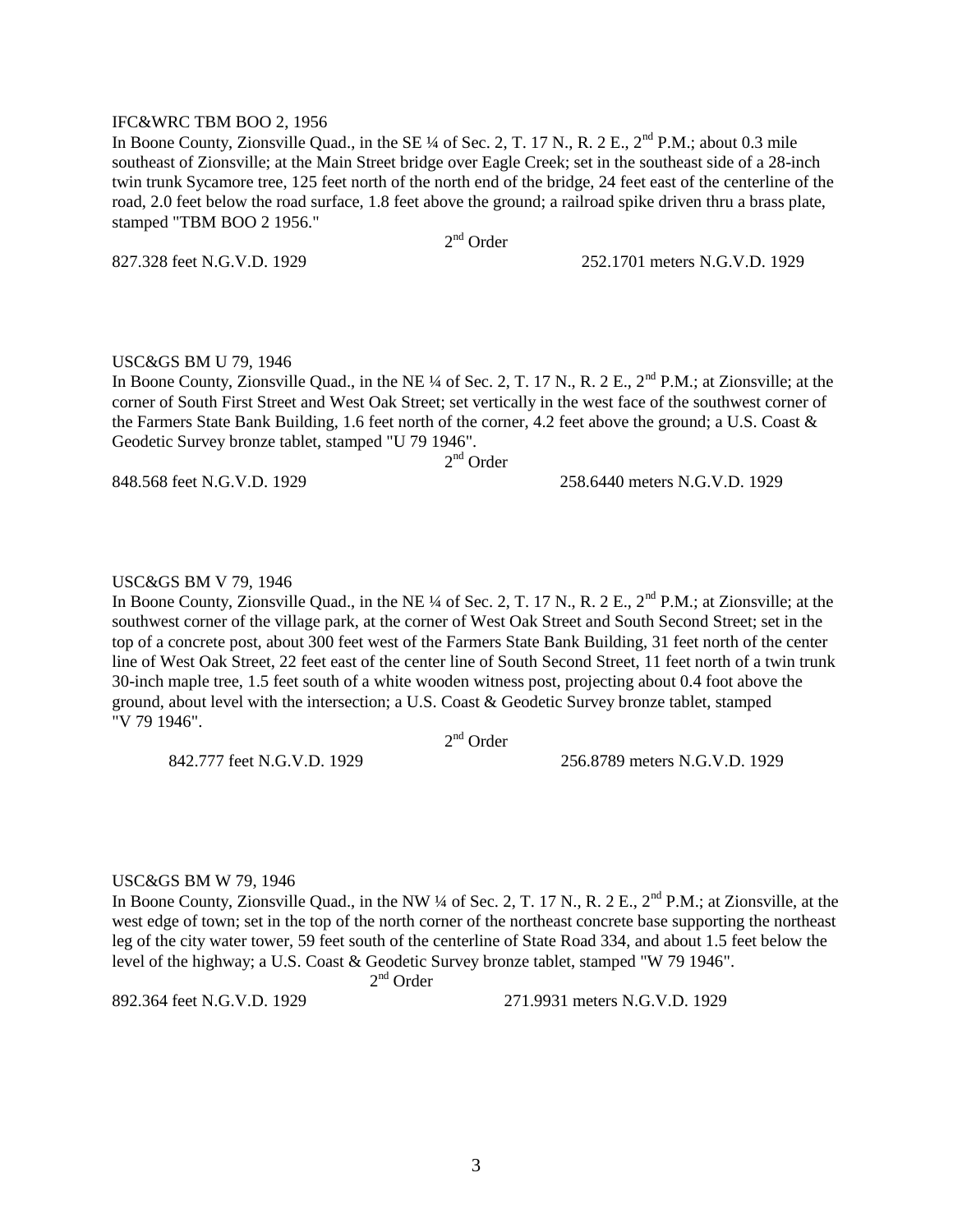IFC&WRC TBM BOO 2, 1956

In Boone County, Zionsville Quad., in the SE ¼ of Sec. 2, T. 17 N., R. 2 E., 2nd P.M.; about 0.3 mile southeast of Zionsville; at the Main Street bridge over Eagle Creek; set in the southeast side of a 28-inch twin trunk Sycamore tree, 125 feet north of the north end of the bridge, 24 feet east of the centerline of the road, 2.0 feet below the road surface, 1.8 feet above the ground; a railroad spike driven thru a brass plate, stamped "TBM BOO 2 1956."

2nd Order

827.328 feet N.G.V.D. 1929 252.1701 meters N.G.V.D. 1929

USC&GS BM U 79, 1946

In Boone County, Zionsville Quad., in the NE ¼ of Sec. 2, T. 17 N., R. 2 E., 2nd P.M.; at Zionsville; at the corner of South First Street and West Oak Street; set vertically in the west face of the southwest corner of the Farmers State Bank Building, 1.6 feet north of the corner, 4.2 feet above the ground; a U.S. Coast & Geodetic Survey bronze tablet, stamped "U 79 1946".

2nd Order

848.568 feet N.G.V.D. 1929 258.6440 meters N.G.V.D. 1929

USC&GS BM V 79, 1946

In Boone County, Zionsville Quad., in the NE ¼ of Sec. 2, T. 17 N., R. 2 E., 2nd P.M.; at Zionsville; at the southwest corner of the village park, at the corner of West Oak Street and South Second Street; set in the top of a concrete post, about 300 feet west of the Farmers State Bank Building, 31 feet north of the center line of West Oak Street, 22 feet east of the center line of South Second Street, 11 feet north of a twin trunk 30-inch maple tree, 1.5 feet south of a white wooden witness post, projecting about 0.4 foot above the ground, about level with the intersection; a U.S. Coast & Geodetic Survey bronze tablet, stamped "V 79 1946".

2nd Order

842.777 feet N.G.V.D. 1929 256.8789 meters N.G.V.D. 1929

USC&GS BM W 79, 1946

In Boone County, Zionsville Quad., in the NW ¼ of Sec. 2, T. 17 N., R. 2 E., 2nd P.M.; at Zionsville, at the west edge of town; set in the top of the north corner of the northeast concrete base supporting the northeast leg of the city water tower, 59 feet south of the centerline of State Road 334, and about 1.5 feet below the level of the highway; a U.S. Coast & Geodetic Survey bronze tablet, stamped "W 79 1946".

2nd Order

892.364 feet N.G.V.D. 1929 271.9931 meters N.G.V.D. 1929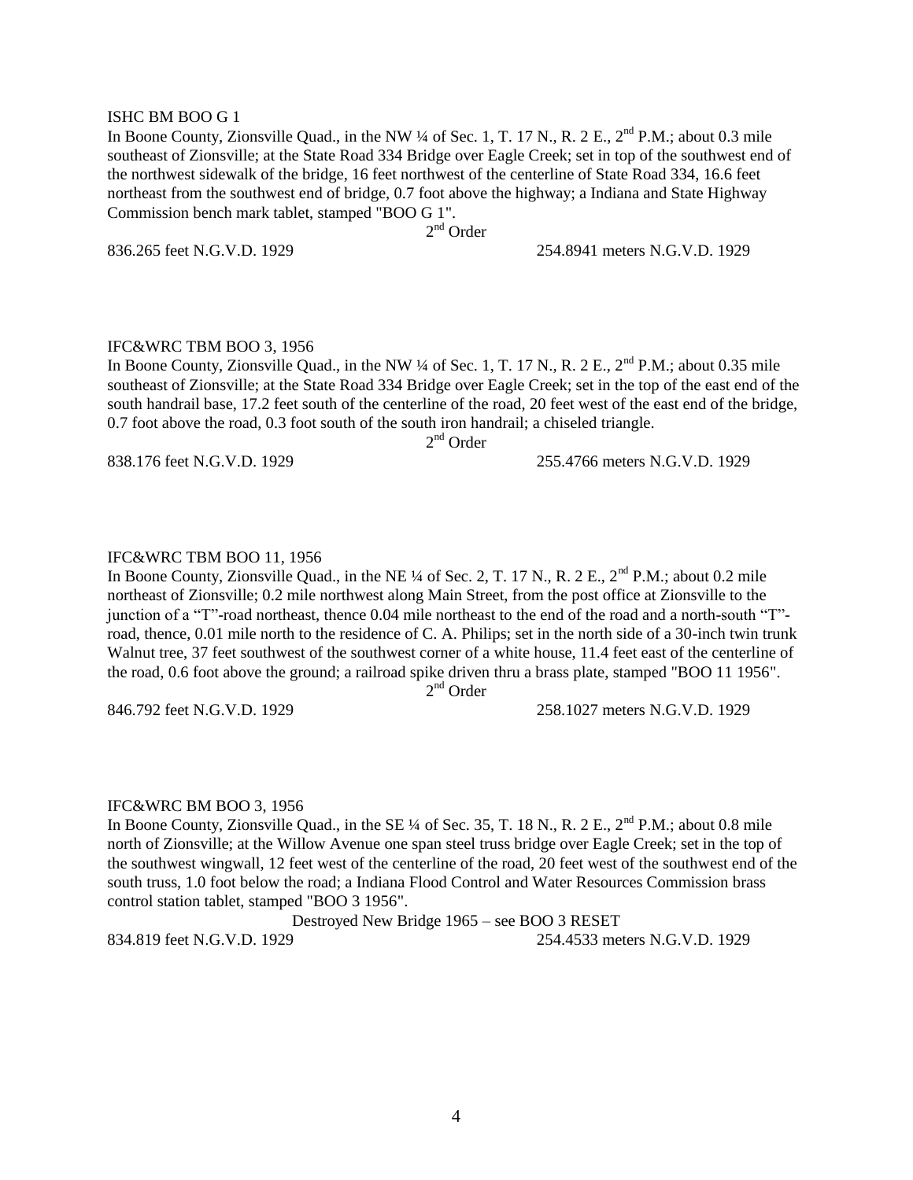ISHC BM BOO G 1

In Boone County, Zionsville Quad., in the NW ¼ of Sec. 1, T. 17 N., R. 2 E., 2nd P.M.; about 0.3 mile southeast of Zionsville; at the State Road 334 Bridge over Eagle Creek; set in top of the southwest end of the northwest sidewalk of the bridge, 16 feet northwest of the centerline of State Road 334, 16.6 feet northeast from the southwest end of bridge, 0.7 foot above the highway; a Indiana and State Highway Commission bench mark tablet, stamped "BOO G 1".

2nd Order

836.265 feet N.G.V.D. 1929 254.8941 meters N.G.V.D. 1929

IFC&WRC TBM BOO 3, 1956

In Boone County, Zionsville Quad., in the NW ¼ of Sec. 1, T. 17 N., R. 2 E., 2nd P.M.; about 0.35 mile southeast of Zionsville; at the State Road 334 Bridge over Eagle Creek; set in the top of the east end of the south handrail base, 17.2 feet south of the centerline of the road, 20 feet west of the east end of the bridge, 0.7 foot above the road, 0.3 foot south of the south iron handrail; a chiseled triangle.

2nd Order

838.176 feet N.G.V.D. 1929 255.4766 meters N.G.V.D. 1929

IFC&WRC TBM BOO 11, 1956

In Boone County, Zionsville Quad., in the NE ¼ of Sec. 2, T. 17 N., R. 2 E., 2nd P.M.; about 0.2 mile northeast of Zionsville; 0.2 mile northwest along Main Street, from the post office at Zionsville to the junction of a "T"-road northeast, thence 0.04 mile northeast to the end of the road and a north-south "T"-road, thence, 0.01 mile north to the residence of C. A. Philips; set in the north side of a 30-inch twin trunk Walnut tree, 37 feet southwest of the southwest corner of a white house, 11.4 feet east of the centerline of the road, 0.6 foot above the ground; a railroad spike driven thru a brass plate, stamped "BOO 11 1956".

2nd Order

846.792 feet N.G.V.D. 1929 258.1027 meters N.G.V.D. 1929

IFC&WRC BM BOO 3, 1956

In Boone County, Zionsville Quad., in the SE ¼ of Sec. 35, T. 18 N., R. 2 E., 2nd P.M.; about 0.8 mile north of Zionsville; at the Willow Avenue one span steel truss bridge over Eagle Creek; set in the top of the southwest wingwall, 12 feet west of the centerline of the road, 20 feet west of the southwest end of the south truss, 1.0 foot below the road; a Indiana Flood Control and Water Resources Commission brass control station tablet, stamped "BOO 3 1956".

Destroyed New Bridge 1965 – see BOO 3 RESET

834.819 feet N.G.V.D. 1929 254.4533 meters N.G.V.D. 1929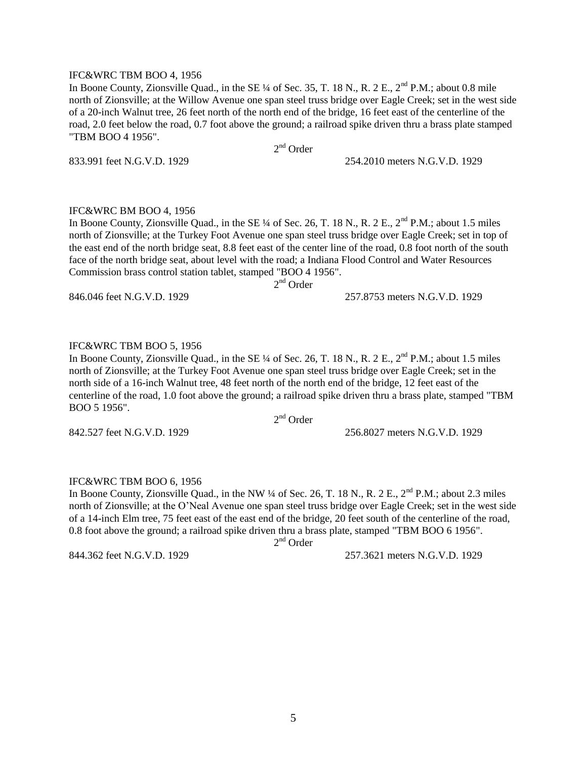IFC&WRC TBM BOO 4, 1956

In Boone County, Zionsville Quad., in the SE ¼ of Sec. 35, T. 18 N., R. 2 E., 2nd P.M.; about 0.8 mile north of Zionsville; at the Willow Avenue one span steel truss bridge over Eagle Creek; set in the west side of a 20-inch Walnut tree, 26 feet north of the north end of the bridge, 16 feet east of the centerline of the road, 2.0 feet below the road, 0.7 foot above the ground; a railroad spike driven thru a brass plate stamped "TBM BOO 4 1956".

2nd Order

833.991 feet N.G.V.D. 1929 254.2010 meters N.G.V.D. 1929

IFC&WRC BM BOO 4, 1956

In Boone County, Zionsville Quad., in the SE ¼ of Sec. 26, T. 18 N., R. 2 E., 2nd P.M.; about 1.5 miles north of Zionsville; at the Turkey Foot Avenue one span steel truss bridge over Eagle Creek; set in top of the east end of the north bridge seat, 8.8 feet east of the center line of the road, 0.8 foot north of the south face of the north bridge seat, about level with the road; a Indiana Flood Control and Water Resources Commission brass control station tablet, stamped "BOO 4 1956".

2nd Order

846.046 feet N.G.V.D. 1929 257.8753 meters N.G.V.D. 1929

IFC&WRC TBM BOO 5, 1956

In Boone County, Zionsville Quad., in the SE ¼ of Sec. 26, T. 18 N., R. 2 E., 2nd P.M.; about 1.5 miles north of Zionsville; at the Turkey Foot Avenue one span steel truss bridge over Eagle Creek; set in the north side of a 16-inch Walnut tree, 48 feet north of the north end of the bridge, 12 feet east of the centerline of the road, 1.0 foot above the ground; a railroad spike driven thru a brass plate, stamped "TBM BOO 5 1956".

2nd Order

842.527 feet N.G.V.D. 1929 256.8027 meters N.G.V.D. 1929

IFC&WRC TBM BOO 6, 1956

In Boone County, Zionsville Quad., in the NW ¼ of Sec. 26, T. 18 N., R. 2 E., 2nd P.M.; about 2.3 miles north of Zionsville; at the O'Neal Avenue one span steel truss bridge over Eagle Creek; set in the west side of a 14-inch Elm tree, 75 feet east of the east end of the bridge, 20 feet south of the centerline of the road, 0.8 foot above the ground; a railroad spike driven thru a brass plate, stamped "TBM BOO 6 1956".

2nd Order

844.362 feet N.G.V.D. 1929 257.3621 meters N.G.V.D. 1929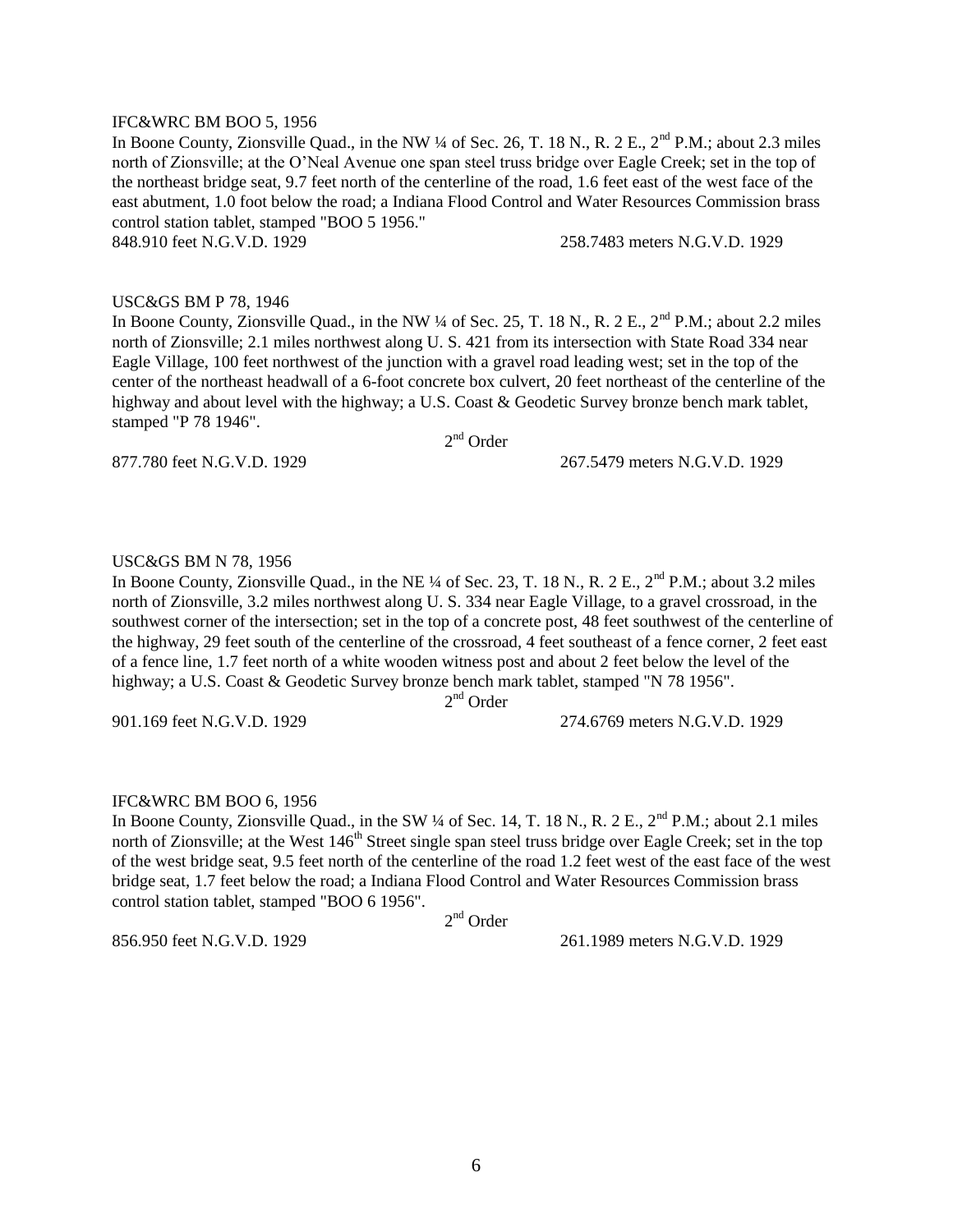IFC&WRC BM BOO 5, 1956

In Boone County, Zionsville Quad., in the NW ¼ of Sec. 26, T. 18 N., R. 2 E., 2nd P.M.; about 2.3 miles north of Zionsville; at the O'Neal Avenue one span steel truss bridge over Eagle Creek; set in the top of the northeast bridge seat, 9.7 feet north of the centerline of the road, 1.6 feet east of the west face of the east abutment, 1.0 foot below the road; a Indiana Flood Control and Water Resources Commission brass control station tablet, stamped "BOO 5 1956."

848.910 feet N.G.V.D. 1929 258.7483 meters N.G.V.D. 1929

USC&GS BM P 78, 1946

In Boone County, Zionsville Quad., in the NW ¼ of Sec. 25, T. 18 N., R. 2 E., 2nd P.M.; about 2.2 miles north of Zionsville; 2.1 miles northwest along U. S. 421 from its intersection with State Road 334 near Eagle Village, 100 feet northwest of the junction with a gravel road leading west; set in the top of the center of the northeast headwall of a 6-foot concrete box culvert, 20 feet northeast of the centerline of the highway and about level with the highway; a U.S. Coast & Geodetic Survey bronze bench mark tablet, stamped "P 78 1946".

2nd Order

877.780 feet N.G.V.D. 1929 267.5479 meters N.G.V.D. 1929

USC&GS BM N 78, 1956

In Boone County, Zionsville Quad., in the NE ¼ of Sec. 23, T. 18 N., R. 2 E., 2nd P.M.; about 3.2 miles north of Zionsville, 3.2 miles northwest along U. S. 334 near Eagle Village, to a gravel crossroad, in the southwest corner of the intersection; set in the top of a concrete post, 48 feet southwest of the centerline of the highway, 29 feet south of the centerline of the crossroad, 4 feet southeast of a fence corner, 2 feet east of a fence line, 1.7 feet north of a white wooden witness post and about 2 feet below the level of the highway; a U.S. Coast & Geodetic Survey bronze bench mark tablet, stamped "N 78 1956".

2nd Order

901.169 feet N.G.V.D. 1929 274.6769 meters N.G.V.D. 1929

IFC&WRC BM BOO 6, 1956

In Boone County, Zionsville Quad., in the SW ¼ of Sec. 14, T. 18 N., R. 2 E., 2nd P.M.; about 2.1 miles north of Zionsville; at the West 146th Street single span steel truss bridge over Eagle Creek; set in the top of the west bridge seat, 9.5 feet north of the centerline of the road 1.2 feet west of the east face of the west bridge seat, 1.7 feet below the road; a Indiana Flood Control and Water Resources Commission brass control station tablet, stamped "BOO 6 1956".

2nd Order

856.950 feet N.G.V.D. 1929 261.1989 meters N.G.V.D. 1929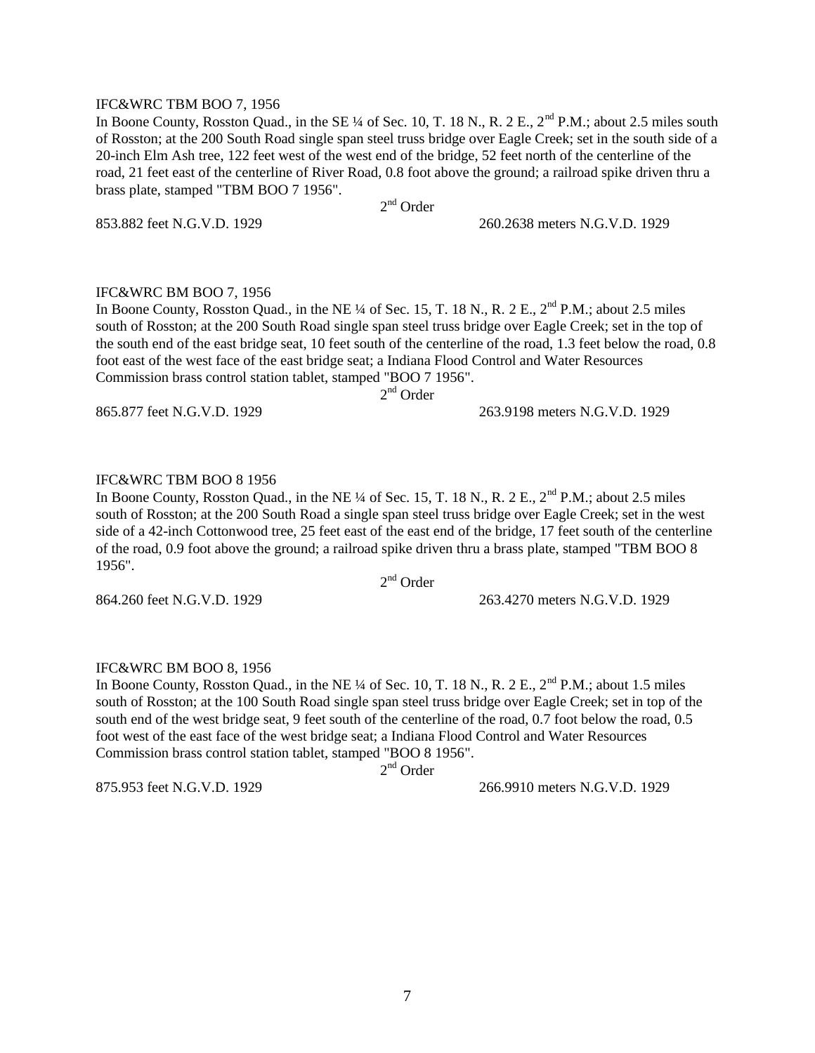IFC&WRC TBM BOO 7, 1956

In Boone County, Rosston Quad., in the SE ¼ of Sec. 10, T. 18 N., R. 2 E., 2nd P.M.; about 2.5 miles south of Rosston; at the 200 South Road single span steel truss bridge over Eagle Creek; set in the south side of a 20-inch Elm Ash tree, 122 feet west of the west end of the bridge, 52 feet north of the centerline of the road, 21 feet east of the centerline of River Road, 0.8 foot above the ground; a railroad spike driven thru a brass plate, stamped "TBM BOO 7 1956".

2nd Order

853.882 feet N.G.V.D. 1929 260.2638 meters N.G.V.D. 1929

IFC&WRC BM BOO 7, 1956

In Boone County, Rosston Quad., in the NE ¼ of Sec. 15, T. 18 N., R. 2 E., 2nd P.M.; about 2.5 miles south of Rosston; at the 200 South Road single span steel truss bridge over Eagle Creek; set in the top of the south end of the east bridge seat, 10 feet south of the centerline of the road, 1.3 feet below the road, 0.8 foot east of the west face of the east bridge seat; a Indiana Flood Control and Water Resources Commission brass control station tablet, stamped "BOO 7 1956".

2nd Order

865.877 feet N.G.V.D. 1929 263.9198 meters N.G.V.D. 1929

IFC&WRC TBM BOO 8 1956

In Boone County, Rosston Quad., in the NE ¼ of Sec. 15, T. 18 N., R. 2 E., 2nd P.M.; about 2.5 miles south of Rosston; at the 200 South Road a single span steel truss bridge over Eagle Creek; set in the west side of a 42-inch Cottonwood tree, 25 feet east of the east end of the bridge, 17 feet south of the centerline of the road, 0.9 foot above the ground; a railroad spike driven thru a brass plate, stamped "TBM BOO 8 1956".

2nd Order

864.260 feet N.G.V.D. 1929 263.4270 meters N.G.V.D. 1929

IFC&WRC BM BOO 8, 1956

In Boone County, Rosston Quad., in the NE ¼ of Sec. 10, T. 18 N., R. 2 E., 2nd P.M.; about 1.5 miles south of Rosston; at the 100 South Road single span steel truss bridge over Eagle Creek; set in top of the south end of the west bridge seat, 9 feet south of the centerline of the road, 0.7 foot below the road, 0.5 foot west of the east face of the west bridge seat; a Indiana Flood Control and Water Resources Commission brass control station tablet, stamped "BOO 8 1956".

2nd Order

875.953 feet N.G.V.D. 1929 266.9910 meters N.G.V.D. 1929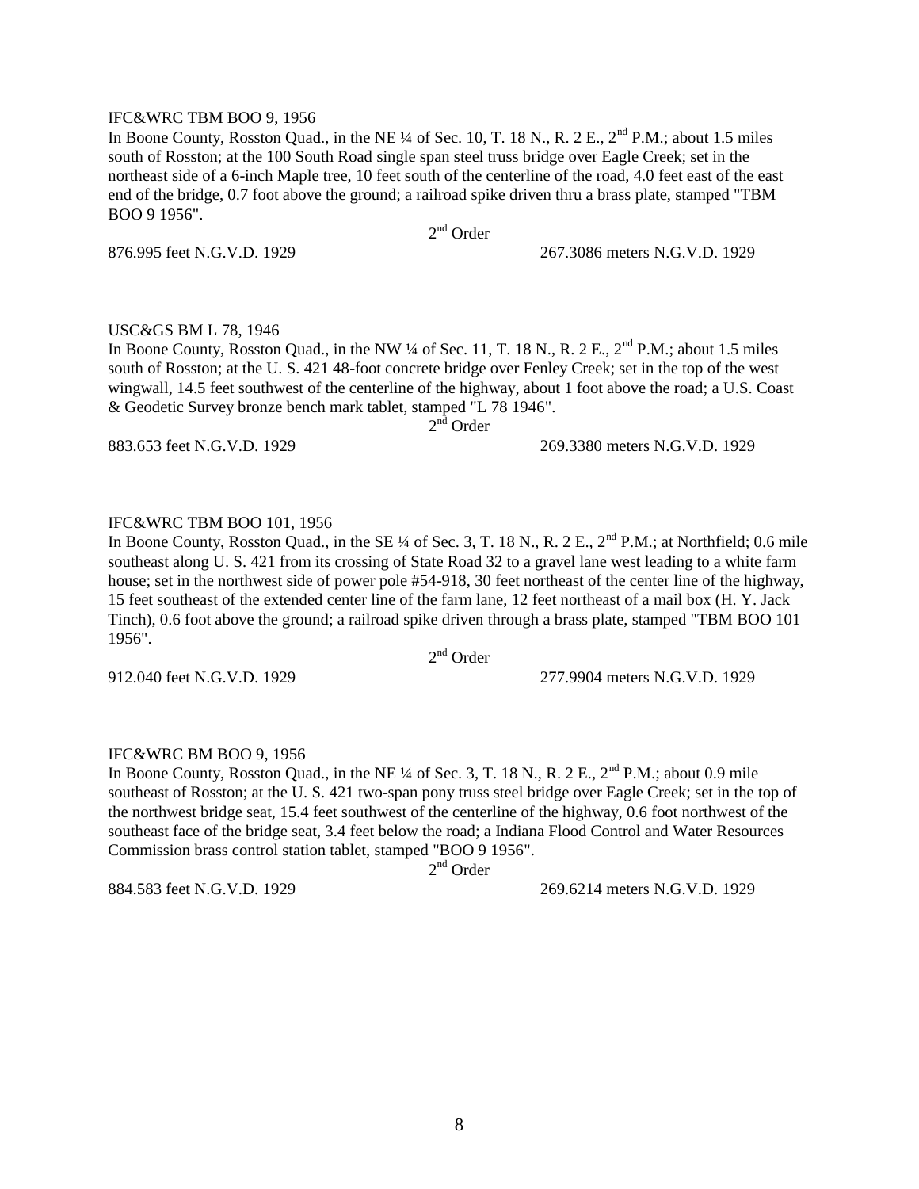IFC&WRC TBM BOO 9, 1956

In Boone County, Rosston Quad., in the NE ¼ of Sec. 10, T. 18 N., R. 2 E., 2nd P.M.; about 1.5 miles south of Rosston; at the 100 South Road single span steel truss bridge over Eagle Creek; set in the northeast side of a 6-inch Maple tree, 10 feet south of the centerline of the road, 4.0 feet east of the east end of the bridge, 0.7 foot above the ground; a railroad spike driven thru a brass plate, stamped "TBM BOO 9 1956".

2nd Order

876.995 feet N.G.V.D. 1929 267.3086 meters N.G.V.D. 1929

USC&GS BM L 78, 1946

In Boone County, Rosston Quad., in the NW ¼ of Sec. 11, T. 18 N., R. 2 E., 2nd P.M.; about 1.5 miles south of Rosston; at the U. S. 421 48-foot concrete bridge over Fenley Creek; set in the top of the west wingwall, 14.5 feet southwest of the centerline of the highway, about 1 foot above the road; a U.S. Coast & Geodetic Survey bronze bench mark tablet, stamped "L 78 1946".

2nd Order

883.653 feet N.G.V.D. 1929 269.3380 meters N.G.V.D. 1929

IFC&WRC TBM BOO 101, 1956

In Boone County, Rosston Quad., in the SE ¼ of Sec. 3, T. 18 N., R. 2 E., 2nd P.M.; at Northfield; 0.6 mile southeast along U. S. 421 from its crossing of State Road 32 to a gravel lane west leading to a white farm house; set in the northwest side of power pole #54-918, 30 feet northeast of the center line of the highway, 15 feet southeast of the extended center line of the farm lane, 12 feet northeast of a mail box (H. Y. Jack Tinch), 0.6 foot above the ground; a railroad spike driven through a brass plate, stamped "TBM BOO 101 1956".

2nd Order

912.040 feet N.G.V.D. 1929 277.9904 meters N.G.V.D. 1929

IFC&WRC BM BOO 9, 1956

In Boone County, Rosston Quad., in the NE ¼ of Sec. 3, T. 18 N., R. 2 E., 2nd P.M.; about 0.9 mile southeast of Rosston; at the U. S. 421 two-span pony truss steel bridge over Eagle Creek; set in the top of the northwest bridge seat, 15.4 feet southwest of the centerline of the highway, 0.6 foot northwest of the southeast face of the bridge seat, 3.4 feet below the road; a Indiana Flood Control and Water Resources Commission brass control station tablet, stamped "BOO 9 1956".

2nd Order

884.583 feet N.G.V.D. 1929 269.6214 meters N.G.V.D. 1929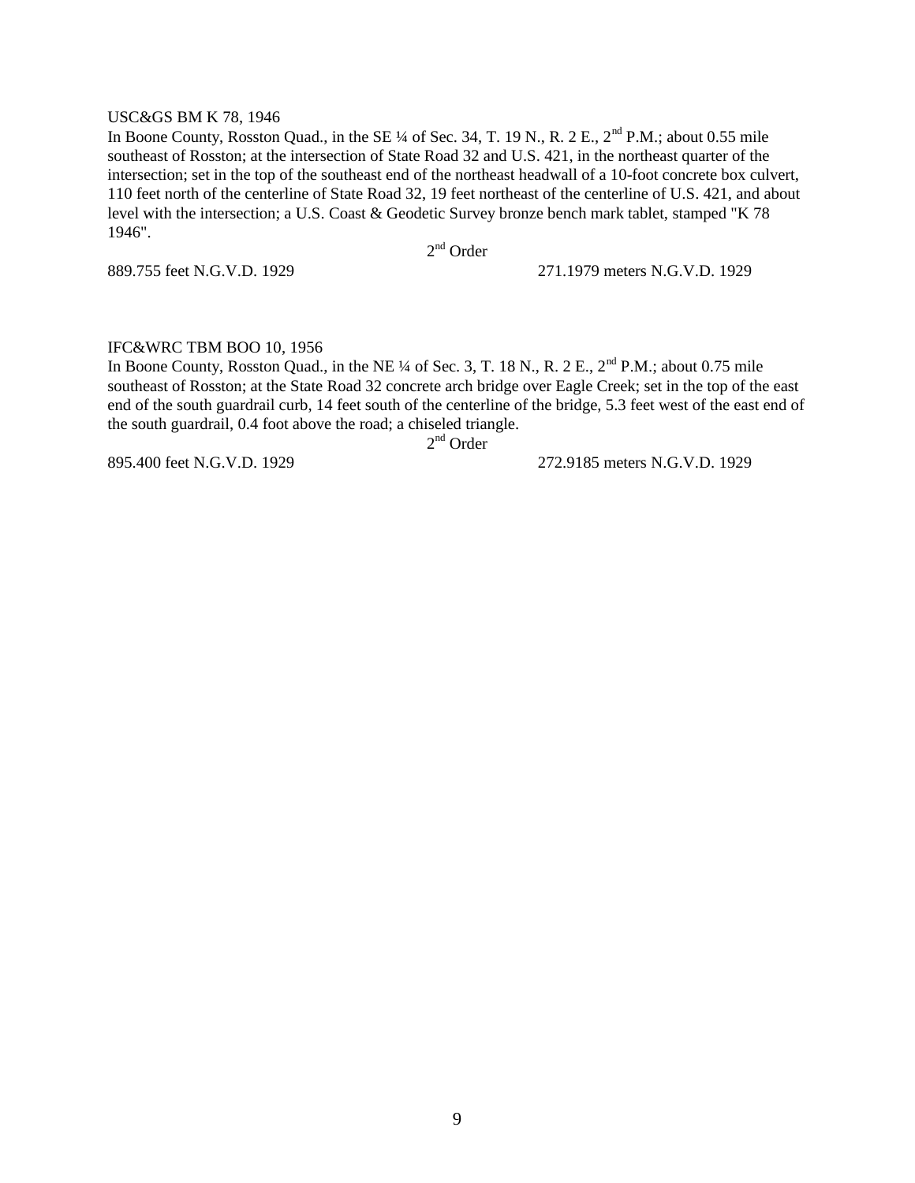USC&GS BM K 78, 1946
In Boone County, Rosston Quad., in the SE ¼ of Sec. 34, T. 19 N., R. 2 E., 2nd P.M.; about 0.55 mile southeast of Rosston; at the intersection of State Road 32 and U.S. 421, in the northeast quarter of the intersection; set in the top of the southeast end of the northeast headwall of a 10-foot concrete box culvert, 110 feet north of the centerline of State Road 32, 19 feet northeast of the centerline of U.S. 421, and about level with the intersection; a U.S. Coast & Geodetic Survey bronze bench mark tablet, stamped "K 78 1946".

2nd Order

889.755 feet N.G.V.D. 1929 271.1979 meters N.G.V.D. 1929

IFC&WRC TBM BOO 10, 1956
In Boone County, Rosston Quad., in the NE ¼ of Sec. 3, T. 18 N., R. 2 E., 2nd P.M.; about 0.75 mile southeast of Rosston; at the State Road 32 concrete arch bridge over Eagle Creek; set in the top of the east end of the south guardrail curb, 14 feet south of the centerline of the bridge, 5.3 feet west of the east end of the south guardrail, 0.4 foot above the road; a chiseled triangle.

2nd Order

895.400 feet N.G.V.D. 1929 272.9185 meters N.G.V.D. 1929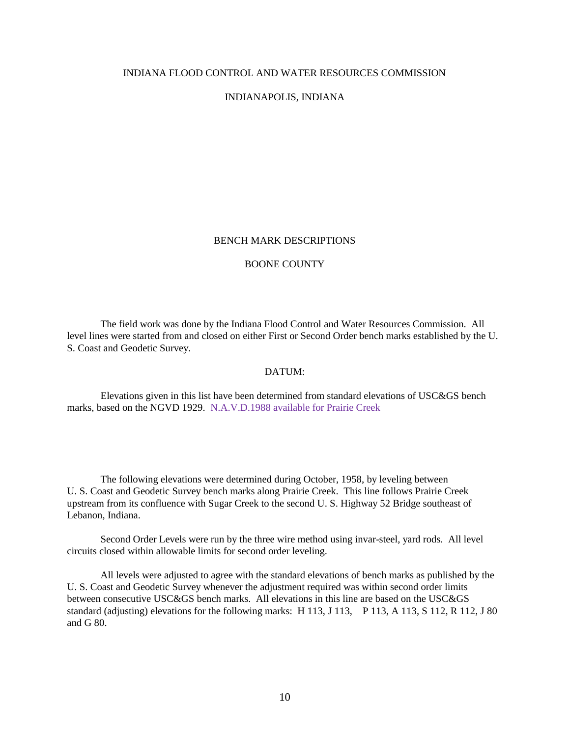INDIANA FLOOD CONTROL AND WATER RESOURCES COMMISSION

INDIANAPOLIS, INDIANA

# BENCH MARK DESCRIPTIONS

## BOONE COUNTY

The field work was done by the Indiana Flood Control and Water Resources Commission. All level lines were started from and closed on either First or Second Order bench marks established by the U. S. Coast and Geodetic Survey.

### DATUM:

Elevations given in this list have been determined from standard elevations of USC&GS bench marks, based on the NGVD 1929. N.A.V.D.1988 available for Prairie Creek

The following elevations were determined during October, 1958, by leveling between U. S. Coast and Geodetic Survey bench marks along Prairie Creek. This line follows Prairie Creek upstream from its confluence with Sugar Creek to the second U. S. Highway 52 Bridge southeast of Lebanon, Indiana.

Second Order Levels were run by the three wire method using invar-steel, yard rods. All level circuits closed within allowable limits for second order leveling.

All levels were adjusted to agree with the standard elevations of bench marks as published by the U. S. Coast and Geodetic Survey whenever the adjustment required was within second order limits between consecutive USC&GS bench marks. All elevations in this line are based on the USC&GS standard (adjusting) elevations for the following marks: H 113, J 113, P 113, A 113, S 112, R 112, J 80 and G 80.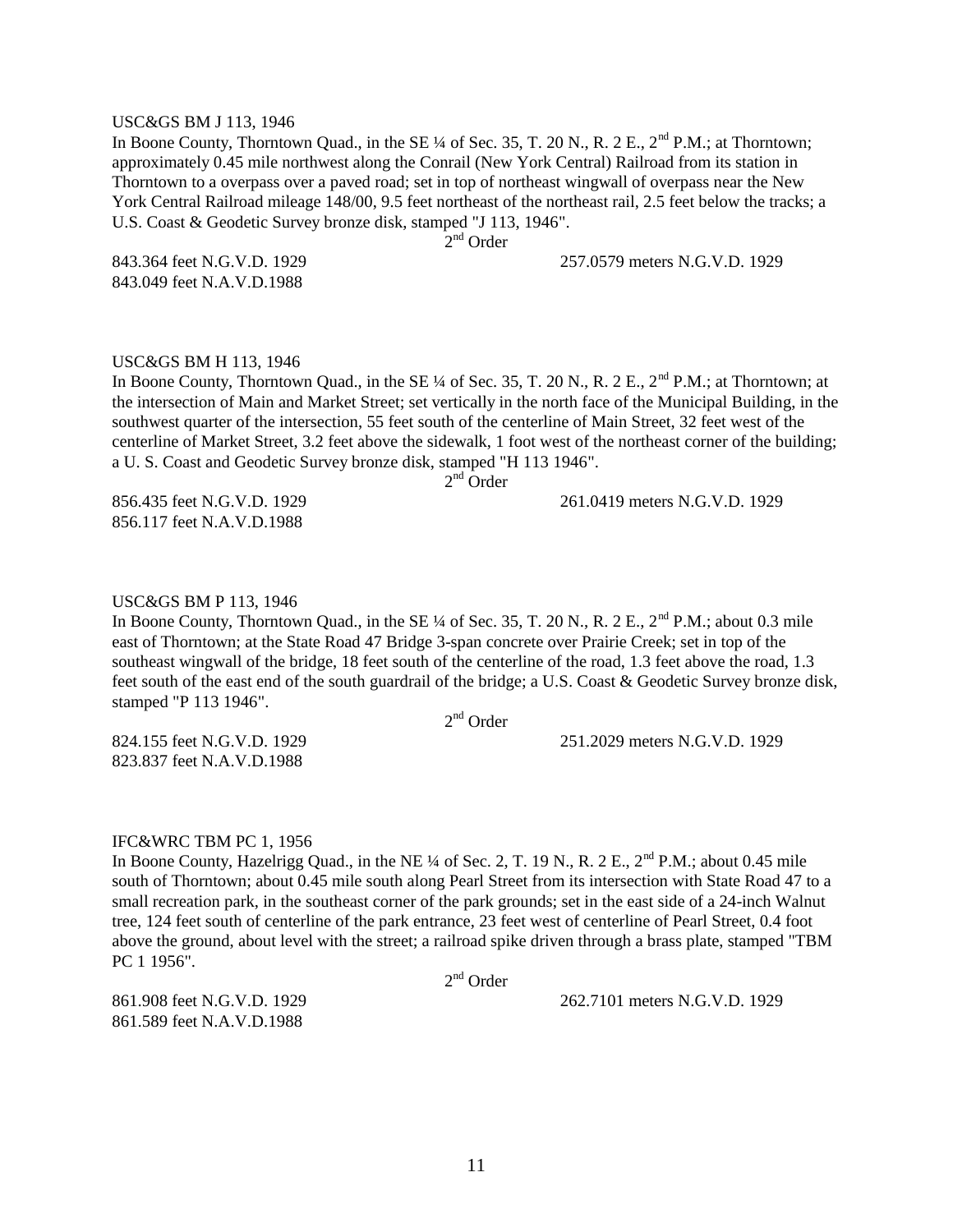USC&GS BM J 113, 1946

In Boone County, Thorntown Quad., in the SE ¼ of Sec. 35, T. 20 N., R. 2 E., 2nd P.M.; at Thorntown; approximately 0.45 mile northwest along the Conrail (New York Central) Railroad from its station in Thorntown to a overpass over a paved road; set in top of northeast wingwall of overpass near the New York Central Railroad mileage 148/00, 9.5 feet northeast of the northeast rail, 2.5 feet below the tracks; a U.S. Coast & Geodetic Survey bronze disk, stamped "J 113, 1946".

2nd Order

843.364 feet N.G.V.D. 1929 257.0579 meters N.G.V.D. 1929

843.049 feet N.A.V.D.1988

USC&GS BM H 113, 1946

In Boone County, Thorntown Quad., in the SE ¼ of Sec. 35, T. 20 N., R. 2 E., 2nd P.M.; at Thorntown; at the intersection of Main and Market Street; set vertically in the north face of the Municipal Building, in the southwest quarter of the intersection, 55 feet south of the centerline of Main Street, 32 feet west of the centerline of Market Street, 3.2 feet above the sidewalk, 1 foot west of the northeast corner of the building; a U. S. Coast and Geodetic Survey bronze disk, stamped "H 113 1946".

2nd Order

856.435 feet N.G.V.D. 1929 261.0419 meters N.G.V.D. 1929

856.117 feet N.A.V.D.1988

USC&GS BM P 113, 1946

In Boone County, Thorntown Quad., in the SE ¼ of Sec. 35, T. 20 N., R. 2 E., 2nd P.M.; about 0.3 mile east of Thorntown; at the State Road 47 Bridge 3-span concrete over Prairie Creek; set in top of the southeast wingwall of the bridge, 18 feet south of the centerline of the road, 1.3 feet above the road, 1.3 feet south of the east end of the south guardrail of the bridge; a U.S. Coast & Geodetic Survey bronze disk, stamped "P 113 1946".

2nd Order

824.155 feet N.G.V.D. 1929 251.2029 meters N.G.V.D. 1929

823.837 feet N.A.V.D.1988

IFC&WRC TBM PC 1, 1956

In Boone County, Hazelrigg Quad., in the NE ¼ of Sec. 2, T. 19 N., R. 2 E., 2nd P.M.; about 0.45 mile south of Thorntown; about 0.45 mile south along Pearl Street from its intersection with State Road 47 to a small recreation park, in the southeast corner of the park grounds; set in the east side of a 24-inch Walnut tree, 124 feet south of centerline of the park entrance, 23 feet west of centerline of Pearl Street, 0.4 foot above the ground, about level with the street; a railroad spike driven through a brass plate, stamped "TBM PC 1 1956".

2nd Order

861.908 feet N.G.V.D. 1929 262.7101 meters N.G.V.D. 1929

861.589 feet N.A.V.D.1988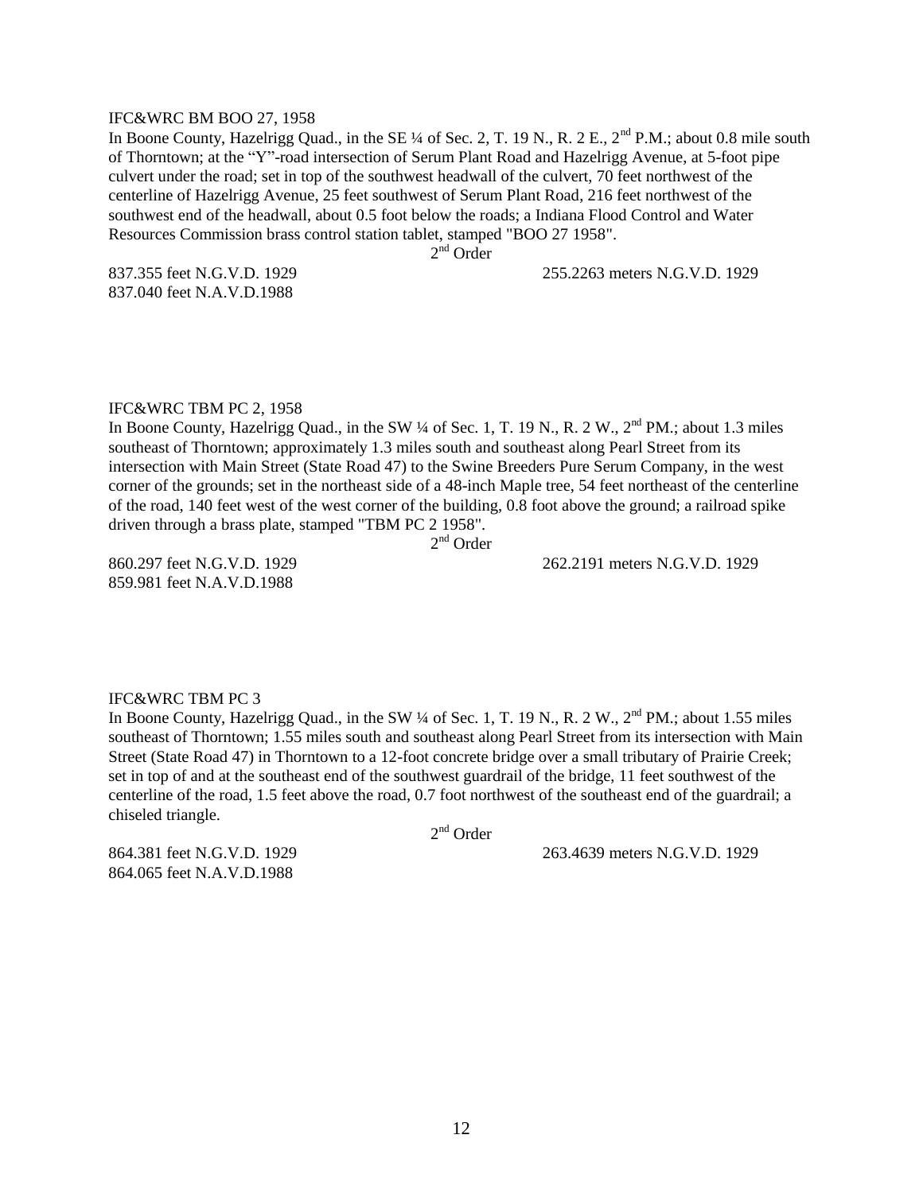IFC&WRC BM BOO 27, 1958

In Boone County, Hazelrigg Quad., in the SE ¼ of Sec. 2, T. 19 N., R. 2 E., 2nd P.M.; about 0.8 mile south of Thorntown; at the "Y"-road intersection of Serum Plant Road and Hazelrigg Avenue, at 5-foot pipe culvert under the road; set in top of the southwest headwall of the culvert, 70 feet northwest of the centerline of Hazelrigg Avenue, 25 feet southwest of Serum Plant Road, 216 feet northwest of the southwest end of the headwall, about 0.5 foot below the roads; a Indiana Flood Control and Water Resources Commission brass control station tablet, stamped "BOO 27 1958".

2nd Order

837.355 feet N.G.V.D. 1929 255.2263 meters N.G.V.D. 1929

837.040 feet N.A.V.D.1988

IFC&WRC TBM PC 2, 1958

In Boone County, Hazelrigg Quad., in the SW ¼ of Sec. 1, T. 19 N., R. 2 W., 2nd PM.; about 1.3 miles southeast of Thorntown; approximately 1.3 miles south and southeast along Pearl Street from its intersection with Main Street (State Road 47) to the Swine Breeders Pure Serum Company, in the west corner of the grounds; set in the northeast side of a 48-inch Maple tree, 54 feet northeast of the centerline of the road, 140 feet west of the west corner of the building, 0.8 foot above the ground; a railroad spike driven through a brass plate, stamped "TBM PC 2 1958".

2nd Order

860.297 feet N.G.V.D. 1929 262.2191 meters N.G.V.D. 1929

859.981 feet N.A.V.D.1988

IFC&WRC TBM PC 3

In Boone County, Hazelrigg Quad., in the SW ¼ of Sec. 1, T. 19 N., R. 2 W., 2nd PM.; about 1.55 miles southeast of Thorntown; 1.55 miles south and southeast along Pearl Street from its intersection with Main Street (State Road 47) in Thorntown to a 12-foot concrete bridge over a small tributary of Prairie Creek; set in top of and at the southeast end of the southwest guardrail of the bridge, 11 feet southwest of the centerline of the road, 1.5 feet above the road, 0.7 foot northwest of the southeast end of the guardrail; a chiseled triangle.

2nd Order

864.381 feet N.G.V.D. 1929 263.4639 meters N.G.V.D. 1929

864.065 feet N.A.V.D.1988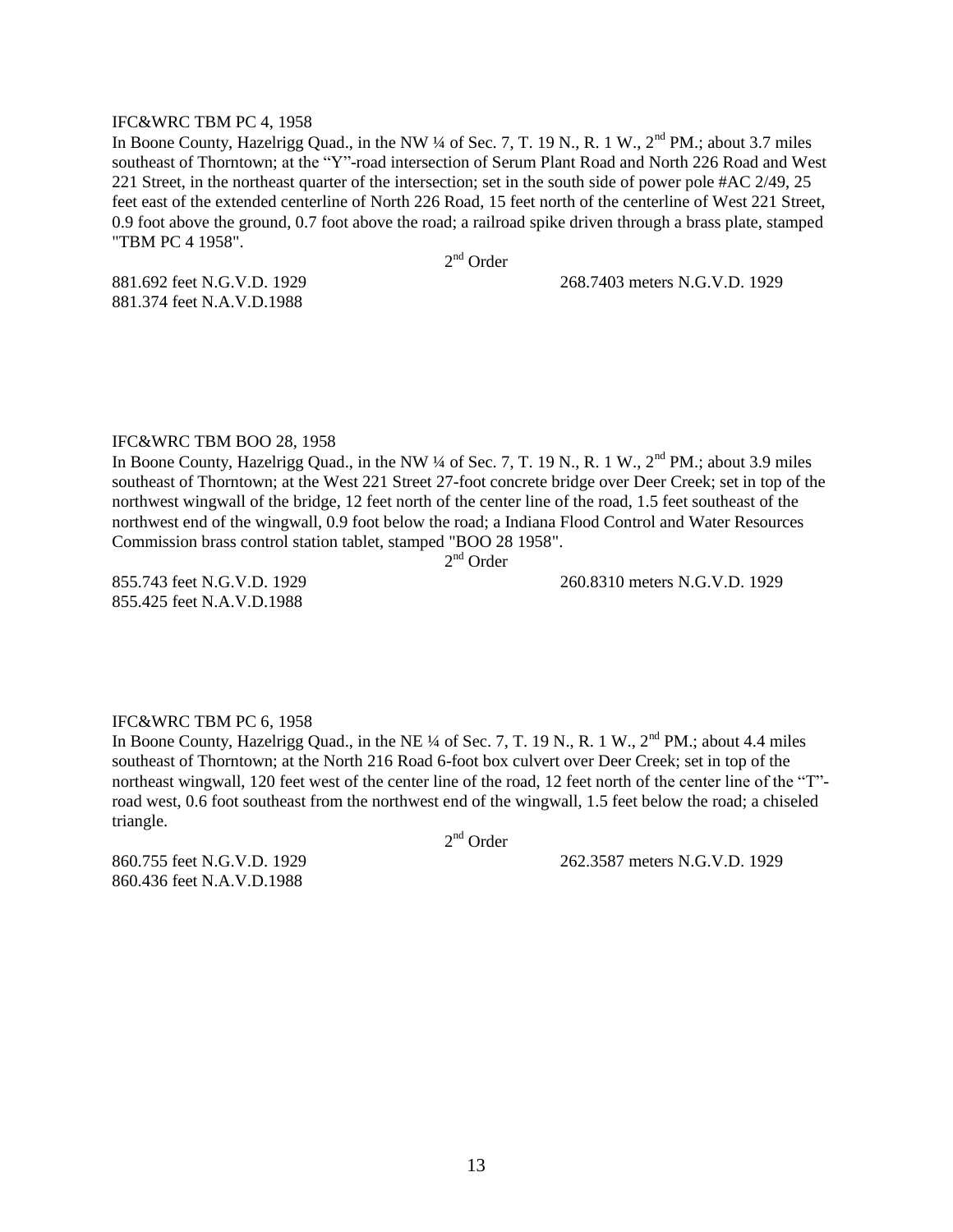IFC&WRC TBM PC 4, 1958

In Boone County, Hazelrigg Quad., in the NW ¼ of Sec. 7, T. 19 N., R. 1 W., 2nd PM.; about 3.7 miles southeast of Thorntown; at the "Y"-road intersection of Serum Plant Road and North 226 Road and West 221 Street, in the northeast quarter of the intersection; set in the south side of power pole #AC 2/49, 25 feet east of the extended centerline of North 226 Road, 15 feet north of the centerline of West 221 Street, 0.9 foot above the ground, 0.7 foot above the road; a railroad spike driven through a brass plate, stamped "TBM PC 4 1958".

2nd Order

881.692 feet N.G.V.D. 1929 268.7403 meters N.G.V.D. 1929
881.374 feet N.A.V.D.1988

IFC&WRC TBM BOO 28, 1958

In Boone County, Hazelrigg Quad., in the NW ¼ of Sec. 7, T. 19 N., R. 1 W., 2nd PM.; about 3.9 miles southeast of Thorntown; at the West 221 Street 27-foot concrete bridge over Deer Creek; set in top of the northwest wingwall of the bridge, 12 feet north of the center line of the road, 1.5 feet southeast of the northwest end of the wingwall, 0.9 foot below the road; a Indiana Flood Control and Water Resources Commission brass control station tablet, stamped "BOO 28 1958".

2nd Order

855.743 feet N.G.V.D. 1929 260.8310 meters N.G.V.D. 1929
855.425 feet N.A.V.D.1988

IFC&WRC TBM PC 6, 1958

In Boone County, Hazelrigg Quad., in the NE ¼ of Sec. 7, T. 19 N., R. 1 W., 2nd PM.; about 4.4 miles southeast of Thorntown; at the North 216 Road 6-foot box culvert over Deer Creek; set in top of the northeast wingwall, 120 feet west of the center line of the road, 12 feet north of the center line of the "T"-road west, 0.6 foot southeast from the northwest end of the wingwall, 1.5 feet below the road; a chiseled triangle.

2nd Order

860.755 feet N.G.V.D. 1929 262.3587 meters N.G.V.D. 1929
860.436 feet N.A.V.D.1988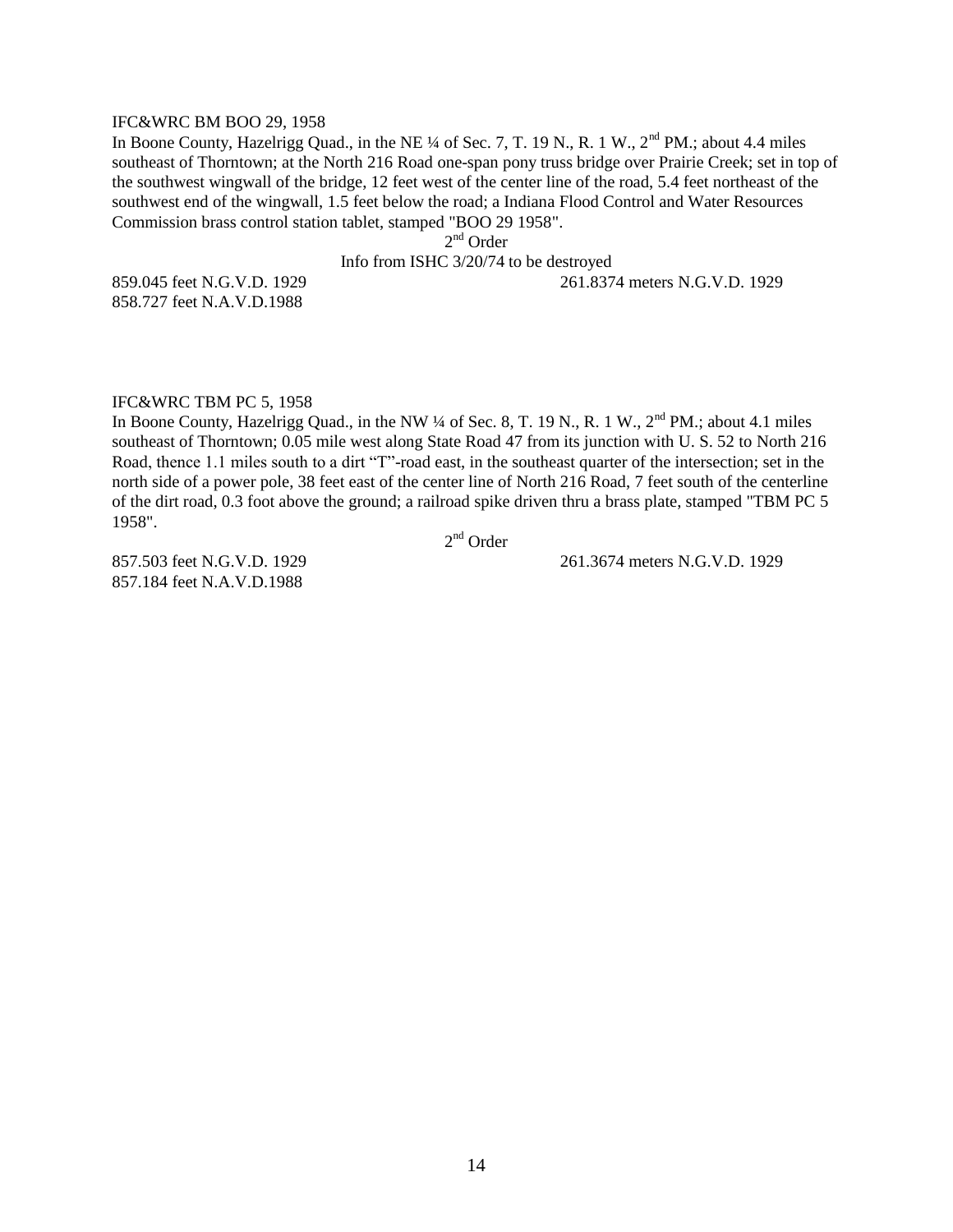IFC&WRC BM BOO 29, 1958

In Boone County, Hazelrigg Quad., in the NE ¼ of Sec. 7, T. 19 N., R. 1 W., 2nd PM.; about 4.4 miles southeast of Thorntown; at the North 216 Road one-span pony truss bridge over Prairie Creek; set in top of the southwest wingwall of the bridge, 12 feet west of the center line of the road, 5.4 feet northeast of the southwest end of the wingwall, 1.5 feet below the road; a Indiana Flood Control and Water Resources Commission brass control station tablet, stamped "BOO 29 1958".

2nd Order

Info from ISHC 3/20/74 to be destroyed

859.045 feet N.G.V.D. 1929 261.8374 meters N.G.V.D. 1929

858.727 feet N.A.V.D.1988

IFC&WRC TBM PC 5, 1958

In Boone County, Hazelrigg Quad., in the NW ¼ of Sec. 8, T. 19 N., R. 1 W., 2nd PM.; about 4.1 miles southeast of Thorntown; 0.05 mile west along State Road 47 from its junction with U. S. 52 to North 216 Road, thence 1.1 miles south to a dirt "T"-road east, in the southeast quarter of the intersection; set in the north side of a power pole, 38 feet east of the center line of North 216 Road, 7 feet south of the centerline of the dirt road, 0.3 foot above the ground; a railroad spike driven thru a brass plate, stamped "TBM PC 5 1958".

2nd Order

857.503 feet N.G.V.D. 1929 261.3674 meters N.G.V.D. 1929

857.184 feet N.A.V.D.1988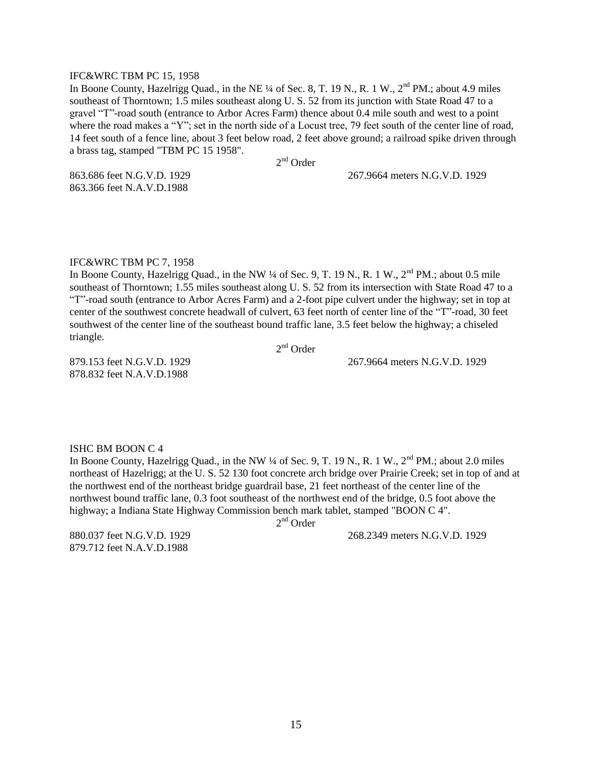IFC&WRC TBM PC 15, 1958

In Boone County, Hazelrigg Quad., in the NE ¼ of Sec. 8, T. 19 N., R. 1 W., 2nd PM.; about 4.9 miles southeast of Thorntown; 1.5 miles southeast along U. S. 52 from its junction with State Road 47 to a gravel "T"-road south (entrance to Arbor Acres Farm) thence about 0.4 mile south and west to a point where the road makes a "Y"; set in the north side of a Locust tree, 79 feet south of the center line of road, 14 feet south of a fence line, about 3 feet below road, 2 feet above ground; a railroad spike driven through a brass tag, stamped "TBM PC 15 1958".

2nd Order

863.686 feet N.G.V.D. 1929 267.9664 meters N.G.V.D. 1929
863.366 feet N.A.V.D.1988

IFC&WRC TBM PC 7, 1958

In Boone County, Hazelrigg Quad., in the NW ¼ of Sec. 9, T. 19 N., R. 1 W., 2nd PM.; about 0.5 mile southeast of Thorntown; 1.55 miles southeast along U. S. 52 from its intersection with State Road 47 to a "T"-road south (entrance to Arbor Acres Farm) and a 2-foot pipe culvert under the highway; set in top at center of the southwest concrete headwall of culvert, 63 feet north of center line of the "T"-road, 30 feet southwest of the center line of the southeast bound traffic lane, 3.5 feet below the highway; a chiseled triangle.

2nd Order

879.153 feet N.G.V.D. 1929 267.9664 meters N.G.V.D. 1929
878.832 feet N.A.V.D.1988

ISHC BM BOON C 4

In Boone County, Hazelrigg Quad., in the NW ¼ of Sec. 9, T. 19 N., R. 1 W., 2nd PM.; about 2.0 miles northeast of Hazelrigg; at the U. S. 52 130 foot concrete arch bridge over Prairie Creek; set in top of and at the northwest end of the northeast bridge guardrail base, 21 feet northeast of the center line of the northwest bound traffic lane, 0.3 foot southeast of the northwest end of the bridge, 0.5 foot above the highway; a Indiana State Highway Commission bench mark tablet, stamped "BOON C 4".

2nd Order

880.037 feet N.G.V.D. 1929 268.2349 meters N.G.V.D. 1929
879.712 feet N.A.V.D.1988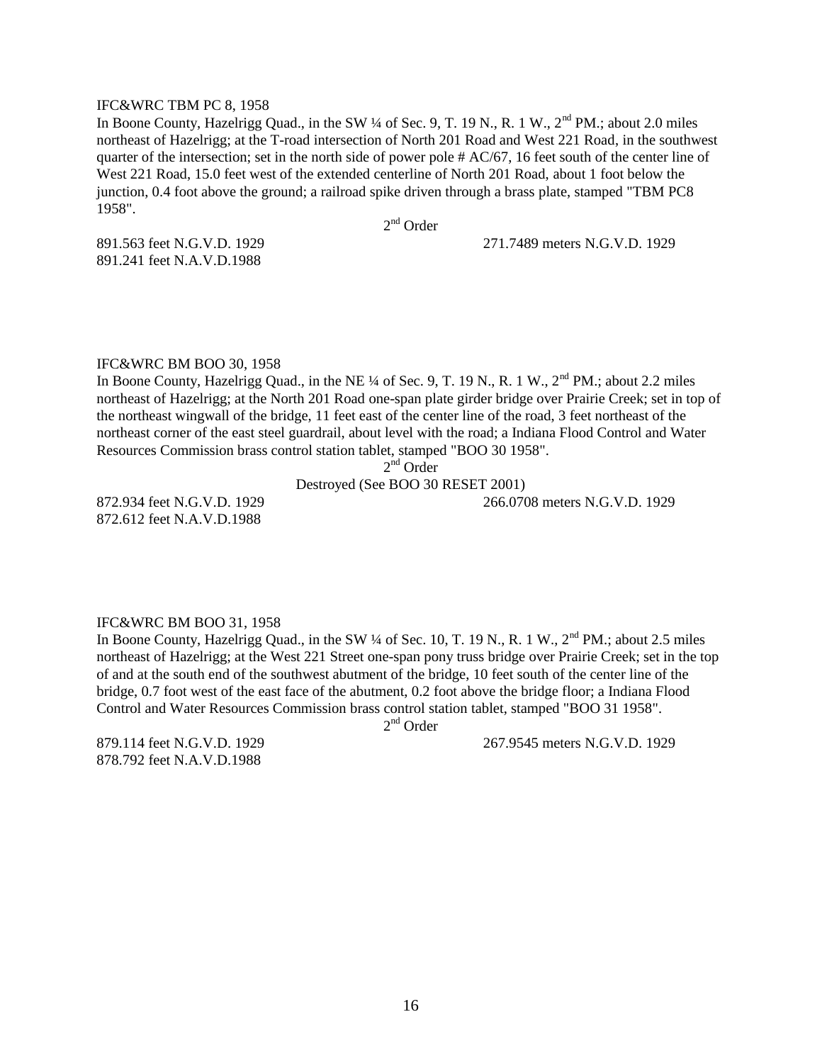IFC&WRC TBM PC 8, 1958

In Boone County, Hazelrigg Quad., in the SW ¼ of Sec. 9, T. 19 N., R. 1 W., 2nd PM.; about 2.0 miles northeast of Hazelrigg; at the T-road intersection of North 201 Road and West 221 Road, in the southwest quarter of the intersection; set in the north side of power pole # AC/67, 16 feet south of the center line of West 221 Road, 15.0 feet west of the extended centerline of North 201 Road, about 1 foot below the junction, 0.4 foot above the ground; a railroad spike driven through a brass plate, stamped "TBM PC8 1958".

2nd Order

891.563 feet N.G.V.D. 1929 &nbsp;&nbsp;&nbsp;&nbsp; 271.7489 meters N.G.V.D. 1929

891.241 feet N.A.V.D.1988

IFC&WRC BM BOO 30, 1958

In Boone County, Hazelrigg Quad., in the NE ¼ of Sec. 9, T. 19 N., R. 1 W., 2nd PM.; about 2.2 miles northeast of Hazelrigg; at the North 201 Road one-span plate girder bridge over Prairie Creek; set in top of the northeast wingwall of the bridge, 11 feet east of the center line of the road, 3 feet northeast of the northeast corner of the east steel guardrail, about level with the road; a Indiana Flood Control and Water Resources Commission brass control station tablet, stamped "BOO 30 1958".

2nd Order

Destroyed (See BOO 30 RESET 2001)

872.934 feet N.G.V.D. 1929 &nbsp;&nbsp;&nbsp;&nbsp; 266.0708 meters N.G.V.D. 1929

872.612 feet N.A.V.D.1988

IFC&WRC BM BOO 31, 1958

In Boone County, Hazelrigg Quad., in the SW ¼ of Sec. 10, T. 19 N., R. 1 W., 2nd PM.; about 2.5 miles northeast of Hazelrigg; at the West 221 Street one-span pony truss bridge over Prairie Creek; set in the top of and at the south end of the southwest abutment of the bridge, 10 feet south of the center line of the bridge, 0.7 foot west of the east face of the abutment, 0.2 foot above the bridge floor; a Indiana Flood Control and Water Resources Commission brass control station tablet, stamped "BOO 31 1958".

2nd Order

879.114 feet N.G.V.D. 1929 &nbsp;&nbsp;&nbsp;&nbsp; 267.9545 meters N.G.V.D. 1929

878.792 feet N.A.V.D.1988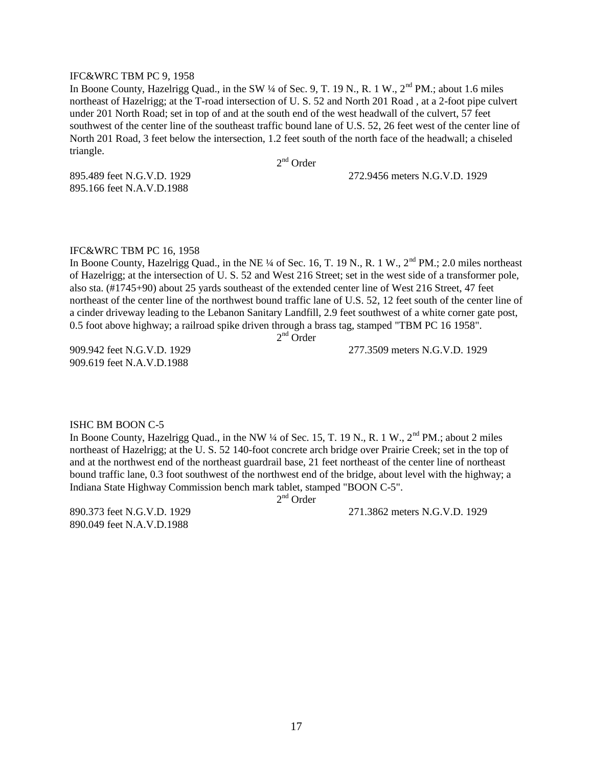IFC&WRC TBM PC 9, 1958

In Boone County, Hazelrigg Quad., in the SW ¼ of Sec. 9, T. 19 N., R. 1 W., 2nd PM.; about 1.6 miles northeast of Hazelrigg; at the T-road intersection of U. S. 52 and North 201 Road , at a 2-foot pipe culvert under 201 North Road; set in top of and at the south end of the west headwall of the culvert, 57 feet southwest of the center line of the southeast traffic bound lane of U.S. 52, 26 feet west of the center line of North 201 Road, 3 feet below the intersection, 1.2 feet south of the north face of the headwall; a chiseled triangle.

2nd Order

895.489 feet N.G.V.D. 1929 272.9456 meters N.G.V.D. 1929
895.166 feet N.A.V.D.1988

IFC&WRC TBM PC 16, 1958

In Boone County, Hazelrigg Quad., in the NE ¼ of Sec. 16, T. 19 N., R. 1 W., 2nd PM.; 2.0 miles northeast of Hazelrigg; at the intersection of U. S. 52 and West 216 Street; set in the west side of a transformer pole, also sta. (#1745+90) about 25 yards southeast of the extended center line of West 216 Street, 47 feet northeast of the center line of the northwest bound traffic lane of U.S. 52, 12 feet south of the center line of a cinder driveway leading to the Lebanon Sanitary Landfill, 2.9 feet southwest of a white corner gate post, 0.5 foot above highway; a railroad spike driven through a brass tag, stamped "TBM PC 16 1958".

2nd Order

909.942 feet N.G.V.D. 1929 277.3509 meters N.G.V.D. 1929
909.619 feet N.A.V.D.1988

ISHC BM BOON C-5

In Boone County, Hazelrigg Quad., in the NW ¼ of Sec. 15, T. 19 N., R. 1 W., 2nd PM.; about 2 miles northeast of Hazelrigg; at the U. S. 52 140-foot concrete arch bridge over Prairie Creek; set in the top of and at the northwest end of the northeast guardrail base, 21 feet northeast of the center line of northeast bound traffic lane, 0.3 foot southwest of the northwest end of the bridge, about level with the highway; a Indiana State Highway Commission bench mark tablet, stamped "BOON C-5".

2nd Order

890.373 feet N.G.V.D. 1929 271.3862 meters N.G.V.D. 1929
890.049 feet N.A.V.D.1988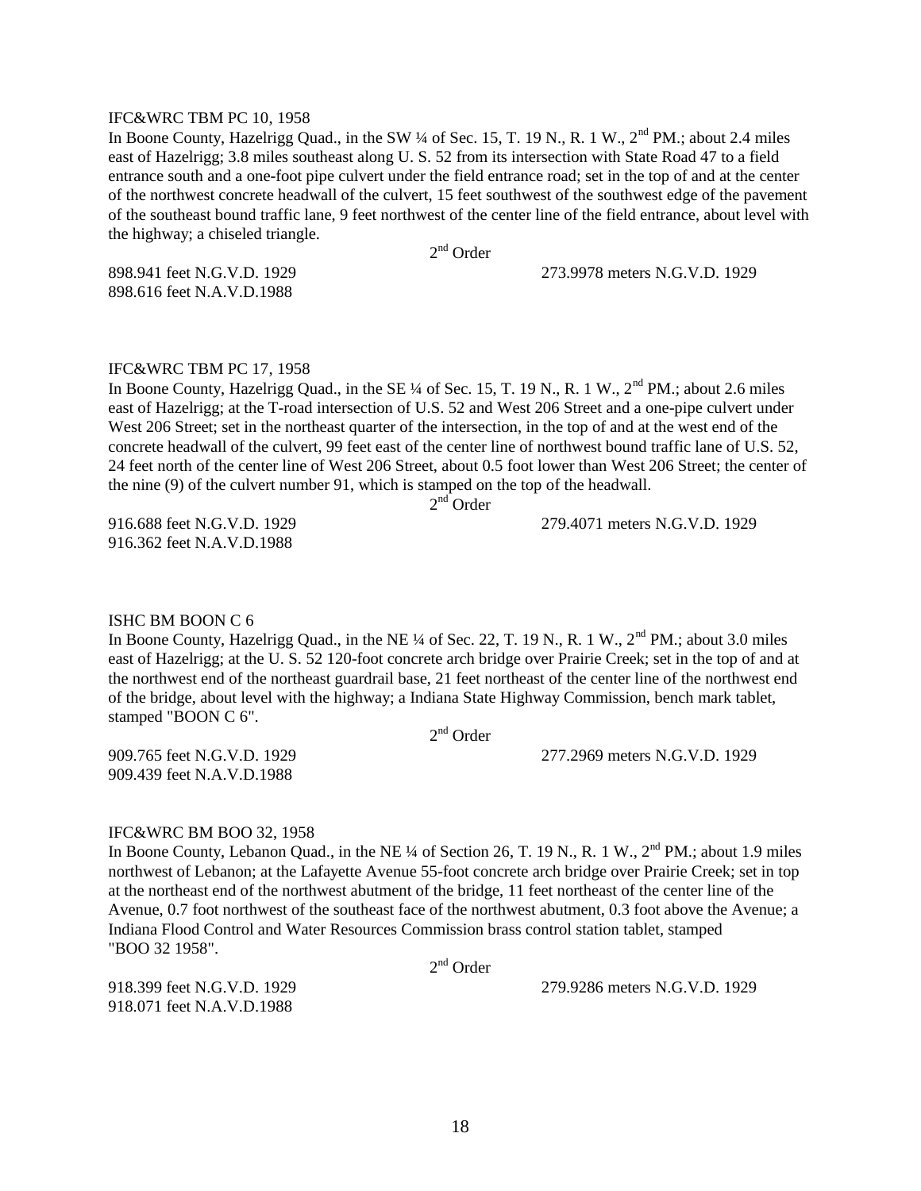IFC&WRC TBM PC 10, 1958

In Boone County, Hazelrigg Quad., in the SW ¼ of Sec. 15, T. 19 N., R. 1 W., 2nd PM.; about 2.4 miles east of Hazelrigg; 3.8 miles southeast along U. S. 52 from its intersection with State Road 47 to a field entrance south and a one-foot pipe culvert under the field entrance road; set in the top of and at the center of the northwest concrete headwall of the culvert, 15 feet southwest of the southwest edge of the pavement of the southeast bound traffic lane, 9 feet northwest of the center line of the field entrance, about level with the highway; a chiseled triangle.

2nd Order

898.941 feet N.G.V.D. 1929 273.9978 meters N.G.V.D. 1929
898.616 feet N.A.V.D.1988

IFC&WRC TBM PC 17, 1958

In Boone County, Hazelrigg Quad., in the SE ¼ of Sec. 15, T. 19 N., R. 1 W., 2nd PM.; about 2.6 miles east of Hazelrigg; at the T-road intersection of U.S. 52 and West 206 Street and a one-pipe culvert under West 206 Street; set in the northeast quarter of the intersection, in the top of and at the west end of the concrete headwall of the culvert, 99 feet east of the center line of northwest bound traffic lane of U.S. 52, 24 feet north of the center line of West 206 Street, about 0.5 foot lower than West 206 Street; the center of the nine (9) of the culvert number 91, which is stamped on the top of the headwall.

2nd Order

916.688 feet N.G.V.D. 1929 279.4071 meters N.G.V.D. 1929
916.362 feet N.A.V.D.1988

ISHC BM BOON C 6

In Boone County, Hazelrigg Quad., in the NE ¼ of Sec. 22, T. 19 N., R. 1 W., 2nd PM.; about 3.0 miles east of Hazelrigg; at the U. S. 52 120-foot concrete arch bridge over Prairie Creek; set in the top of and at the northwest end of the northeast guardrail base, 21 feet northeast of the center line of the northwest end of the bridge, about level with the highway; a Indiana State Highway Commission, bench mark tablet, stamped "BOON C 6".

2nd Order

909.765 feet N.G.V.D. 1929 277.2969 meters N.G.V.D. 1929
909.439 feet N.A.V.D.1988

IFC&WRC BM BOO 32, 1958

In Boone County, Lebanon Quad., in the NE ¼ of Section 26, T. 19 N., R. 1 W., 2nd PM.; about 1.9 miles northwest of Lebanon; at the Lafayette Avenue 55-foot concrete arch bridge over Prairie Creek; set in top at the northeast end of the northwest abutment of the bridge, 11 feet northeast of the center line of the Avenue, 0.7 foot northwest of the southeast face of the northwest abutment, 0.3 foot above the Avenue; a Indiana Flood Control and Water Resources Commission brass control station tablet, stamped "BOO 32 1958".

2nd Order

918.399 feet N.G.V.D. 1929 279.9286 meters N.G.V.D. 1929
918.071 feet N.A.V.D.1988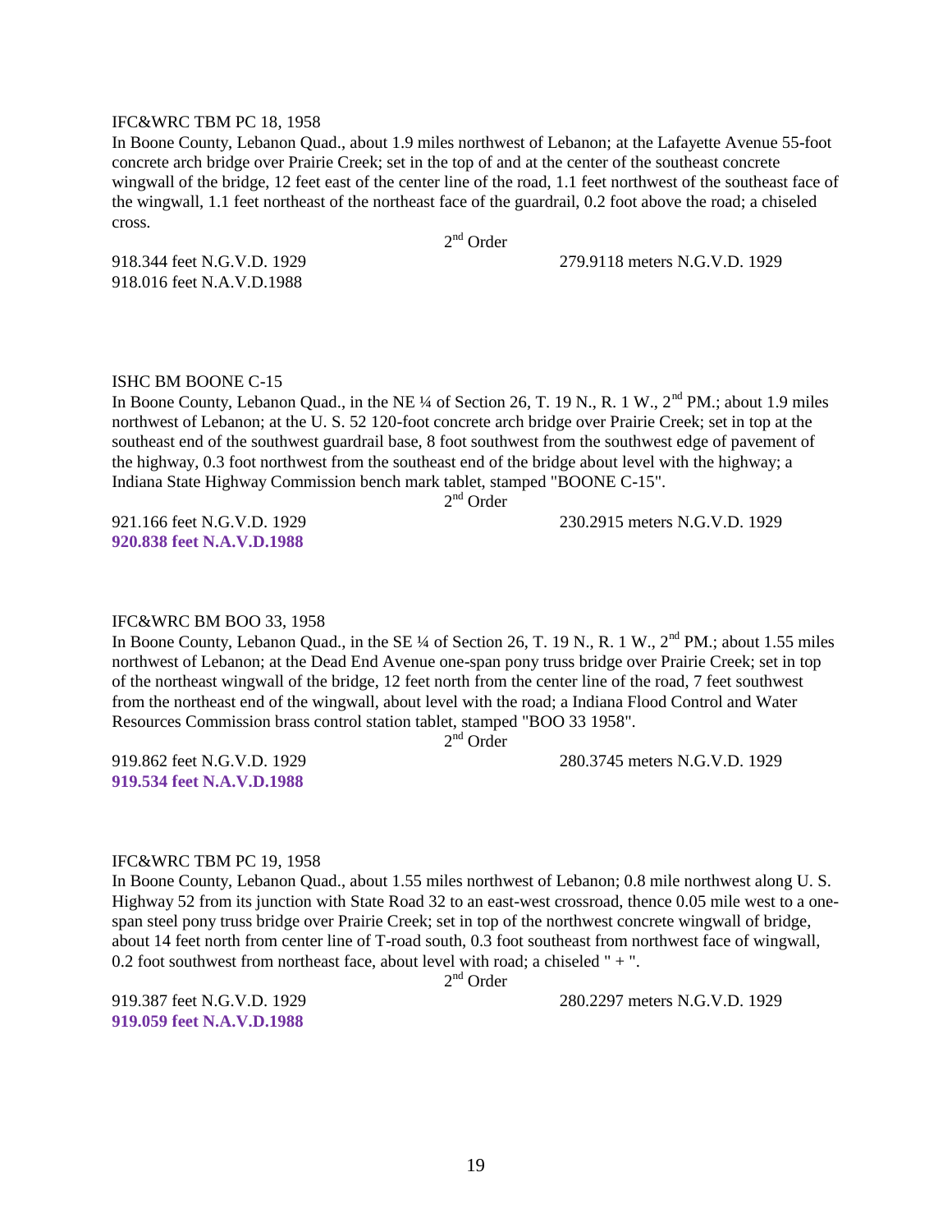IFC&WRC TBM PC 18, 1958

In Boone County, Lebanon Quad., about 1.9 miles northwest of Lebanon; at the Lafayette Avenue 55-foot concrete arch bridge over Prairie Creek; set in the top of and at the center of the southeast concrete wingwall of the bridge, 12 feet east of the center line of the road, 1.1 feet northwest of the southeast face of the wingwall, 1.1 feet northeast of the northeast face of the guardrail, 0.2 foot above the road; a chiseled cross.

2nd Order

918.344 feet N.G.V.D. 1929 279.9118 meters N.G.V.D. 1929

918.016 feet N.A.V.D.1988

ISHC BM BOONE C-15

In Boone County, Lebanon Quad., in the NE ¼ of Section 26, T. 19 N., R. 1 W., 2nd PM.; about 1.9 miles northwest of Lebanon; at the U. S. 52 120-foot concrete arch bridge over Prairie Creek; set in top at the southeast end of the southwest guardrail base, 8 foot southwest from the southwest edge of pavement of the highway, 0.3 foot northwest from the southeast end of the bridge about level with the highway; a Indiana State Highway Commission bench mark tablet, stamped "BOONE C-15".

2nd Order

921.166 feet N.G.V.D. 1929 230.2915 meters N.G.V.D. 1929

**920.838 feet N.A.V.D.1988**

IFC&WRC BM BOO 33, 1958

In Boone County, Lebanon Quad., in the SE ¼ of Section 26, T. 19 N., R. 1 W., 2nd PM.; about 1.55 miles northwest of Lebanon; at the Dead End Avenue one-span pony truss bridge over Prairie Creek; set in top of the northeast wingwall of the bridge, 12 feet north from the center line of the road, 7 feet southwest from the northeast end of the wingwall, about level with the road; a Indiana Flood Control and Water Resources Commission brass control station tablet, stamped "BOO 33 1958".

2nd Order

919.862 feet N.G.V.D. 1929 280.3745 meters N.G.V.D. 1929

**919.534 feet N.A.V.D.1988**

IFC&WRC TBM PC 19, 1958

In Boone County, Lebanon Quad., about 1.55 miles northwest of Lebanon; 0.8 mile northwest along U. S. Highway 52 from its junction with State Road 32 to an east-west crossroad, thence 0.05 mile west to a one-span steel pony truss bridge over Prairie Creek; set in top of the northwest concrete wingwall of bridge, about 14 feet north from center line of T-road south, 0.3 foot southeast from northwest face of wingwall, 0.2 foot southwest from northeast face, about level with road; a chiseled " + ".

2nd Order

919.387 feet N.G.V.D. 1929 280.2297 meters N.G.V.D. 1929

**919.059 feet N.A.V.D.1988**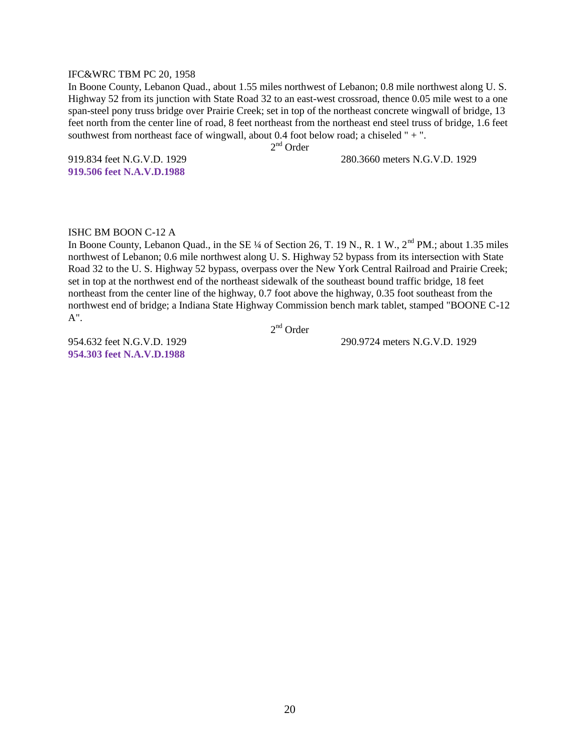IFC&WRC TBM PC 20, 1958

In Boone County, Lebanon Quad., about 1.55 miles northwest of Lebanon; 0.8 mile northwest along U. S. Highway 52 from its junction with State Road 32 to an east-west crossroad, thence 0.05 mile west to a one span-steel pony truss bridge over Prairie Creek; set in top of the northeast concrete wingwall of bridge, 13 feet north from the center line of road, 8 feet northeast from the northeast end steel truss of bridge, 1.6 feet southwest from northeast face of wingwall, about 0.4 foot below road; a chiseled " + ".

2nd Order

919.834 feet N.G.V.D. 1929 280.3660 meters N.G.V.D. 1929

**919.506 feet N.A.V.D.1988**

ISHC BM BOON C-12 A

In Boone County, Lebanon Quad., in the SE ¼ of Section 26, T. 19 N., R. 1 W., 2nd PM.; about 1.35 miles northwest of Lebanon; 0.6 mile northwest along U. S. Highway 52 bypass from its intersection with State Road 32 to the U. S. Highway 52 bypass, overpass over the New York Central Railroad and Prairie Creek; set in top at the northwest end of the northeast sidewalk of the southeast bound traffic bridge, 18 feet northeast from the center line of the highway, 0.7 foot above the highway, 0.35 foot southeast from the northwest end of bridge; a Indiana State Highway Commission bench mark tablet, stamped "BOONE C-12 A".

2nd Order

954.632 feet N.G.V.D. 1929 290.9724 meters N.G.V.D. 1929

**954.303 feet N.A.V.D.1988**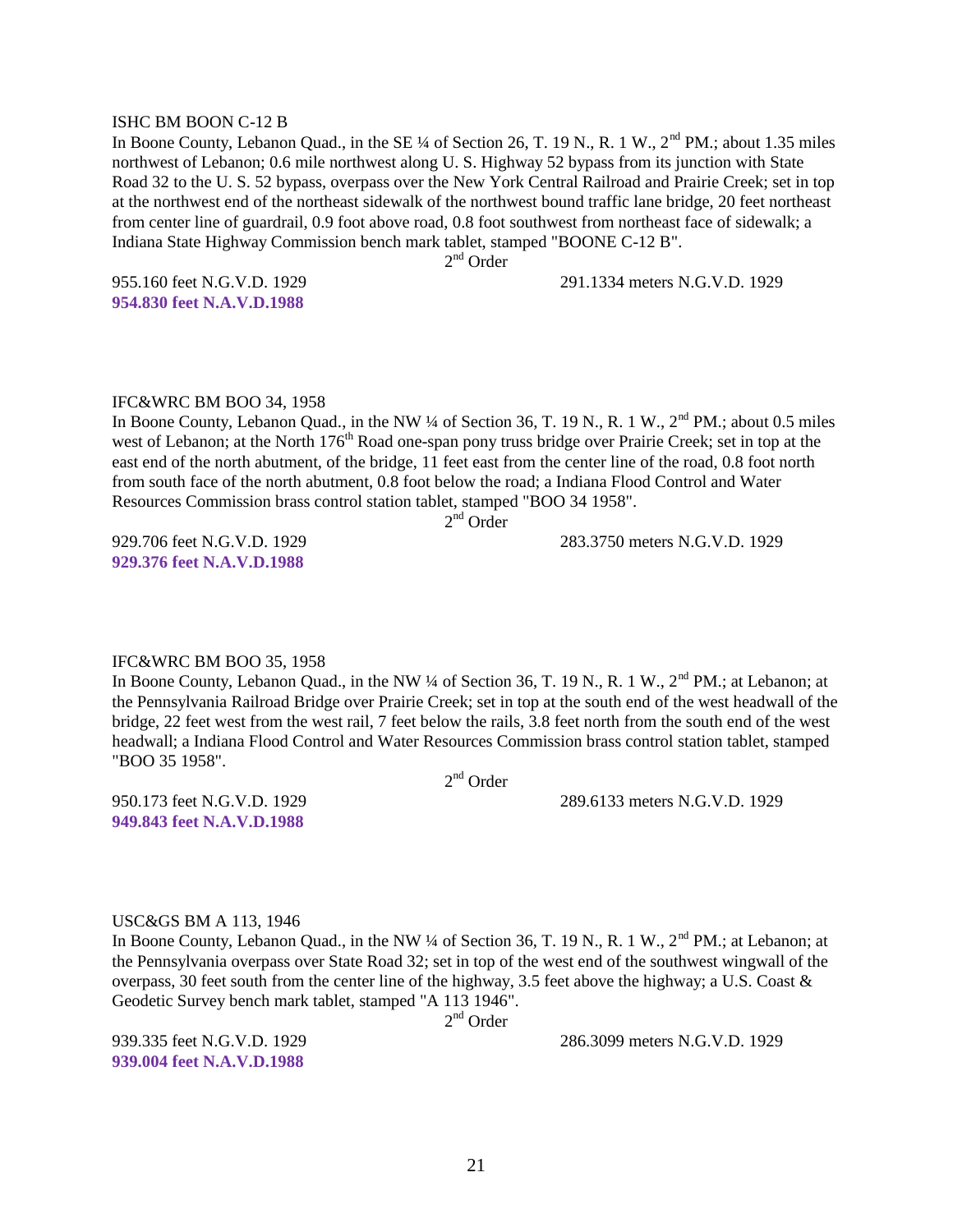ISHC BM BOON C-12 B

In Boone County, Lebanon Quad., in the SE ¼ of Section 26, T. 19 N., R. 1 W., 2nd PM.; about 1.35 miles northwest of Lebanon; 0.6 mile northwest along U. S. Highway 52 bypass from its junction with State Road 32 to the U. S. 52 bypass, overpass over the New York Central Railroad and Prairie Creek; set in top at the northwest end of the northeast sidewalk of the northwest bound traffic lane bridge, 20 feet northeast from center line of guardrail, 0.9 foot above road, 0.8 foot southwest from northeast face of sidewalk; a Indiana State Highway Commission bench mark tablet, stamped "BOONE C-12 B".

2nd Order

955.160 feet N.G.V.D. 1929 291.1334 meters N.G.V.D. 1929

**954.830 feet N.A.V.D.1988**

IFC&WRC BM BOO 34, 1958

In Boone County, Lebanon Quad., in the NW ¼ of Section 36, T. 19 N., R. 1 W., 2nd PM.; about 0.5 miles west of Lebanon; at the North 176th Road one-span pony truss bridge over Prairie Creek; set in top at the east end of the north abutment, of the bridge, 11 feet east from the center line of the road, 0.8 foot north from south face of the north abutment, 0.8 foot below the road; a Indiana Flood Control and Water Resources Commission brass control station tablet, stamped "BOO 34 1958".

2nd Order

929.706 feet N.G.V.D. 1929 283.3750 meters N.G.V.D. 1929

**929.376 feet N.A.V.D.1988**

IFC&WRC BM BOO 35, 1958

In Boone County, Lebanon Quad., in the NW ¼ of Section 36, T. 19 N., R. 1 W., 2nd PM.; at Lebanon; at the Pennsylvania Railroad Bridge over Prairie Creek; set in top at the south end of the west headwall of the bridge, 22 feet west from the west rail, 7 feet below the rails, 3.8 feet north from the south end of the west headwall; a Indiana Flood Control and Water Resources Commission brass control station tablet, stamped "BOO 35 1958".

2nd Order

950.173 feet N.G.V.D. 1929 289.6133 meters N.G.V.D. 1929

**949.843 feet N.A.V.D.1988**

USC&GS BM A 113, 1946

In Boone County, Lebanon Quad., in the NW ¼ of Section 36, T. 19 N., R. 1 W., 2nd PM.; at Lebanon; at the Pennsylvania overpass over State Road 32; set in top of the west end of the southwest wingwall of the overpass, 30 feet south from the center line of the highway, 3.5 feet above the highway; a U.S. Coast & Geodetic Survey bench mark tablet, stamped "A 113 1946".

2nd Order

939.335 feet N.G.V.D. 1929 286.3099 meters N.G.V.D. 1929

**939.004 feet N.A.V.D.1988**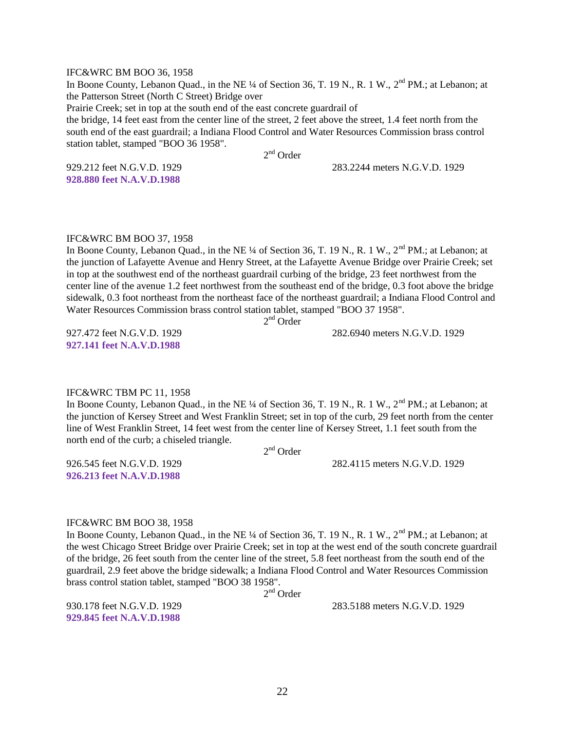IFC&WRC BM BOO 36, 1958

In Boone County, Lebanon Quad., in the NE ¼ of Section 36, T. 19 N., R. 1 W., 2nd PM.; at Lebanon; at the Patterson Street (North C Street) Bridge over
Prairie Creek; set in top at the south end of the east concrete guardrail of
the bridge, 14 feet east from the center line of the street, 2 feet above the street, 1.4 feet north from the south end of the east guardrail; a Indiana Flood Control and Water Resources Commission brass control station tablet, stamped "BOO 36 1958".

2nd Order

929.212 feet N.G.V.D. 1929 283.2244 meters N.G.V.D. 1929
**928.880 feet N.A.V.D.1988**

IFC&WRC BM BOO 37, 1958

In Boone County, Lebanon Quad., in the NE ¼ of Section 36, T. 19 N., R. 1 W., 2nd PM.; at Lebanon; at the junction of Lafayette Avenue and Henry Street, at the Lafayette Avenue Bridge over Prairie Creek; set in top at the southwest end of the northeast guardrail curbing of the bridge, 23 feet northwest from the center line of the avenue 1.2 feet northwest from the southeast end of the bridge, 0.3 foot above the bridge sidewalk, 0.3 foot northeast from the northeast face of the northeast guardrail; a Indiana Flood Control and Water Resources Commission brass control station tablet, stamped "BOO 37 1958".

2nd Order

927.472 feet N.G.V.D. 1929 282.6940 meters N.G.V.D. 1929
**927.141 feet N.A.V.D.1988**

IFC&WRC TBM PC 11, 1958

In Boone County, Lebanon Quad., in the NE ¼ of Section 36, T. 19 N., R. 1 W., 2nd PM.; at Lebanon; at the junction of Kersey Street and West Franklin Street; set in top of the curb, 29 feet north from the center line of West Franklin Street, 14 feet west from the center line of Kersey Street, 1.1 feet south from the north end of the curb; a chiseled triangle.

2nd Order

926.545 feet N.G.V.D. 1929 282.4115 meters N.G.V.D. 1929
**926.213 feet N.A.V.D.1988**

IFC&WRC BM BOO 38, 1958

In Boone County, Lebanon Quad., in the NE ¼ of Section 36, T. 19 N., R. 1 W., 2nd PM.; at Lebanon; at the west Chicago Street Bridge over Prairie Creek; set in top at the west end of the south concrete guardrail of the bridge, 26 feet south from the center line of the street, 5.8 feet northeast from the south end of the guardrail, 2.9 feet above the bridge sidewalk; a Indiana Flood Control and Water Resources Commission brass control station tablet, stamped "BOO 38 1958".

2nd Order

930.178 feet N.G.V.D. 1929 283.5188 meters N.G.V.D. 1929
**929.845 feet N.A.V.D.1988**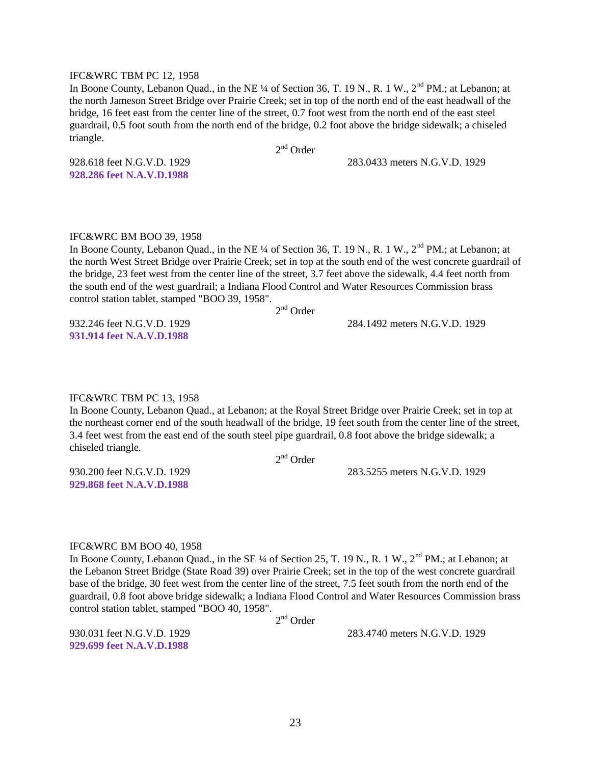IFC&WRC TBM PC 12, 1958

In Boone County, Lebanon Quad., in the NE ¼ of Section 36, T. 19 N., R. 1 W., 2nd PM.; at Lebanon; at the north Jameson Street Bridge over Prairie Creek; set in top of the north end of the east headwall of the bridge, 16 feet east from the center line of the street, 0.7 foot west from the north end of the east steel guardrail, 0.5 foot south from the north end of the bridge, 0.2 foot above the bridge sidewalk; a chiseled triangle.

2nd Order

928.618 feet N.G.V.D. 1929 | 283.0433 meters N.G.V.D. 1929

**928.286 feet N.A.V.D.1988**

IFC&WRC BM BOO 39, 1958

In Boone County, Lebanon Quad., in the NE ¼ of Section 36, T. 19 N., R. 1 W., 2nd PM.; at Lebanon; at the north West Street Bridge over Prairie Creek; set in top at the south end of the west concrete guardrail of the bridge, 23 feet west from the center line of the street, 3.7 feet above the sidewalk, 4.4 feet north from the south end of the west guardrail; a Indiana Flood Control and Water Resources Commission brass control station tablet, stamped "BOO 39, 1958".

2nd Order

932.246 feet N.G.V.D. 1929 | 284.1492 meters N.G.V.D. 1929

**931.914 feet N.A.V.D.1988**

IFC&WRC TBM PC 13, 1958

In Boone County, Lebanon Quad., at Lebanon; at the Royal Street Bridge over Prairie Creek; set in top at the northeast corner end of the south headwall of the bridge, 19 feet south from the center line of the street, 3.4 feet west from the east end of the south steel pipe guardrail, 0.8 foot above the bridge sidewalk; a chiseled triangle.

2nd Order

930.200 feet N.G.V.D. 1929 | 283.5255 meters N.G.V.D. 1929

**929.868 feet N.A.V.D.1988**

IFC&WRC BM BOO 40, 1958

In Boone County, Lebanon Quad., in the SE ¼ of Section 25, T. 19 N., R. 1 W., 2nd PM.; at Lebanon; at the Lebanon Street Bridge (State Road 39) over Prairie Creek; set in the top of the west concrete guardrail base of the bridge, 30 feet west from the center line of the street, 7.5 feet south from the north end of the guardrail, 0.8 foot above bridge sidewalk; a Indiana Flood Control and Water Resources Commission brass control station tablet, stamped "BOO 40, 1958".

2nd Order

930.031 feet N.G.V.D. 1929 | 283.4740 meters N.G.V.D. 1929

**929.699 feet N.A.V.D.1988**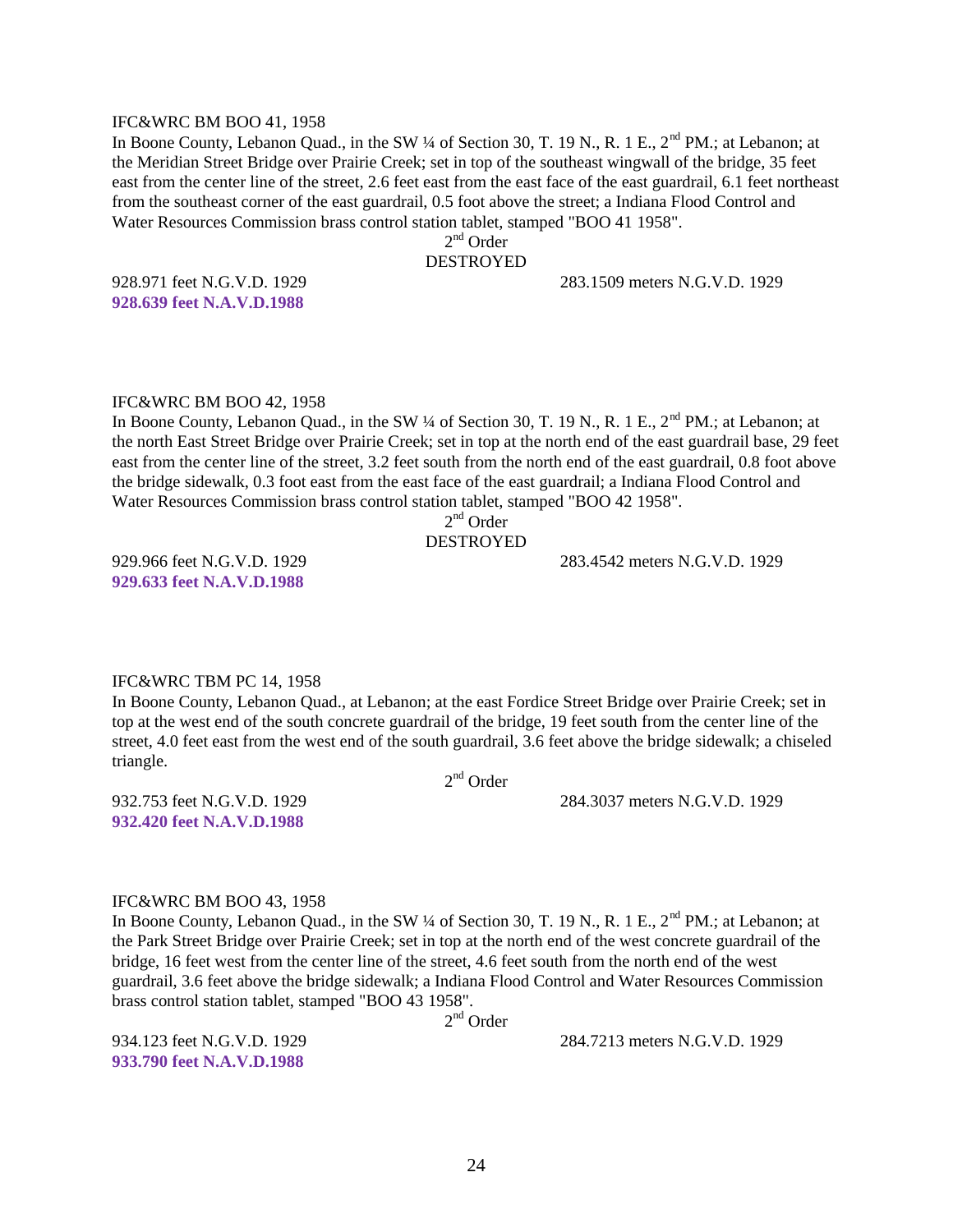IFC&WRC BM BOO 41, 1958

In Boone County, Lebanon Quad., in the SW ¼ of Section 30, T. 19 N., R. 1 E., 2nd PM.; at Lebanon; at the Meridian Street Bridge over Prairie Creek; set in top of the southeast wingwall of the bridge, 35 feet east from the center line of the street, 2.6 feet east from the east face of the east guardrail, 6.1 feet northeast from the southeast corner of the east guardrail, 0.5 foot above the street; a Indiana Flood Control and Water Resources Commission brass control station tablet, stamped "BOO 41 1958".

2nd Order

DESTROYED

928.971 feet N.G.V.D. 1929 | 283.1509 meters N.G.V.D. 1929

**928.639 feet N.A.V.D.1988**

IFC&WRC BM BOO 42, 1958

In Boone County, Lebanon Quad., in the SW ¼ of Section 30, T. 19 N., R. 1 E., 2nd PM.; at Lebanon; at the north East Street Bridge over Prairie Creek; set in top at the north end of the east guardrail base, 29 feet east from the center line of the street, 3.2 feet south from the north end of the east guardrail, 0.8 foot above the bridge sidewalk, 0.3 foot east from the east face of the east guardrail; a Indiana Flood Control and Water Resources Commission brass control station tablet, stamped "BOO 42 1958".

2nd Order

DESTROYED

929.966 feet N.G.V.D. 1929 | 283.4542 meters N.G.V.D. 1929

**929.633 feet N.A.V.D.1988**

IFC&WRC TBM PC 14, 1958

In Boone County, Lebanon Quad., at Lebanon; at the east Fordice Street Bridge over Prairie Creek; set in top at the west end of the south concrete guardrail of the bridge, 19 feet south from the center line of the street, 4.0 feet east from the west end of the south guardrail, 3.6 feet above the bridge sidewalk; a chiseled triangle.

2nd Order

932.753 feet N.G.V.D. 1929 | 284.3037 meters N.G.V.D. 1929

**932.420 feet N.A.V.D.1988**

IFC&WRC BM BOO 43, 1958

In Boone County, Lebanon Quad., in the SW ¼ of Section 30, T. 19 N., R. 1 E., 2nd PM.; at Lebanon; at the Park Street Bridge over Prairie Creek; set in top at the north end of the west concrete guardrail of the bridge, 16 feet west from the center line of the street, 4.6 feet south from the north end of the west guardrail, 3.6 feet above the bridge sidewalk; a Indiana Flood Control and Water Resources Commission brass control station tablet, stamped "BOO 43 1958".

2nd Order

934.123 feet N.G.V.D. 1929 | 284.7213 meters N.G.V.D. 1929

**933.790 feet N.A.V.D.1988**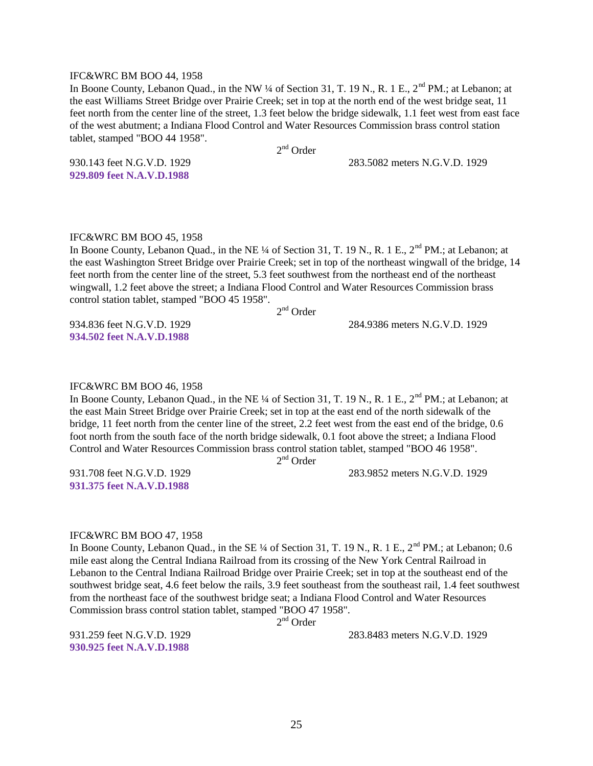IFC&WRC BM BOO 44, 1958

In Boone County, Lebanon Quad., in the NW ¼ of Section 31, T. 19 N., R. 1 E., 2nd PM.; at Lebanon; at the east Williams Street Bridge over Prairie Creek; set in top at the north end of the west bridge seat, 11 feet north from the center line of the street, 1.3 feet below the bridge sidewalk, 1.1 feet west from east face of the west abutment; a Indiana Flood Control and Water Resources Commission brass control station tablet, stamped "BOO 44 1958".

2nd Order

930.143 feet N.G.V.D. 1929 283.5082 meters N.G.V.D. 1929

**929.809 feet N.A.V.D.1988**

IFC&WRC BM BOO 45, 1958

In Boone County, Lebanon Quad., in the NE ¼ of Section 31, T. 19 N., R. 1 E., 2nd PM.; at Lebanon; at the east Washington Street Bridge over Prairie Creek; set in top of the northeast wingwall of the bridge, 14 feet north from the center line of the street, 5.3 feet southwest from the northeast end of the northeast wingwall, 1.2 feet above the street; a Indiana Flood Control and Water Resources Commission brass control station tablet, stamped "BOO 45 1958".

2nd Order

934.836 feet N.G.V.D. 1929 284.9386 meters N.G.V.D. 1929

**934.502 feet N.A.V.D.1988**

IFC&WRC BM BOO 46, 1958

In Boone County, Lebanon Quad., in the NE ¼ of Section 31, T. 19 N., R. 1 E., 2nd PM.; at Lebanon; at the east Main Street Bridge over Prairie Creek; set in top at the east end of the north sidewalk of the bridge, 11 feet north from the center line of the street, 2.2 feet west from the east end of the bridge, 0.6 foot north from the south face of the north bridge sidewalk, 0.1 foot above the street; a Indiana Flood Control and Water Resources Commission brass control station tablet, stamped "BOO 46 1958".

2nd Order

931.708 feet N.G.V.D. 1929 283.9852 meters N.G.V.D. 1929

**931.375 feet N.A.V.D.1988**

IFC&WRC BM BOO 47, 1958

In Boone County, Lebanon Quad., in the SE ¼ of Section 31, T. 19 N., R. 1 E., 2nd PM.; at Lebanon; 0.6 mile east along the Central Indiana Railroad from its crossing of the New York Central Railroad in Lebanon to the Central Indiana Railroad Bridge over Prairie Creek; set in top at the southeast end of the southwest bridge seat, 4.6 feet below the rails, 3.9 feet southeast from the southeast rail, 1.4 feet southwest from the northeast face of the southwest bridge seat; a Indiana Flood Control and Water Resources Commission brass control station tablet, stamped "BOO 47 1958".

2nd Order

931.259 feet N.G.V.D. 1929 283.8483 meters N.G.V.D. 1929

**930.925 feet N.A.V.D.1988**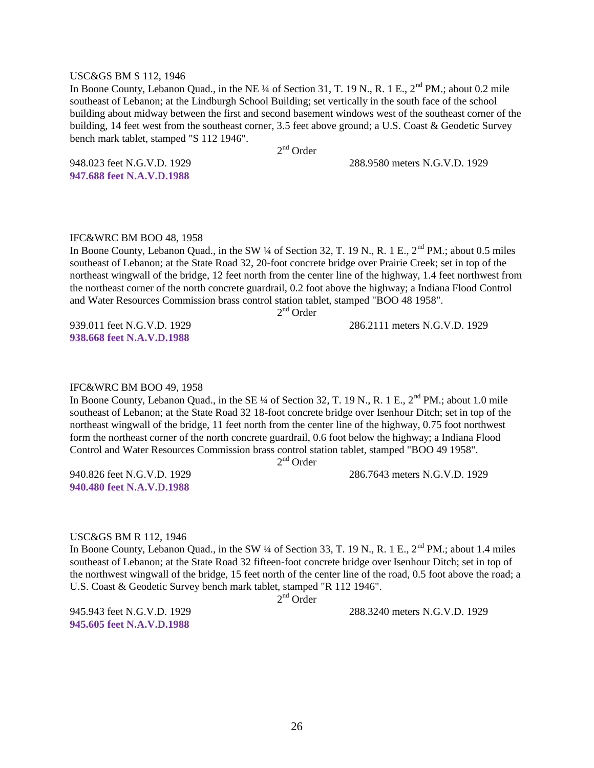USC&GS BM S 112, 1946

In Boone County, Lebanon Quad., in the NE ¼ of Section 31, T. 19 N., R. 1 E., 2nd PM.; about 0.2 mile southeast of Lebanon; at the Lindburgh School Building; set vertically in the south face of the school building about midway between the first and second basement windows west of the southeast corner of the building, 14 feet west from the southeast corner, 3.5 feet above ground; a U.S. Coast & Geodetic Survey bench mark tablet, stamped "S 112 1946".

2nd Order

948.023 feet N.G.V.D. 1929 288.9580 meters N.G.V.D. 1929

**947.688 feet N.A.V.D.1988**

IFC&WRC BM BOO 48, 1958

In Boone County, Lebanon Quad., in the SW ¼ of Section 32, T. 19 N., R. 1 E., 2nd PM.; about 0.5 miles southeast of Lebanon; at the State Road 32, 20-foot concrete bridge over Prairie Creek; set in top of the northeast wingwall of the bridge, 12 feet north from the center line of the highway, 1.4 feet northwest from the northeast corner of the north concrete guardrail, 0.2 foot above the highway; a Indiana Flood Control and Water Resources Commission brass control station tablet, stamped "BOO 48 1958".

2nd Order

939.011 feet N.G.V.D. 1929 286.2111 meters N.G.V.D. 1929

**938.668 feet N.A.V.D.1988**

IFC&WRC BM BOO 49, 1958

In Boone County, Lebanon Quad., in the SE ¼ of Section 32, T. 19 N., R. 1 E., 2nd PM.; about 1.0 mile southeast of Lebanon; at the State Road 32 18-foot concrete bridge over Isenhour Ditch; set in top of the northeast wingwall of the bridge, 11 feet north from the center line of the highway, 0.75 foot northwest form the northeast corner of the north concrete guardrail, 0.6 foot below the highway; a Indiana Flood Control and Water Resources Commission brass control station tablet, stamped "BOO 49 1958".

2nd Order

940.826 feet N.G.V.D. 1929 286.7643 meters N.G.V.D. 1929

**940.480 feet N.A.V.D.1988**

USC&GS BM R 112, 1946

In Boone County, Lebanon Quad., in the SW ¼ of Section 33, T. 19 N., R. 1 E., 2nd PM.; about 1.4 miles southeast of Lebanon; at the State Road 32 fifteen-foot concrete bridge over Isenhour Ditch; set in top of the northwest wingwall of the bridge, 15 feet north of the center line of the road, 0.5 foot above the road; a U.S. Coast & Geodetic Survey bench mark tablet, stamped "R 112 1946".

2nd Order

945.943 feet N.G.V.D. 1929 288.3240 meters N.G.V.D. 1929

**945.605 feet N.A.V.D.1988**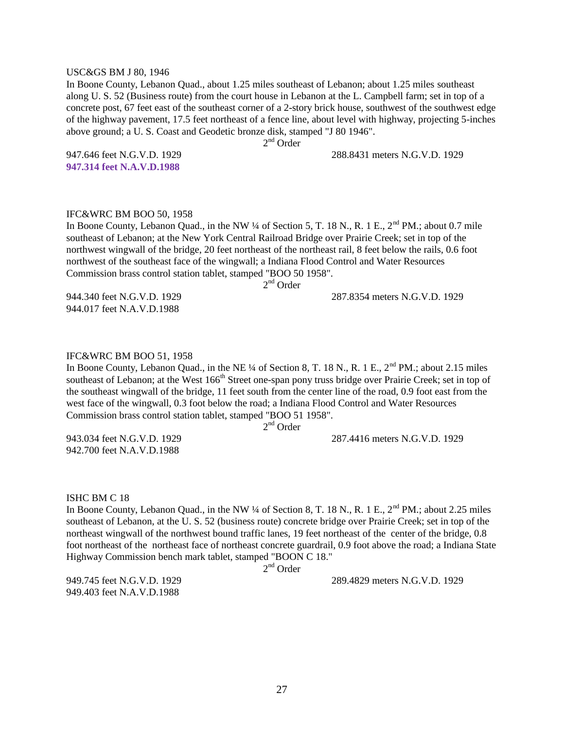USC&GS BM J 80, 1946

In Boone County, Lebanon Quad., about 1.25 miles southeast of Lebanon; about 1.25 miles southeast along U. S. 52 (Business route) from the court house in Lebanon at the L. Campbell farm; set in top of a concrete post, 67 feet east of the southeast corner of a 2-story brick house, southwest of the southwest edge of the highway pavement, 17.5 feet northeast of a fence line, about level with highway, projecting 5-inches above ground; a U. S. Coast and Geodetic bronze disk, stamped "J 80 1946".

2nd Order

947.646 feet N.G.V.D. 1929 288.8431 meters N.G.V.D. 1929

**947.314 feet N.A.V.D.1988**

IFC&WRC BM BOO 50, 1958

In Boone County, Lebanon Quad., in the NW ¼ of Section 5, T. 18 N., R. 1 E., 2nd PM.; about 0.7 mile southeast of Lebanon; at the New York Central Railroad Bridge over Prairie Creek; set in top of the northwest wingwall of the bridge, 20 feet northeast of the northeast rail, 8 feet below the rails, 0.6 foot northwest of the southeast face of the wingwall; a Indiana Flood Control and Water Resources Commission brass control station tablet, stamped "BOO 50 1958".

2nd Order

944.340 feet N.G.V.D. 1929 287.8354 meters N.G.V.D. 1929

944.017 feet N.A.V.D.1988

IFC&WRC BM BOO 51, 1958

In Boone County, Lebanon Quad., in the NE ¼ of Section 8, T. 18 N., R. 1 E., 2nd PM.; about 2.15 miles southeast of Lebanon; at the West 166th Street one-span pony truss bridge over Prairie Creek; set in top of the southeast wingwall of the bridge, 11 feet south from the center line of the road, 0.9 foot east from the west face of the wingwall, 0.3 foot below the road; a Indiana Flood Control and Water Resources Commission brass control station tablet, stamped "BOO 51 1958".

2nd Order

943.034 feet N.G.V.D. 1929 287.4416 meters N.G.V.D. 1929

942.700 feet N.A.V.D.1988

ISHC BM C 18

In Boone County, Lebanon Quad., in the NW ¼ of Section 8, T. 18 N., R. 1 E., 2nd PM.; about 2.25 miles southeast of Lebanon, at the U. S. 52 (business route) concrete bridge over Prairie Creek; set in top of the northeast wingwall of the northwest bound traffic lanes, 19 feet northeast of the center of the bridge, 0.8 foot northeast of the northeast face of northeast concrete guardrail, 0.9 foot above the road; a Indiana State Highway Commission bench mark tablet, stamped "BOON C 18."

2nd Order

949.745 feet N.G.V.D. 1929 289.4829 meters N.G.V.D. 1929

949.403 feet N.A.V.D.1988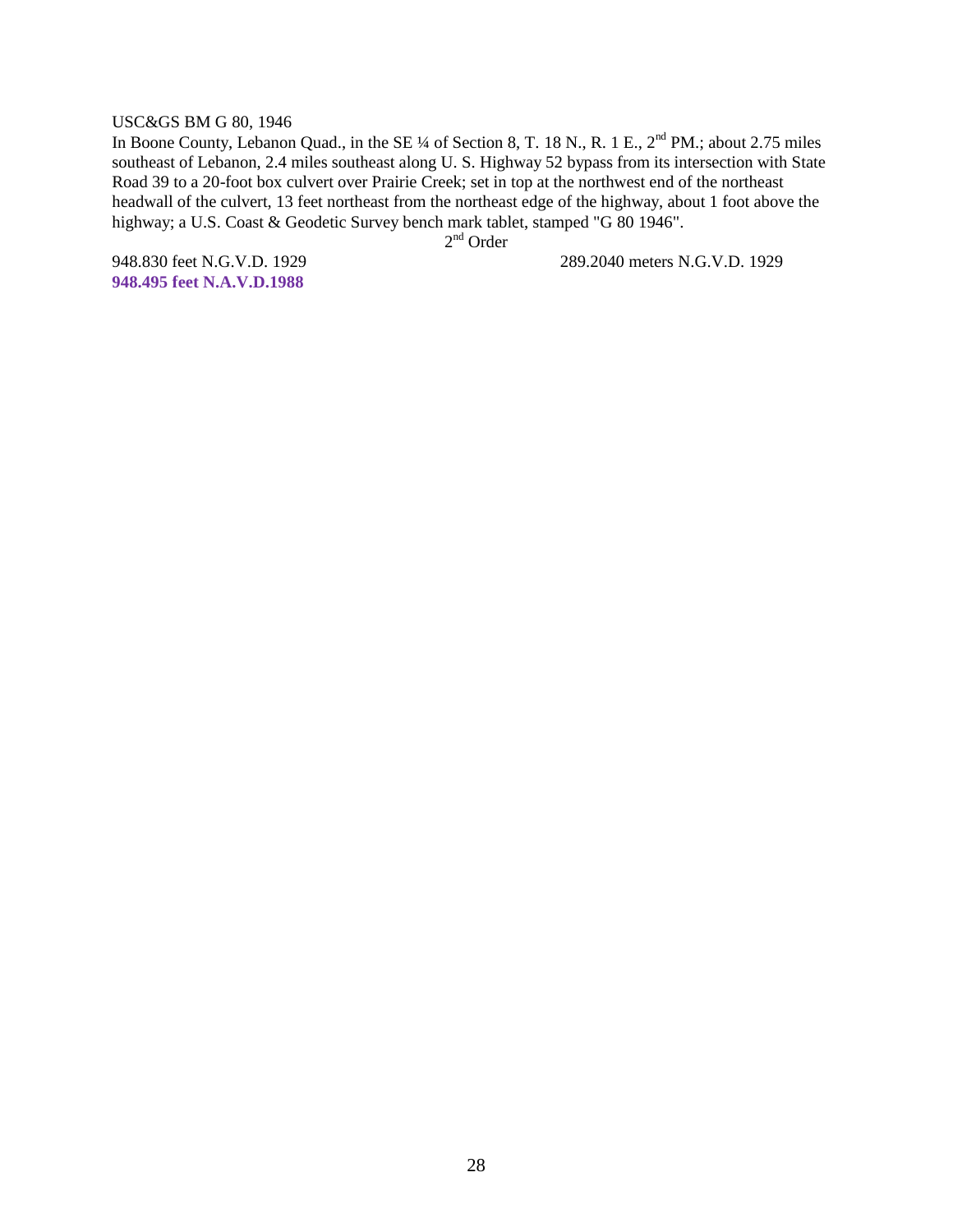USC&GS BM G 80, 1946

In Boone County, Lebanon Quad., in the SE ¼ of Section 8, T. 18 N., R. 1 E., 2nd PM.; about 2.75 miles southeast of Lebanon, 2.4 miles southeast along U. S. Highway 52 bypass from its intersection with State Road 39 to a 20-foot box culvert over Prairie Creek; set in top at the northwest end of the northeast headwall of the culvert, 13 feet northeast from the northeast edge of the highway, about 1 foot above the highway; a U.S. Coast & Geodetic Survey bench mark tablet, stamped "G 80 1946".

2nd Order

948.830 feet N.G.V.D. 1929 289.2040 meters N.G.V.D. 1929

**948.495 feet N.A.V.D.1988**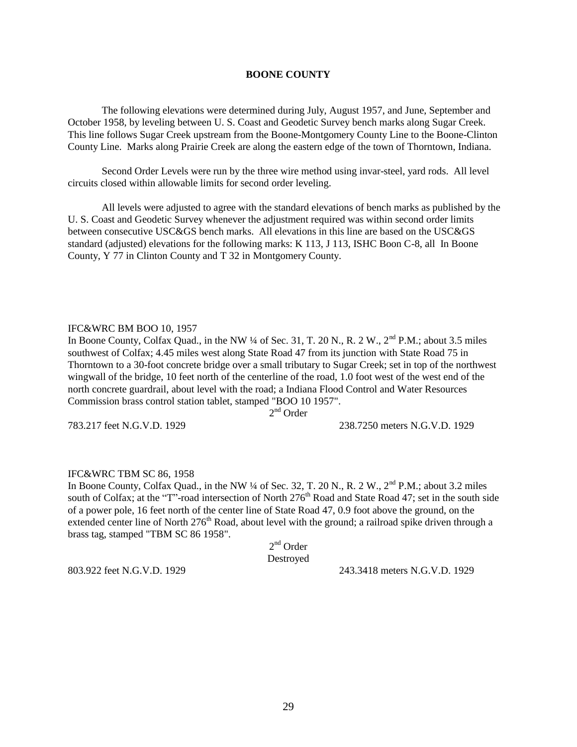# BOONE COUNTY

The following elevations were determined during July, August 1957, and June, September and October 1958, by leveling between U. S. Coast and Geodetic Survey bench marks along Sugar Creek. This line follows Sugar Creek upstream from the Boone-Montgomery County Line to the Boone-Clinton County Line. Marks along Prairie Creek are along the eastern edge of the town of Thorntown, Indiana.

Second Order Levels were run by the three wire method using invar-steel, yard rods. All level circuits closed within allowable limits for second order leveling.

All levels were adjusted to agree with the standard elevations of bench marks as published by the U. S. Coast and Geodetic Survey whenever the adjustment required was within second order limits between consecutive USC&GS bench marks. All elevations in this line are based on the USC&GS standard (adjusted) elevations for the following marks: K 113, J 113, ISHC Boon C-8, all In Boone County, Y 77 in Clinton County and T 32 in Montgomery County.

IFC&WRC BM BOO 10, 1957

In Boone County, Colfax Quad., in the NW ¼ of Sec. 31, T. 20 N., R. 2 W., 2nd P.M.; about 3.5 miles southwest of Colfax; 4.45 miles west along State Road 47 from its junction with State Road 75 in Thorntown to a 30-foot concrete bridge over a small tributary to Sugar Creek; set in top of the northwest wingwall of the bridge, 10 feet north of the centerline of the road, 1.0 foot west of the west end of the north concrete guardrail, about level with the road; a Indiana Flood Control and Water Resources Commission brass control station tablet, stamped "BOO 10 1957".

2nd Order

783.217 feet N.G.V.D. 1929 — 238.7250 meters N.G.V.D. 1929

IFC&WRC TBM SC 86, 1958

In Boone County, Colfax Quad., in the NW ¼ of Sec. 32, T. 20 N., R. 2 W., 2nd P.M.; about 3.2 miles south of Colfax; at the "T"-road intersection of North 276th Road and State Road 47; set in the south side of a power pole, 16 feet north of the center line of State Road 47, 0.9 foot above the ground, on the extended center line of North 276th Road, about level with the ground; a railroad spike driven through a brass tag, stamped "TBM SC 86 1958".

2nd Order
Destroyed

803.922 feet N.G.V.D. 1929 — 243.3418 meters N.G.V.D. 1929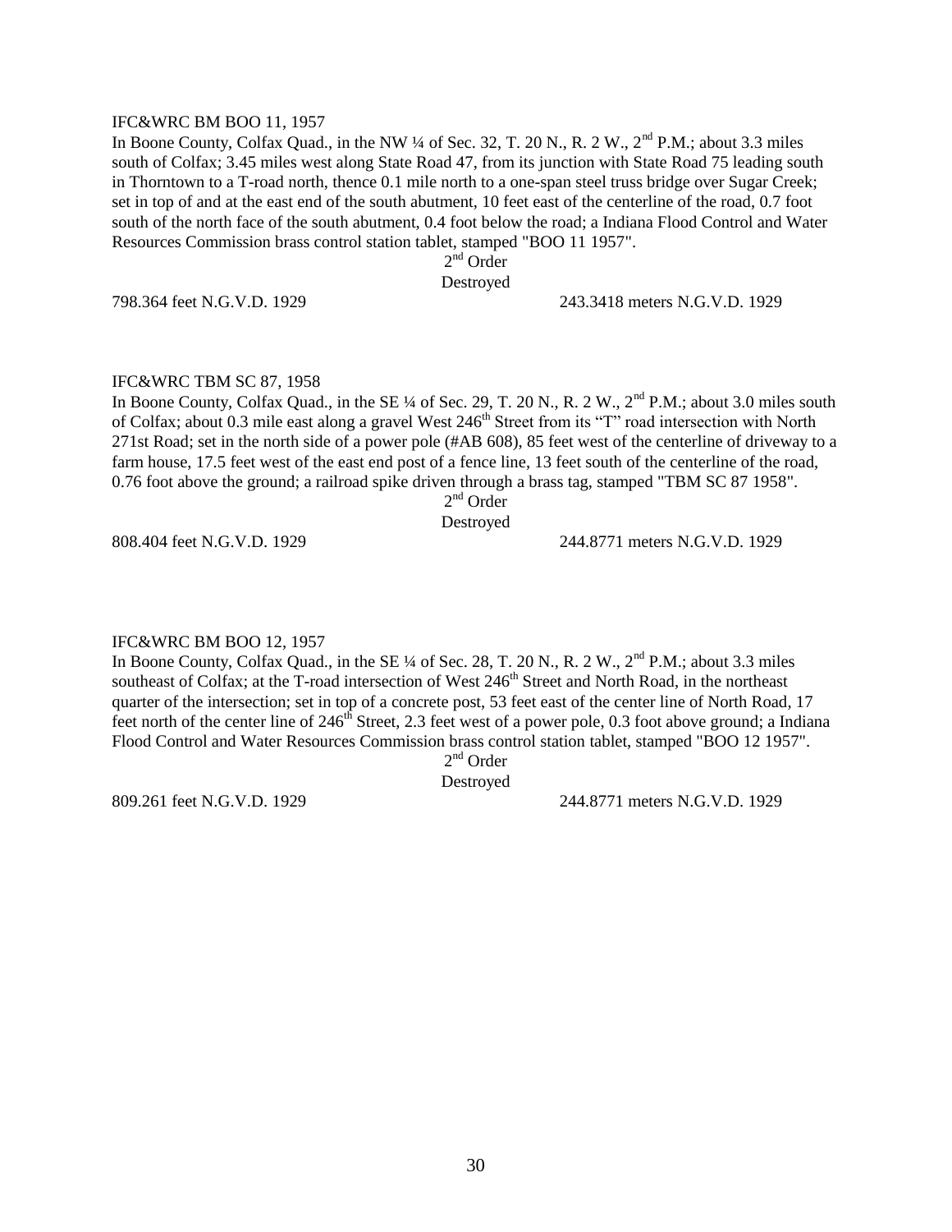IFC&WRC BM BOO 11, 1957

In Boone County, Colfax Quad., in the NW ¼ of Sec. 32, T. 20 N., R. 2 W., 2nd P.M.; about 3.3 miles south of Colfax; 3.45 miles west along State Road 47, from its junction with State Road 75 leading south in Thorntown to a T-road north, thence 0.1 mile north to a one-span steel truss bridge over Sugar Creek; set in top of and at the east end of the south abutment, 10 feet east of the centerline of the road, 0.7 foot south of the north face of the south abutment, 0.4 foot below the road; a Indiana Flood Control and Water Resources Commission brass control station tablet, stamped "BOO 11 1957".

2nd Order

Destroyed

798.364 feet N.G.V.D. 1929 243.3418 meters N.G.V.D. 1929

IFC&WRC TBM SC 87, 1958

In Boone County, Colfax Quad., in the SE ¼ of Sec. 29, T. 20 N., R. 2 W., 2nd P.M.; about 3.0 miles south of Colfax; about 0.3 mile east along a gravel West 246th Street from its "T" road intersection with North 271st Road; set in the north side of a power pole (#AB 608), 85 feet west of the centerline of driveway to a farm house, 17.5 feet west of the east end post of a fence line, 13 feet south of the centerline of the road, 0.76 foot above the ground; a railroad spike driven through a brass tag, stamped "TBM SC 87 1958".

2nd Order

Destroyed

808.404 feet N.G.V.D. 1929 244.8771 meters N.G.V.D. 1929

IFC&WRC BM BOO 12, 1957

In Boone County, Colfax Quad., in the SE ¼ of Sec. 28, T. 20 N., R. 2 W., 2nd P.M.; about 3.3 miles southeast of Colfax; at the T-road intersection of West 246th Street and North Road, in the northeast quarter of the intersection; set in top of a concrete post, 53 feet east of the center line of North Road, 17 feet north of the center line of 246th Street, 2.3 feet west of a power pole, 0.3 foot above ground; a Indiana Flood Control and Water Resources Commission brass control station tablet, stamped "BOO 12 1957".

2nd Order

Destroyed

809.261 feet N.G.V.D. 1929 244.8771 meters N.G.V.D. 1929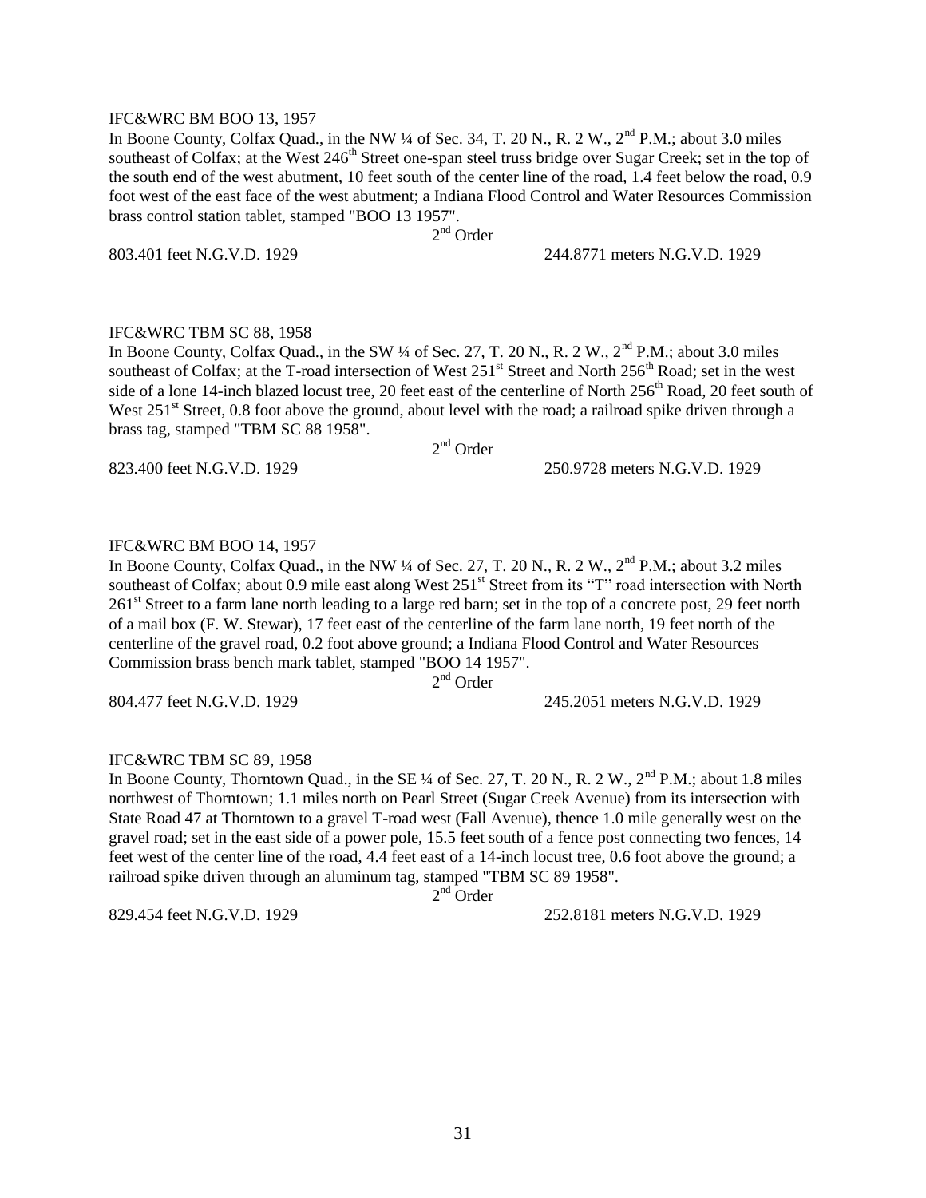IFC&WRC BM BOO 13, 1957

In Boone County, Colfax Quad., in the NW ¼ of Sec. 34, T. 20 N., R. 2 W., 2nd P.M.; about 3.0 miles southeast of Colfax; at the West 246th Street one-span steel truss bridge over Sugar Creek; set in the top of the south end of the west abutment, 10 feet south of the center line of the road, 1.4 feet below the road, 0.9 foot west of the east face of the west abutment; a Indiana Flood Control and Water Resources Commission brass control station tablet, stamped "BOO 13 1957".

2nd Order

803.401 feet N.G.V.D. 1929 — 244.8771 meters N.G.V.D. 1929

IFC&WRC TBM SC 88, 1958

In Boone County, Colfax Quad., in the SW ¼ of Sec. 27, T. 20 N., R. 2 W., 2nd P.M.; about 3.0 miles southeast of Colfax; at the T-road intersection of West 251st Street and North 256th Road; set in the west side of a lone 14-inch blazed locust tree, 20 feet east of the centerline of North 256th Road, 20 feet south of West 251st Street, 0.8 foot above the ground, about level with the road; a railroad spike driven through a brass tag, stamped "TBM SC 88 1958".

2nd Order

823.400 feet N.G.V.D. 1929 — 250.9728 meters N.G.V.D. 1929

IFC&WRC BM BOO 14, 1957

In Boone County, Colfax Quad., in the NW ¼ of Sec. 27, T. 20 N., R. 2 W., 2nd P.M.; about 3.2 miles southeast of Colfax; about 0.9 mile east along West 251st Street from its "T" road intersection with North 261st Street to a farm lane north leading to a large red barn; set in the top of a concrete post, 29 feet north of a mail box (F. W. Stewar), 17 feet east of the centerline of the farm lane north, 19 feet north of the centerline of the gravel road, 0.2 foot above ground; a Indiana Flood Control and Water Resources Commission brass bench mark tablet, stamped "BOO 14 1957".

2nd Order

804.477 feet N.G.V.D. 1929 — 245.2051 meters N.G.V.D. 1929

IFC&WRC TBM SC 89, 1958

In Boone County, Thorntown Quad., in the SE ¼ of Sec. 27, T. 20 N., R. 2 W., 2nd P.M.; about 1.8 miles northwest of Thorntown; 1.1 miles north on Pearl Street (Sugar Creek Avenue) from its intersection with State Road 47 at Thorntown to a gravel T-road west (Fall Avenue), thence 1.0 mile generally west on the gravel road; set in the east side of a power pole, 15.5 feet south of a fence post connecting two fences, 14 feet west of the center line of the road, 4.4 feet east of a 14-inch locust tree, 0.6 foot above the ground; a railroad spike driven through an aluminum tag, stamped "TBM SC 89 1958".

2nd Order

829.454 feet N.G.V.D. 1929 — 252.8181 meters N.G.V.D. 1929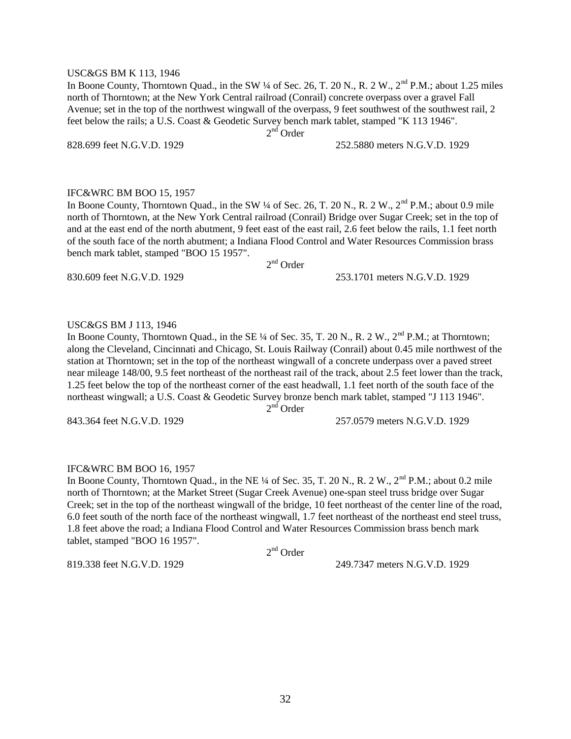USC&GS BM K 113, 1946

In Boone County, Thorntown Quad., in the SW ¼ of Sec. 26, T. 20 N., R. 2 W., 2nd P.M.; about 1.25 miles north of Thorntown; at the New York Central railroad (Conrail) concrete overpass over a gravel Fall Avenue; set in the top of the northwest wingwall of the overpass, 9 feet southwest of the southwest rail, 2 feet below the rails; a U.S. Coast & Geodetic Survey bench mark tablet, stamped "K 113 1946".

2nd Order

828.699 feet N.G.V.D. 1929 252.5880 meters N.G.V.D. 1929

IFC&WRC BM BOO 15, 1957

In Boone County, Thorntown Quad., in the SW ¼ of Sec. 26, T. 20 N., R. 2 W., 2nd P.M.; about 0.9 mile north of Thorntown, at the New York Central railroad (Conrail) Bridge over Sugar Creek; set in the top of and at the east end of the north abutment, 9 feet east of the east rail, 2.6 feet below the rails, 1.1 feet north of the south face of the north abutment; a Indiana Flood Control and Water Resources Commission brass bench mark tablet, stamped "BOO 15 1957".

2nd Order

830.609 feet N.G.V.D. 1929 253.1701 meters N.G.V.D. 1929

USC&GS BM J 113, 1946

In Boone County, Thorntown Quad., in the SE ¼ of Sec. 35, T. 20 N., R. 2 W., 2nd P.M.; at Thorntown; along the Cleveland, Cincinnati and Chicago, St. Louis Railway (Conrail) about 0.45 mile northwest of the station at Thorntown; set in the top of the northeast wingwall of a concrete underpass over a paved street near mileage 148/00, 9.5 feet northeast of the northeast rail of the track, about 2.5 feet lower than the track, 1.25 feet below the top of the northeast corner of the east headwall, 1.1 feet north of the south face of the northeast wingwall; a U.S. Coast & Geodetic Survey bronze bench mark tablet, stamped "J 113 1946".

2nd Order

843.364 feet N.G.V.D. 1929 257.0579 meters N.G.V.D. 1929

IFC&WRC BM BOO 16, 1957

In Boone County, Thorntown Quad., in the NE ¼ of Sec. 35, T. 20 N., R. 2 W., 2nd P.M.; about 0.2 mile north of Thorntown; at the Market Street (Sugar Creek Avenue) one-span steel truss bridge over Sugar Creek; set in the top of the northeast wingwall of the bridge, 10 feet northeast of the center line of the road, 6.0 feet south of the north face of the northeast wingwall, 1.7 feet northeast of the northeast end steel truss, 1.8 feet above the road; a Indiana Flood Control and Water Resources Commission brass bench mark tablet, stamped "BOO 16 1957".

2nd Order

819.338 feet N.G.V.D. 1929 249.7347 meters N.G.V.D. 1929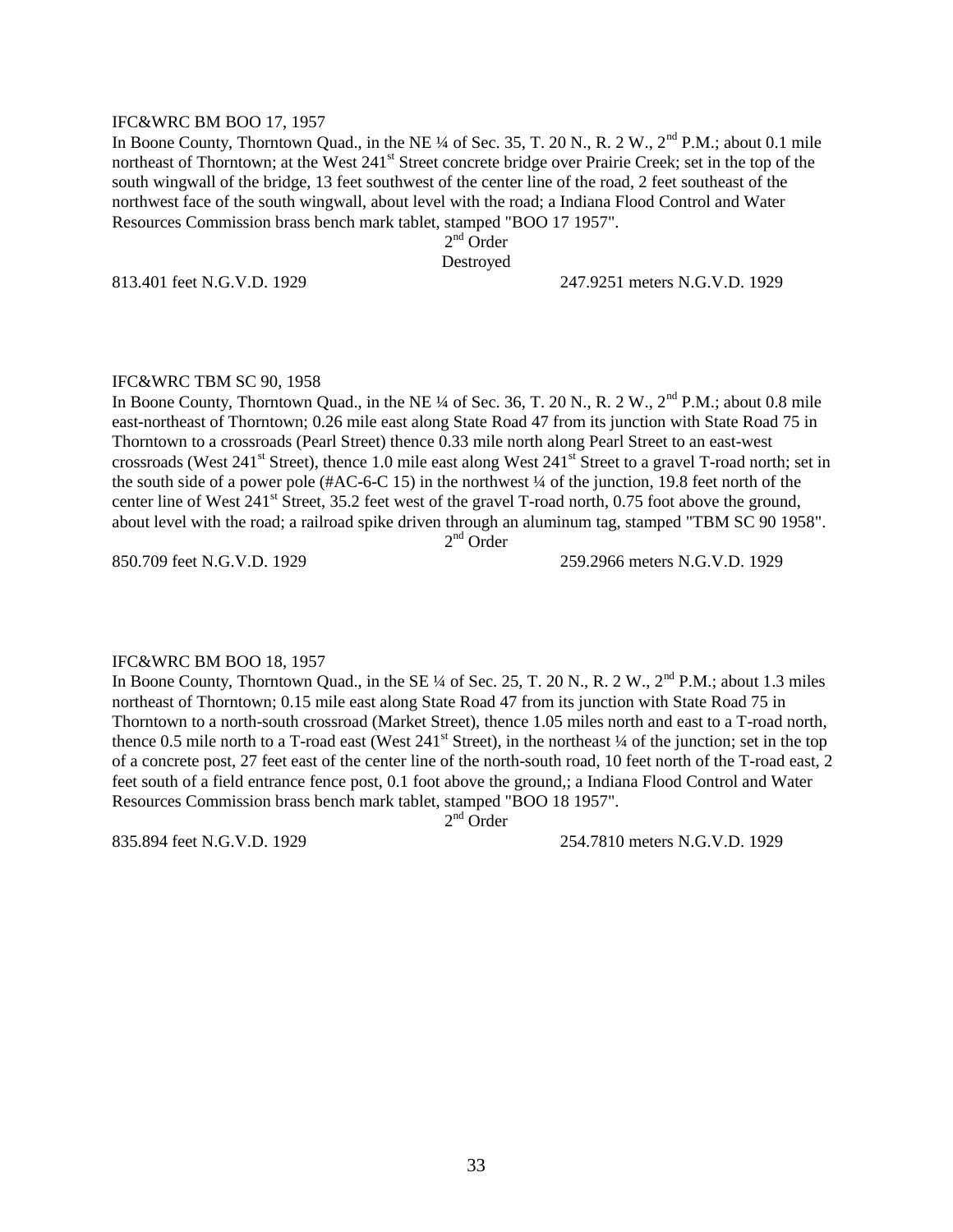IFC&WRC BM BOO 17, 1957

In Boone County, Thorntown Quad., in the NE ¼ of Sec. 35, T. 20 N., R. 2 W., 2nd P.M.; about 0.1 mile northeast of Thorntown; at the West 241st Street concrete bridge over Prairie Creek; set in the top of the south wingwall of the bridge, 13 feet southwest of the center line of the road, 2 feet southeast of the northwest face of the south wingwall, about level with the road; a Indiana Flood Control and Water Resources Commission brass bench mark tablet, stamped "BOO 17 1957".

2nd Order

Destroyed

813.401 feet N.G.V.D. 1929 247.9251 meters N.G.V.D. 1929

IFC&WRC TBM SC 90, 1958

In Boone County, Thorntown Quad., in the NE ¼ of Sec. 36, T. 20 N., R. 2 W., 2nd P.M.; about 0.8 mile east-northeast of Thorntown; 0.26 mile east along State Road 47 from its junction with State Road 75 in Thorntown to a crossroads (Pearl Street) thence 0.33 mile north along Pearl Street to an east-west crossroads (West 241st Street), thence 1.0 mile east along West 241st Street to a gravel T-road north; set in the south side of a power pole (#AC-6-C 15) in the northwest ¼ of the junction, 19.8 feet north of the center line of West 241st Street, 35.2 feet west of the gravel T-road north, 0.75 foot above the ground, about level with the road; a railroad spike driven through an aluminum tag, stamped "TBM SC 90 1958".

2nd Order

850.709 feet N.G.V.D. 1929 259.2966 meters N.G.V.D. 1929

IFC&WRC BM BOO 18, 1957

In Boone County, Thorntown Quad., in the SE ¼ of Sec. 25, T. 20 N., R. 2 W., 2nd P.M.; about 1.3 miles northeast of Thorntown; 0.15 mile east along State Road 47 from its junction with State Road 75 in Thorntown to a north-south crossroad (Market Street), thence 1.05 miles north and east to a T-road north, thence 0.5 mile north to a T-road east (West 241st Street), in the northeast ¼ of the junction; set in the top of a concrete post, 27 feet east of the center line of the north-south road, 10 feet north of the T-road east, 2 feet south of a field entrance fence post, 0.1 foot above the ground,; a Indiana Flood Control and Water Resources Commission brass bench mark tablet, stamped "BOO 18 1957".

2nd Order

835.894 feet N.G.V.D. 1929 254.7810 meters N.G.V.D. 1929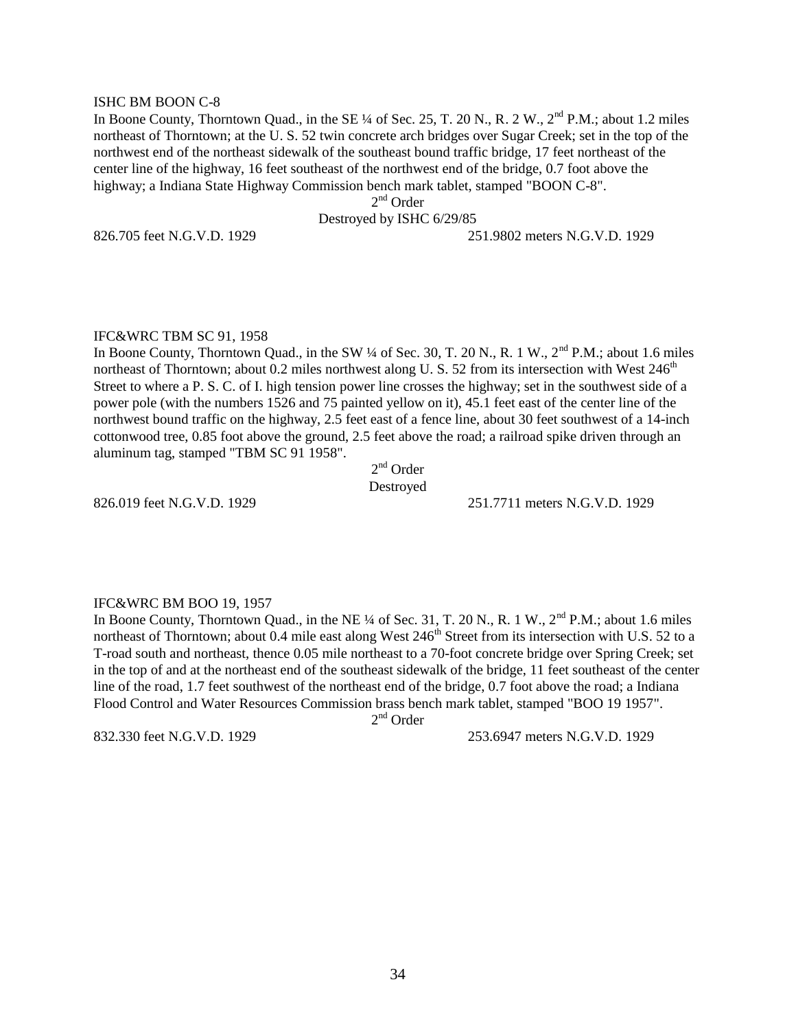ISHC BM BOON C-8

In Boone County, Thorntown Quad., in the SE ¼ of Sec. 25, T. 20 N., R. 2 W., 2nd P.M.; about 1.2 miles northeast of Thorntown; at the U. S. 52 twin concrete arch bridges over Sugar Creek; set in the top of the northwest end of the northeast sidewalk of the southeast bound traffic bridge, 17 feet northeast of the center line of the highway, 16 feet southeast of the northwest end of the bridge, 0.7 foot above the highway; a Indiana State Highway Commission bench mark tablet, stamped "BOON C-8".

2nd Order

Destroyed by ISHC 6/29/85

826.705 feet N.G.V.D. 1929 251.9802 meters N.G.V.D. 1929

IFC&WRC TBM SC 91, 1958

In Boone County, Thorntown Quad., in the SW ¼ of Sec. 30, T. 20 N., R. 1 W., 2nd P.M.; about 1.6 miles northeast of Thorntown; about 0.2 miles northwest along U. S. 52 from its intersection with West 246th Street to where a P. S. C. of I. high tension power line crosses the highway; set in the southwest side of a power pole (with the numbers 1526 and 75 painted yellow on it), 45.1 feet east of the center line of the northwest bound traffic on the highway, 2.5 feet east of a fence line, about 30 feet southwest of a 14-inch cottonwood tree, 0.85 foot above the ground, 2.5 feet above the road; a railroad spike driven through an aluminum tag, stamped "TBM SC 91 1958".

2nd Order

Destroyed

826.019 feet N.G.V.D. 1929 251.7711 meters N.G.V.D. 1929

IFC&WRC BM BOO 19, 1957

In Boone County, Thorntown Quad., in the NE ¼ of Sec. 31, T. 20 N., R. 1 W., 2nd P.M.; about 1.6 miles northeast of Thorntown; about 0.4 mile east along West 246th Street from its intersection with U.S. 52 to a T-road south and northeast, thence 0.05 mile northeast to a 70-foot concrete bridge over Spring Creek; set in the top of and at the northeast end of the southeast sidewalk of the bridge, 11 feet southeast of the center line of the road, 1.7 feet southwest of the northeast end of the bridge, 0.7 foot above the road; a Indiana Flood Control and Water Resources Commission brass bench mark tablet, stamped "BOO 19 1957".

2nd Order

832.330 feet N.G.V.D. 1929 253.6947 meters N.G.V.D. 1929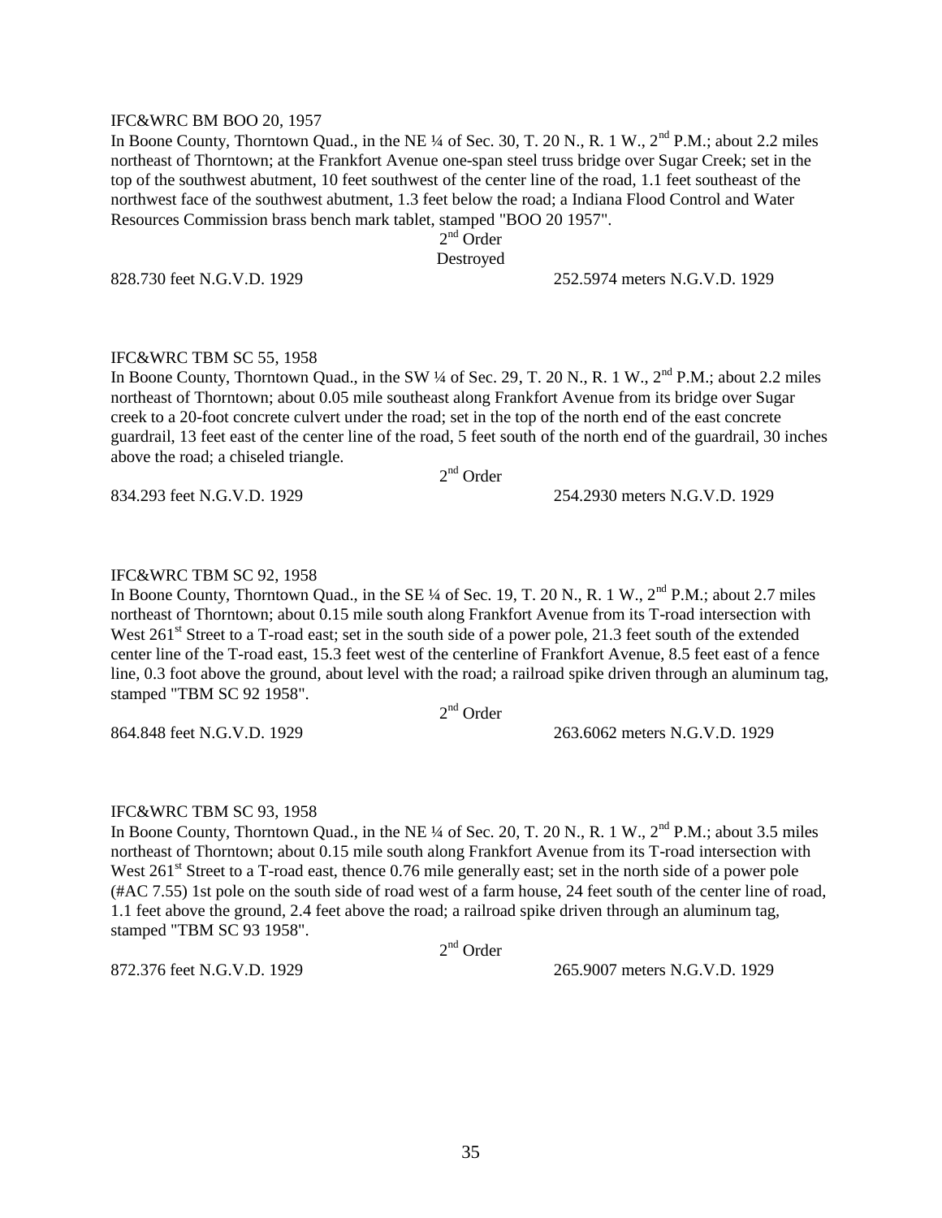IFC&WRC BM BOO 20, 1957

In Boone County, Thorntown Quad., in the NE ¼ of Sec. 30, T. 20 N., R. 1 W., 2nd P.M.; about 2.2 miles northeast of Thorntown; at the Frankfort Avenue one-span steel truss bridge over Sugar Creek; set in the top of the southwest abutment, 10 feet southwest of the center line of the road, 1.1 feet southeast of the northwest face of the southwest abutment, 1.3 feet below the road; a Indiana Flood Control and Water Resources Commission brass bench mark tablet, stamped "BOO 20 1957".

2nd Order

Destroyed

828.730 feet N.G.V.D. 1929 252.5974 meters N.G.V.D. 1929

IFC&WRC TBM SC 55, 1958

In Boone County, Thorntown Quad., in the SW ¼ of Sec. 29, T. 20 N., R. 1 W., 2nd P.M.; about 2.2 miles northeast of Thorntown; about 0.05 mile southeast along Frankfort Avenue from its bridge over Sugar creek to a 20-foot concrete culvert under the road; set in the top of the north end of the east concrete guardrail, 13 feet east of the center line of the road, 5 feet south of the north end of the guardrail, 30 inches above the road; a chiseled triangle.

2nd Order

834.293 feet N.G.V.D. 1929 254.2930 meters N.G.V.D. 1929

IFC&WRC TBM SC 92, 1958

In Boone County, Thorntown Quad., in the SE ¼ of Sec. 19, T. 20 N., R. 1 W., 2nd P.M.; about 2.7 miles northeast of Thorntown; about 0.15 mile south along Frankfort Avenue from its T-road intersection with West 261st Street to a T-road east; set in the south side of a power pole, 21.3 feet south of the extended center line of the T-road east, 15.3 feet west of the centerline of Frankfort Avenue, 8.5 feet east of a fence line, 0.3 foot above the ground, about level with the road; a railroad spike driven through an aluminum tag, stamped "TBM SC 92 1958".

2nd Order

864.848 feet N.G.V.D. 1929 263.6062 meters N.G.V.D. 1929

IFC&WRC TBM SC 93, 1958

In Boone County, Thorntown Quad., in the NE ¼ of Sec. 20, T. 20 N., R. 1 W., 2nd P.M.; about 3.5 miles northeast of Thorntown; about 0.15 mile south along Frankfort Avenue from its T-road intersection with West 261st Street to a T-road east, thence 0.76 mile generally east; set in the north side of a power pole (#AC 7.55) 1st pole on the south side of road west of a farm house, 24 feet south of the center line of road, 1.1 feet above the ground, 2.4 feet above the road; a railroad spike driven through an aluminum tag, stamped "TBM SC 93 1958".

2nd Order

872.376 feet N.G.V.D. 1929 265.9007 meters N.G.V.D. 1929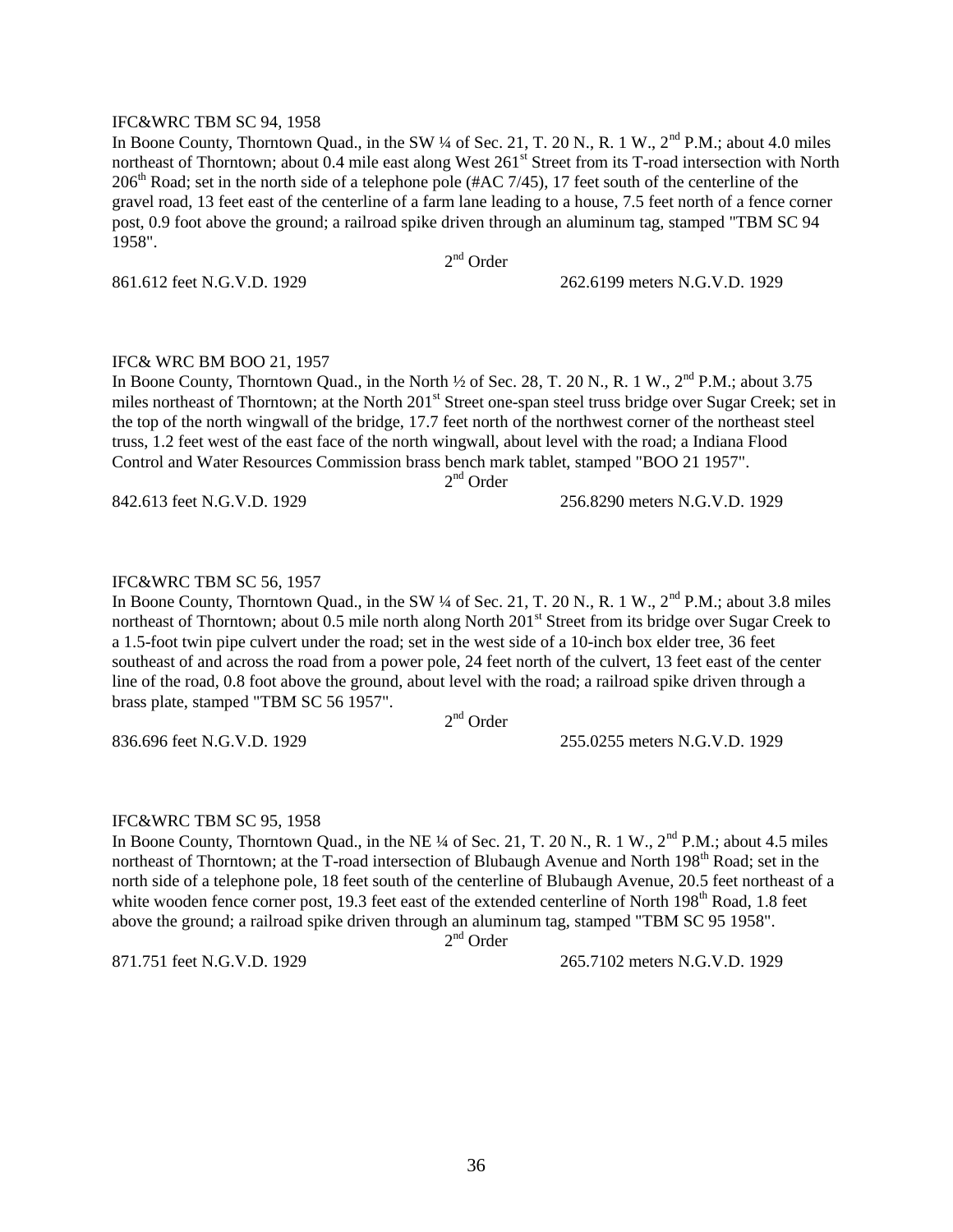IFC&WRC TBM SC 94, 1958

In Boone County, Thorntown Quad., in the SW ¼ of Sec. 21, T. 20 N., R. 1 W., 2nd P.M.; about 4.0 miles northeast of Thorntown; about 0.4 mile east along West 261st Street from its T-road intersection with North 206th Road; set in the north side of a telephone pole (#AC 7/45), 17 feet south of the centerline of the gravel road, 13 feet east of the centerline of a farm lane leading to a house, 7.5 feet north of a fence corner post, 0.9 foot above the ground; a railroad spike driven through an aluminum tag, stamped "TBM SC 94 1958".

2nd Order

861.612 feet N.G.V.D. 1929 262.6199 meters N.G.V.D. 1929

IFC& WRC BM BOO 21, 1957

In Boone County, Thorntown Quad., in the North ½ of Sec. 28, T. 20 N., R. 1 W., 2nd P.M.; about 3.75 miles northeast of Thorntown; at the North 201st Street one-span steel truss bridge over Sugar Creek; set in the top of the north wingwall of the bridge, 17.7 feet north of the northwest corner of the northeast steel truss, 1.2 feet west of the east face of the north wingwall, about level with the road; a Indiana Flood Control and Water Resources Commission brass bench mark tablet, stamped "BOO 21 1957".

2nd Order

842.613 feet N.G.V.D. 1929 256.8290 meters N.G.V.D. 1929

IFC&WRC TBM SC 56, 1957

In Boone County, Thorntown Quad., in the SW ¼ of Sec. 21, T. 20 N., R. 1 W., 2nd P.M.; about 3.8 miles northeast of Thorntown; about 0.5 mile north along North 201st Street from its bridge over Sugar Creek to a 1.5-foot twin pipe culvert under the road; set in the west side of a 10-inch box elder tree, 36 feet southeast of and across the road from a power pole, 24 feet north of the culvert, 13 feet east of the center line of the road, 0.8 foot above the ground, about level with the road; a railroad spike driven through a brass plate, stamped "TBM SC 56 1957".

2nd Order

836.696 feet N.G.V.D. 1929 255.0255 meters N.G.V.D. 1929

IFC&WRC TBM SC 95, 1958

In Boone County, Thorntown Quad., in the NE ¼ of Sec. 21, T. 20 N., R. 1 W., 2nd P.M.; about 4.5 miles northeast of Thorntown; at the T-road intersection of Blubaugh Avenue and North 198th Road; set in the north side of a telephone pole, 18 feet south of the centerline of Blubaugh Avenue, 20.5 feet northeast of a white wooden fence corner post, 19.3 feet east of the extended centerline of North 198th Road, 1.8 feet above the ground; a railroad spike driven through an aluminum tag, stamped "TBM SC 95 1958".

2nd Order

871.751 feet N.G.V.D. 1929 265.7102 meters N.G.V.D. 1929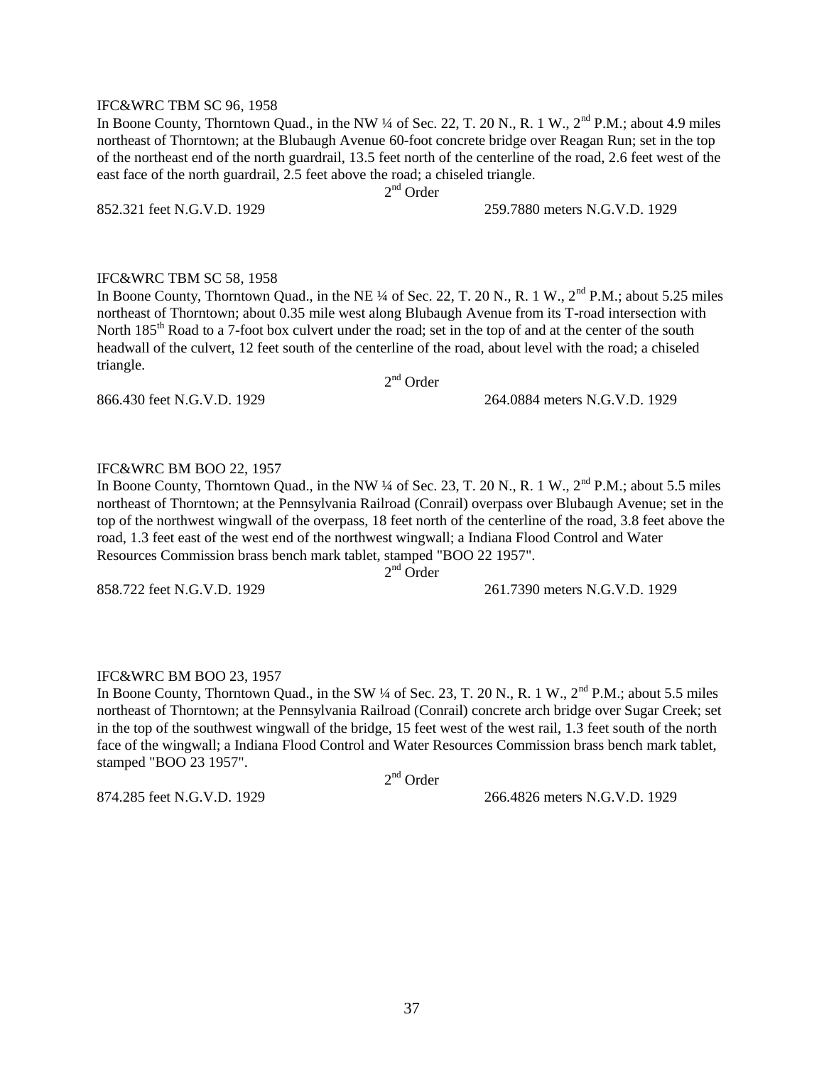IFC&WRC TBM SC 96, 1958

In Boone County, Thorntown Quad., in the NW ¼ of Sec. 22, T. 20 N., R. 1 W., 2nd P.M.; about 4.9 miles northeast of Thorntown; at the Blubaugh Avenue 60-foot concrete bridge over Reagan Run; set in the top of the northeast end of the north guardrail, 13.5 feet north of the centerline of the road, 2.6 feet west of the east face of the north guardrail, 2.5 feet above the road; a chiseled triangle.

2nd Order

852.321 feet N.G.V.D. 1929 259.7880 meters N.G.V.D. 1929

IFC&WRC TBM SC 58, 1958

In Boone County, Thorntown Quad., in the NE ¼ of Sec. 22, T. 20 N., R. 1 W., 2nd P.M.; about 5.25 miles northeast of Thorntown; about 0.35 mile west along Blubaugh Avenue from its T-road intersection with North 185th Road to a 7-foot box culvert under the road; set in the top of and at the center of the south headwall of the culvert, 12 feet south of the centerline of the road, about level with the road; a chiseled triangle.

2nd Order

866.430 feet N.G.V.D. 1929 264.0884 meters N.G.V.D. 1929

IFC&WRC BM BOO 22, 1957

In Boone County, Thorntown Quad., in the NW ¼ of Sec. 23, T. 20 N., R. 1 W., 2nd P.M.; about 5.5 miles northeast of Thorntown; at the Pennsylvania Railroad (Conrail) overpass over Blubaugh Avenue; set in the top of the northwest wingwall of the overpass, 18 feet north of the centerline of the road, 3.8 feet above the road, 1.3 feet east of the west end of the northwest wingwall; a Indiana Flood Control and Water Resources Commission brass bench mark tablet, stamped "BOO 22 1957".

2nd Order

858.722 feet N.G.V.D. 1929 261.7390 meters N.G.V.D. 1929

IFC&WRC BM BOO 23, 1957

In Boone County, Thorntown Quad., in the SW ¼ of Sec. 23, T. 20 N., R. 1 W., 2nd P.M.; about 5.5 miles northeast of Thorntown; at the Pennsylvania Railroad (Conrail) concrete arch bridge over Sugar Creek; set in the top of the southwest wingwall of the bridge, 15 feet west of the west rail, 1.3 feet south of the north face of the wingwall; a Indiana Flood Control and Water Resources Commission brass bench mark tablet, stamped "BOO 23 1957".

2nd Order

874.285 feet N.G.V.D. 1929 266.4826 meters N.G.V.D. 1929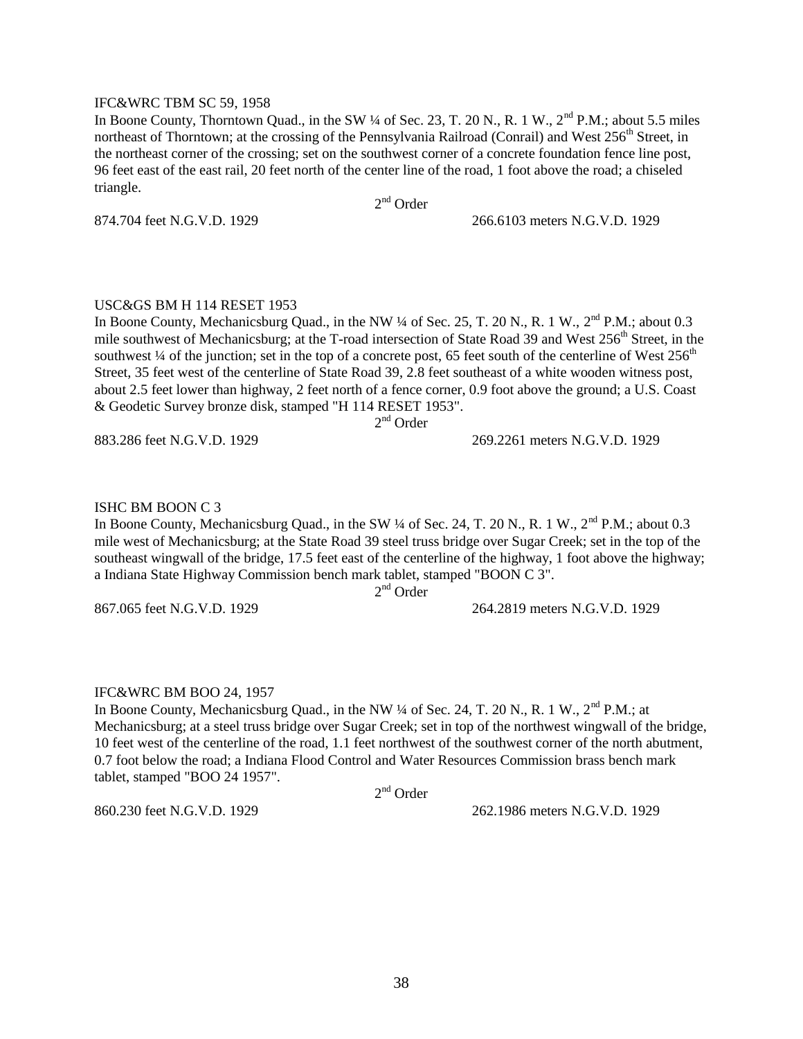IFC&WRC TBM SC 59, 1958

In Boone County, Thorntown Quad., in the SW ¼ of Sec. 23, T. 20 N., R. 1 W., 2nd P.M.; about 5.5 miles northeast of Thorntown; at the crossing of the Pennsylvania Railroad (Conrail) and West 256th Street, in the northeast corner of the crossing; set on the southwest corner of a concrete foundation fence line post, 96 feet east of the east rail, 20 feet north of the center line of the road, 1 foot above the road; a chiseled triangle.

2nd Order

874.704 feet N.G.V.D. 1929 266.6103 meters N.G.V.D. 1929

USC&GS BM H 114 RESET 1953

In Boone County, Mechanicsburg Quad., in the NW ¼ of Sec. 25, T. 20 N., R. 1 W., 2nd P.M.; about 0.3 mile southwest of Mechanicsburg; at the T-road intersection of State Road 39 and West 256th Street, in the southwest ¼ of the junction; set in the top of a concrete post, 65 feet south of the centerline of West 256th Street, 35 feet west of the centerline of State Road 39, 2.8 feet southeast of a white wooden witness post, about 2.5 feet lower than highway, 2 feet north of a fence corner, 0.9 foot above the ground; a U.S. Coast & Geodetic Survey bronze disk, stamped "H 114 RESET 1953".

2nd Order

883.286 feet N.G.V.D. 1929 269.2261 meters N.G.V.D. 1929

ISHC BM BOON C 3

In Boone County, Mechanicsburg Quad., in the SW ¼ of Sec. 24, T. 20 N., R. 1 W., 2nd P.M.; about 0.3 mile west of Mechanicsburg; at the State Road 39 steel truss bridge over Sugar Creek; set in the top of the southeast wingwall of the bridge, 17.5 feet east of the centerline of the highway, 1 foot above the highway; a Indiana State Highway Commission bench mark tablet, stamped "BOON C 3".

2nd Order

867.065 feet N.G.V.D. 1929 264.2819 meters N.G.V.D. 1929

IFC&WRC BM BOO 24, 1957

In Boone County, Mechanicsburg Quad., in the NW ¼ of Sec. 24, T. 20 N., R. 1 W., 2nd P.M.; at Mechanicsburg; at a steel truss bridge over Sugar Creek; set in top of the northwest wingwall of the bridge, 10 feet west of the centerline of the road, 1.1 feet northwest of the southwest corner of the north abutment, 0.7 foot below the road; a Indiana Flood Control and Water Resources Commission brass bench mark tablet, stamped "BOO 24 1957".

2nd Order

860.230 feet N.G.V.D. 1929 262.1986 meters N.G.V.D. 1929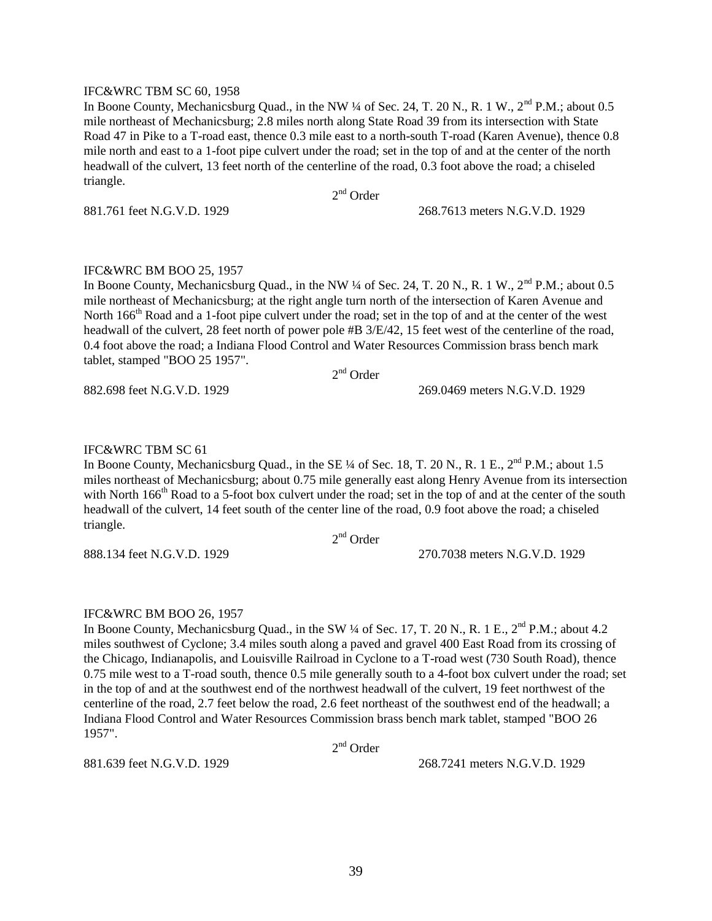IFC&WRC TBM SC 60, 1958

In Boone County, Mechanicsburg Quad., in the NW ¼ of Sec. 24, T. 20 N., R. 1 W., 2nd P.M.; about 0.5 mile northeast of Mechanicsburg; 2.8 miles north along State Road 39 from its intersection with State Road 47 in Pike to a T-road east, thence 0.3 mile east to a north-south T-road (Karen Avenue), thence 0.8 mile north and east to a 1-foot pipe culvert under the road; set in the top of and at the center of the north headwall of the culvert, 13 feet north of the centerline of the road, 0.3 foot above the road; a chiseled triangle.

2nd Order

881.761 feet N.G.V.D. 1929 268.7613 meters N.G.V.D. 1929

IFC&WRC BM BOO 25, 1957

In Boone County, Mechanicsburg Quad., in the NW ¼ of Sec. 24, T. 20 N., R. 1 W., 2nd P.M.; about 0.5 mile northeast of Mechanicsburg; at the right angle turn north of the intersection of Karen Avenue and North 166th Road and a 1-foot pipe culvert under the road; set in the top of and at the center of the west headwall of the culvert, 28 feet north of power pole #B 3/E/42, 15 feet west of the centerline of the road, 0.4 foot above the road; a Indiana Flood Control and Water Resources Commission brass bench mark tablet, stamped "BOO 25 1957".

2nd Order

882.698 feet N.G.V.D. 1929 269.0469 meters N.G.V.D. 1929

IFC&WRC TBM SC 61

In Boone County, Mechanicsburg Quad., in the SE ¼ of Sec. 18, T. 20 N., R. 1 E., 2nd P.M.; about 1.5 miles northeast of Mechanicsburg; about 0.75 mile generally east along Henry Avenue from its intersection with North 166th Road to a 5-foot box culvert under the road; set in the top of and at the center of the south headwall of the culvert, 14 feet south of the center line of the road, 0.9 foot above the road; a chiseled triangle.

2nd Order

888.134 feet N.G.V.D. 1929 270.7038 meters N.G.V.D. 1929

IFC&WRC BM BOO 26, 1957

In Boone County, Mechanicsburg Quad., in the SW ¼ of Sec. 17, T. 20 N., R. 1 E., 2nd P.M.; about 4.2 miles southwest of Cyclone; 3.4 miles south along a paved and gravel 400 East Road from its crossing of the Chicago, Indianapolis, and Louisville Railroad in Cyclone to a T-road west (730 South Road), thence 0.75 mile west to a T-road south, thence 0.5 mile generally south to a 4-foot box culvert under the road; set in the top of and at the southwest end of the northwest headwall of the culvert, 19 feet northwest of the centerline of the road, 2.7 feet below the road, 2.6 feet northeast of the southwest end of the headwall; a Indiana Flood Control and Water Resources Commission brass bench mark tablet, stamped "BOO 26 1957".

2nd Order

881.639 feet N.G.V.D. 1929 268.7241 meters N.G.V.D. 1929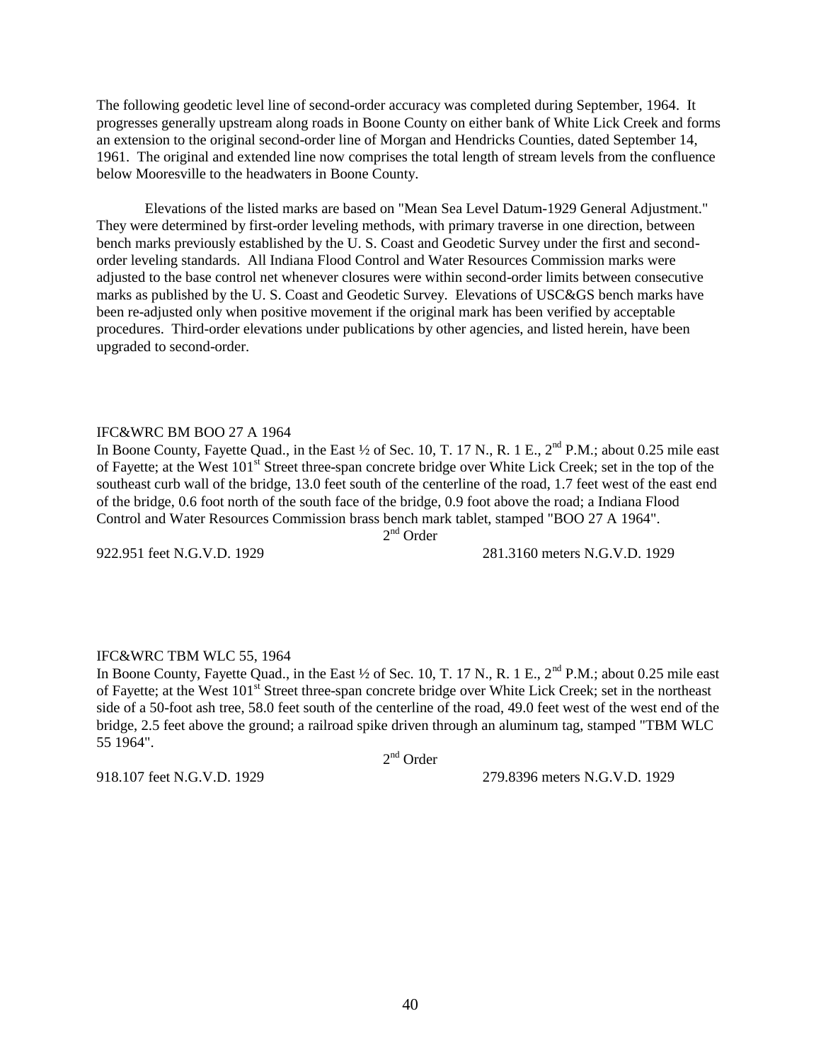The following geodetic level line of second-order accuracy was completed during September, 1964. It progresses generally upstream along roads in Boone County on either bank of White Lick Creek and forms an extension to the original second-order line of Morgan and Hendricks Counties, dated September 14, 1961. The original and extended line now comprises the total length of stream levels from the confluence below Mooresville to the headwaters in Boone County.

Elevations of the listed marks are based on "Mean Sea Level Datum-1929 General Adjustment." They were determined by first-order leveling methods, with primary traverse in one direction, between bench marks previously established by the U. S. Coast and Geodetic Survey under the first and second-order leveling standards. All Indiana Flood Control and Water Resources Commission marks were adjusted to the base control net whenever closures were within second-order limits between consecutive marks as published by the U. S. Coast and Geodetic Survey. Elevations of USC&GS bench marks have been re-adjusted only when positive movement if the original mark has been verified by acceptable procedures. Third-order elevations under publications by other agencies, and listed herein, have been upgraded to second-order.

IFC&WRC BM BOO 27 A 1964
In Boone County, Fayette Quad., in the East ½ of Sec. 10, T. 17 N., R. 1 E., 2nd P.M.; about 0.25 mile east of Fayette; at the West 101st Street three-span concrete bridge over White Lick Creek; set in the top of the southeast curb wall of the bridge, 13.0 feet south of the centerline of the road, 1.7 feet west of the east end of the bridge, 0.6 foot north of the south face of the bridge, 0.9 foot above the road; a Indiana Flood Control and Water Resources Commission brass bench mark tablet, stamped "BOO 27 A 1964".

2nd Order

922.951 feet N.G.V.D. 1929 281.3160 meters N.G.V.D. 1929

IFC&WRC TBM WLC 55, 1964
In Boone County, Fayette Quad., in the East ½ of Sec. 10, T. 17 N., R. 1 E., 2nd P.M.; about 0.25 mile east of Fayette; at the West 101st Street three-span concrete bridge over White Lick Creek; set in the northeast side of a 50-foot ash tree, 58.0 feet south of the centerline of the road, 49.0 feet west of the west end of the bridge, 2.5 feet above the ground; a railroad spike driven through an aluminum tag, stamped "TBM WLC 55 1964".

2nd Order

918.107 feet N.G.V.D. 1929 279.8396 meters N.G.V.D. 1929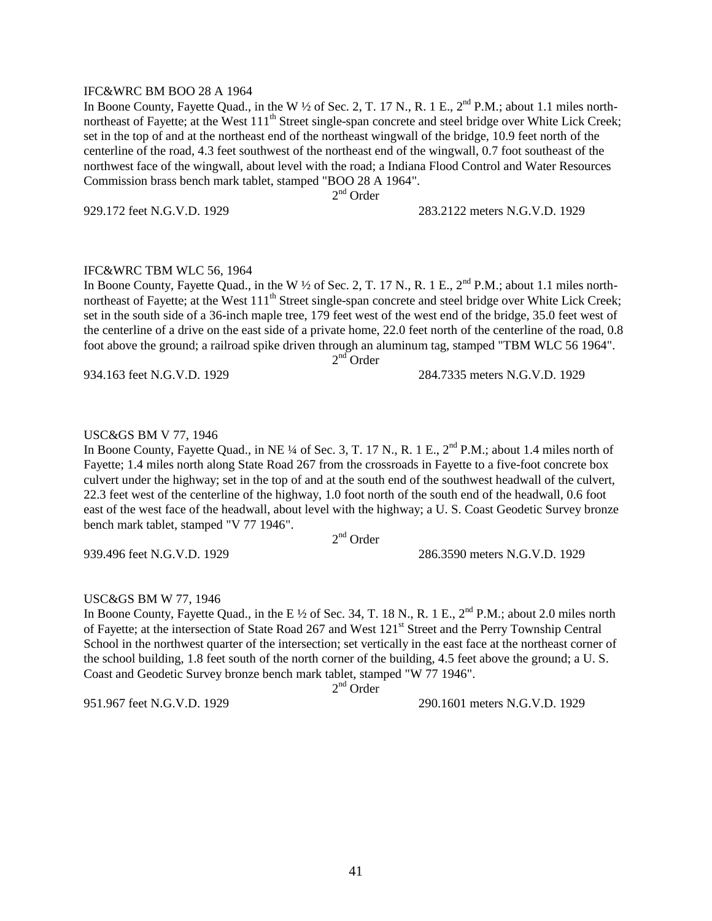IFC&WRC BM BOO 28 A 1964

In Boone County, Fayette Quad., in the W ½ of Sec. 2, T. 17 N., R. 1 E., 2nd P.M.; about 1.1 miles north-northeast of Fayette; at the West 111th Street single-span concrete and steel bridge over White Lick Creek; set in the top of and at the northeast end of the northeast wingwall of the bridge, 10.9 feet north of the centerline of the road, 4.3 feet southwest of the northeast end of the wingwall, 0.7 foot southeast of the northwest face of the wingwall, about level with the road; a Indiana Flood Control and Water Resources Commission brass bench mark tablet, stamped "BOO 28 A 1964".

2nd Order

929.172 feet N.G.V.D. 1929 283.2122 meters N.G.V.D. 1929

IFC&WRC TBM WLC 56, 1964

In Boone County, Fayette Quad., in the W ½ of Sec. 2, T. 17 N., R. 1 E., 2nd P.M.; about 1.1 miles north-northeast of Fayette; at the West 111th Street single-span concrete and steel bridge over White Lick Creek; set in the south side of a 36-inch maple tree, 179 feet west of the west end of the bridge, 35.0 feet west of the centerline of a drive on the east side of a private home, 22.0 feet north of the centerline of the road, 0.8 foot above the ground; a railroad spike driven through an aluminum tag, stamped "TBM WLC 56 1964".

2nd Order

934.163 feet N.G.V.D. 1929 284.7335 meters N.G.V.D. 1929

USC&GS BM V 77, 1946

In Boone County, Fayette Quad., in NE ¼ of Sec. 3, T. 17 N., R. 1 E., 2nd P.M.; about 1.4 miles north of Fayette; 1.4 miles north along State Road 267 from the crossroads in Fayette to a five-foot concrete box culvert under the highway; set in the top of and at the south end of the southwest headwall of the culvert, 22.3 feet west of the centerline of the highway, 1.0 foot north of the south end of the headwall, 0.6 foot east of the west face of the headwall, about level with the highway; a U. S. Coast Geodetic Survey bronze bench mark tablet, stamped "V 77 1946".

2nd Order

939.496 feet N.G.V.D. 1929 286.3590 meters N.G.V.D. 1929

USC&GS BM W 77, 1946

In Boone County, Fayette Quad., in the E ½ of Sec. 34, T. 18 N., R. 1 E., 2nd P.M.; about 2.0 miles north of Fayette; at the intersection of State Road 267 and West 121st Street and the Perry Township Central School in the northwest quarter of the intersection; set vertically in the east face at the northeast corner of the school building, 1.8 feet south of the north corner of the building, 4.5 feet above the ground; a U. S. Coast and Geodetic Survey bronze bench mark tablet, stamped "W 77 1946".

2nd Order

951.967 feet N.G.V.D. 1929 290.1601 meters N.G.V.D. 1929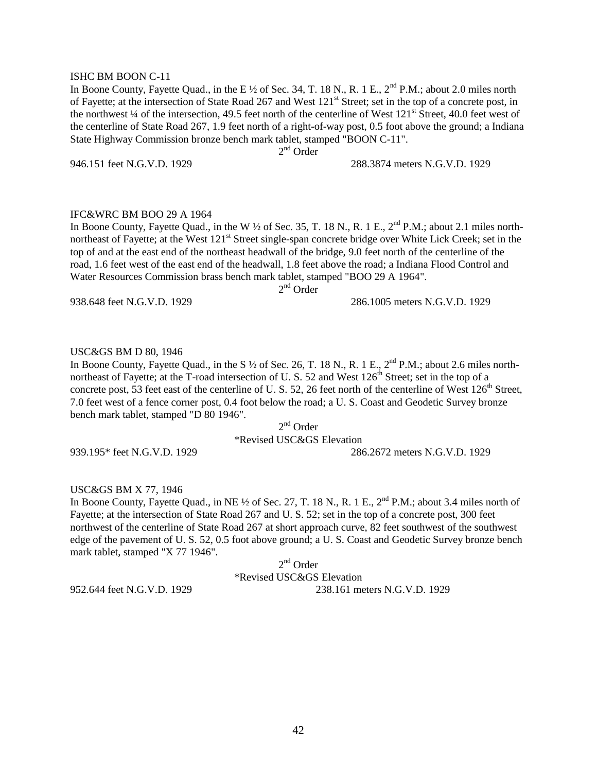ISHC BM BOON C-11

In Boone County, Fayette Quad., in the E ½ of Sec. 34, T. 18 N., R. 1 E., 2nd P.M.; about 2.0 miles north of Fayette; at the intersection of State Road 267 and West 121st Street; set in the top of a concrete post, in the northwest ¼ of the intersection, 49.5 feet north of the centerline of West 121st Street, 40.0 feet west of the centerline of State Road 267, 1.9 feet north of a right-of-way post, 0.5 foot above the ground; a Indiana State Highway Commission bronze bench mark tablet, stamped "BOON C-11".

2nd Order

946.151 feet N.G.V.D. 1929 288.3874 meters N.G.V.D. 1929

IFC&WRC BM BOO 29 A 1964

In Boone County, Fayette Quad., in the W ½ of Sec. 35, T. 18 N., R. 1 E., 2nd P.M.; about 2.1 miles north-northeast of Fayette; at the West 121st Street single-span concrete bridge over White Lick Creek; set in the top of and at the east end of the northeast headwall of the bridge, 9.0 feet north of the centerline of the road, 1.6 feet west of the east end of the headwall, 1.8 feet above the road; a Indiana Flood Control and Water Resources Commission brass bench mark tablet, stamped "BOO 29 A 1964".

2nd Order

938.648 feet N.G.V.D. 1929 286.1005 meters N.G.V.D. 1929

USC&GS BM D 80, 1946

In Boone County, Fayette Quad., in the S ½ of Sec. 26, T. 18 N., R. 1 E., 2nd P.M.; about 2.6 miles north-northeast of Fayette; at the T-road intersection of U. S. 52 and West 126th Street; set in the top of a concrete post, 53 feet east of the centerline of U. S. 52, 26 feet north of the centerline of West 126th Street, 7.0 feet west of a fence corner post, 0.4 foot below the road; a U. S. Coast and Geodetic Survey bronze bench mark tablet, stamped "D 80 1946".

2nd Order

*Revised USC&GS Elevation

939.195* feet N.G.V.D. 1929 286.2672 meters N.G.V.D. 1929

USC&GS BM X 77, 1946

In Boone County, Fayette Quad., in NE ½ of Sec. 27, T. 18 N., R. 1 E., 2nd P.M.; about 3.4 miles north of Fayette; at the intersection of State Road 267 and U. S. 52; set in the top of a concrete post, 300 feet northwest of the centerline of State Road 267 at short approach curve, 82 feet southwest of the southwest edge of the pavement of U. S. 52, 0.5 foot above ground; a U. S. Coast and Geodetic Survey bronze bench mark tablet, stamped "X 77 1946".

2nd Order

*Revised USC&GS Elevation

952.644 feet N.G.V.D. 1929 238.161 meters N.G.V.D. 1929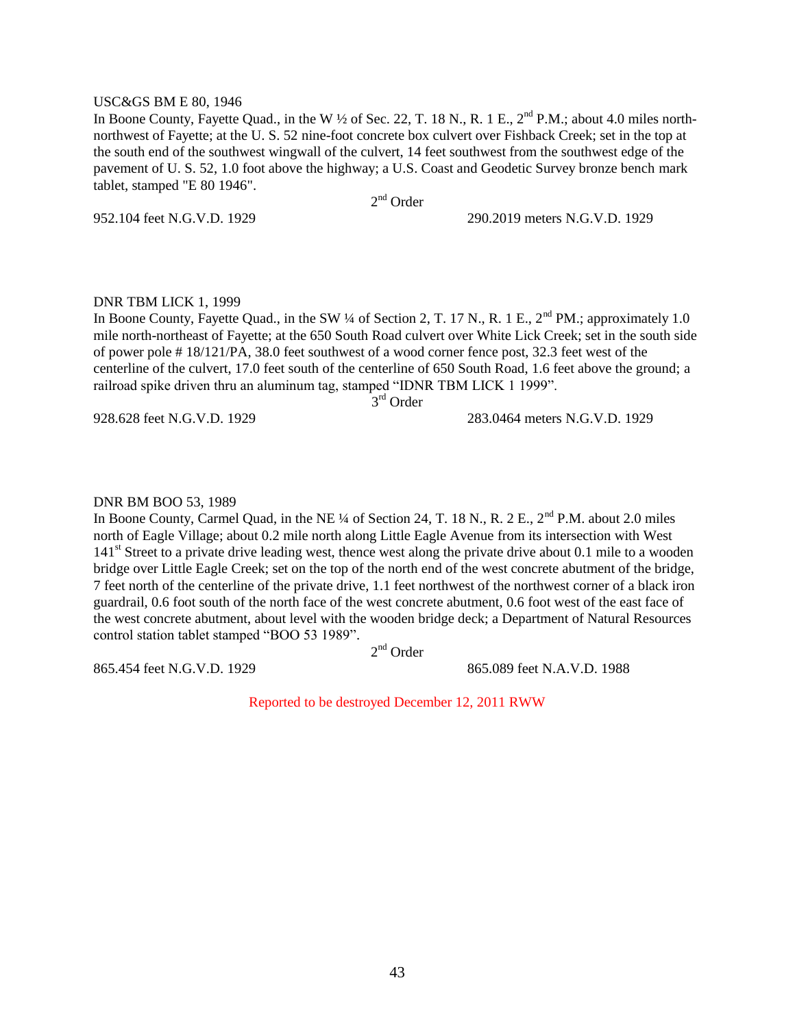USC&GS BM E 80, 1946

In Boone County, Fayette Quad., in the W ½ of Sec. 22, T. 18 N., R. 1 E., 2nd P.M.; about 4.0 miles north-northwest of Fayette; at the U. S. 52 nine-foot concrete box culvert over Fishback Creek; set in the top at the south end of the southwest wingwall of the culvert, 14 feet southwest from the southwest edge of the pavement of U. S. 52, 1.0 foot above the highway; a U.S. Coast and Geodetic Survey bronze bench mark tablet, stamped "E 80 1946".

2nd Order

952.104 feet N.G.V.D. 1929 | 290.2019 meters N.G.V.D. 1929

DNR TBM LICK 1, 1999

In Boone County, Fayette Quad., in the SW ¼ of Section 2, T. 17 N., R. 1 E., 2nd PM.; approximately 1.0 mile north-northeast of Fayette; at the 650 South Road culvert over White Lick Creek; set in the south side of power pole # 18/121/PA, 38.0 feet southwest of a wood corner fence post, 32.3 feet west of the centerline of the culvert, 17.0 feet south of the centerline of 650 South Road, 1.6 feet above the ground; a railroad spike driven thru an aluminum tag, stamped "IDNR TBM LICK 1 1999".

3rd Order

928.628 feet N.G.V.D. 1929 | 283.0464 meters N.G.V.D. 1929

DNR BM BOO 53, 1989

In Boone County, Carmel Quad, in the NE ¼ of Section 24, T. 18 N., R. 2 E., 2nd P.M. about 2.0 miles north of Eagle Village; about 0.2 mile north along Little Eagle Avenue from its intersection with West 141st Street to a private drive leading west, thence west along the private drive about 0.1 mile to a wooden bridge over Little Eagle Creek; set on the top of the north end of the west concrete abutment of the bridge, 7 feet north of the centerline of the private drive, 1.1 feet northwest of the northwest corner of a black iron guardrail, 0.6 foot south of the north face of the west concrete abutment, 0.6 foot west of the east face of the west concrete abutment, about level with the wooden bridge deck; a Department of Natural Resources control station tablet stamped "BOO 53 1989".

2nd Order

865.454 feet N.G.V.D. 1929 | 865.089 feet N.A.V.D. 1988

Reported to be destroyed December 12, 2011 RWW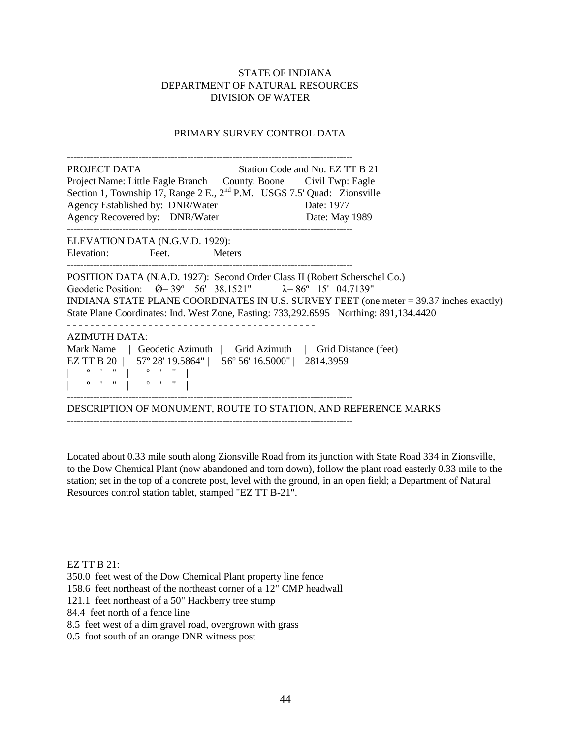STATE OF INDIANA
DEPARTMENT OF NATURAL RESOURCES
DIVISION OF WATER

PRIMARY SURVEY CONTROL DATA

---

PROJECT DATA                                   Station Code and No. EZ TT B 21
Project Name: Little Eagle Branch     County: Boone     Civil Twp: Eagle
Section 1, Township 17, Range 2 E., 2nd P.M.   USGS 7.5' Quad:  Zionsville
Agency Established by:  DNR/Water                         Date: 1977
Agency Recovered by:   DNR/Water                          Date: May 1989

---

ELEVATION DATA (N.G.V.D. 1929):
Elevation:          Feet.          Meters

---

POSITION DATA (N.A.D. 1927):  Second Order Class II (Robert Scherschel Co.)
Geodetic Position:   Ǿ= 39º   56'   38.1521"          λ= 86º   15'   04.7139"
INDIANA STATE PLANE COORDINATES IN U.S. SURVEY FEET (one meter = 39.37 inches exactly)
State Plane Coordinates: Ind. West Zone, Easting: 733,292.6595   Northing: 891,134.4420

---

AZIMUTH DATA:

| Mark Name | Geodetic Azimuth | Grid Azimuth | Grid Distance (feet) |
|---|---|---|---|
| EZ TT B 20 | 57º 28' 19.5864" | 56º 56' 16.5000" | 2814.3959 |
| | º ' " | º ' " | |
| | º ' " | º ' " | |

---

DESCRIPTION OF MONUMENT, ROUTE TO STATION, AND REFERENCE MARKS

---

Located about 0.33 mile south along Zionsville Road from its junction with State Road 334 in Zionsville, to the Dow Chemical Plant (now abandoned and torn down), follow the plant road easterly 0.33 mile to the station; set in the top of a concrete post, level with the ground, in an open field; a Department of Natural Resources control station tablet, stamped "EZ TT B-21".

EZ TT B 21:
350.0  feet west of the Dow Chemical Plant property line fence
158.6  feet northeast of the northeast corner of a 12" CMP headwall
121.1  feet northeast of a 50" Hackberry tree stump
84.4  feet north of a fence line
8.5  feet west of a dim gravel road, overgrown with grass
0.5  foot south of an orange DNR witness post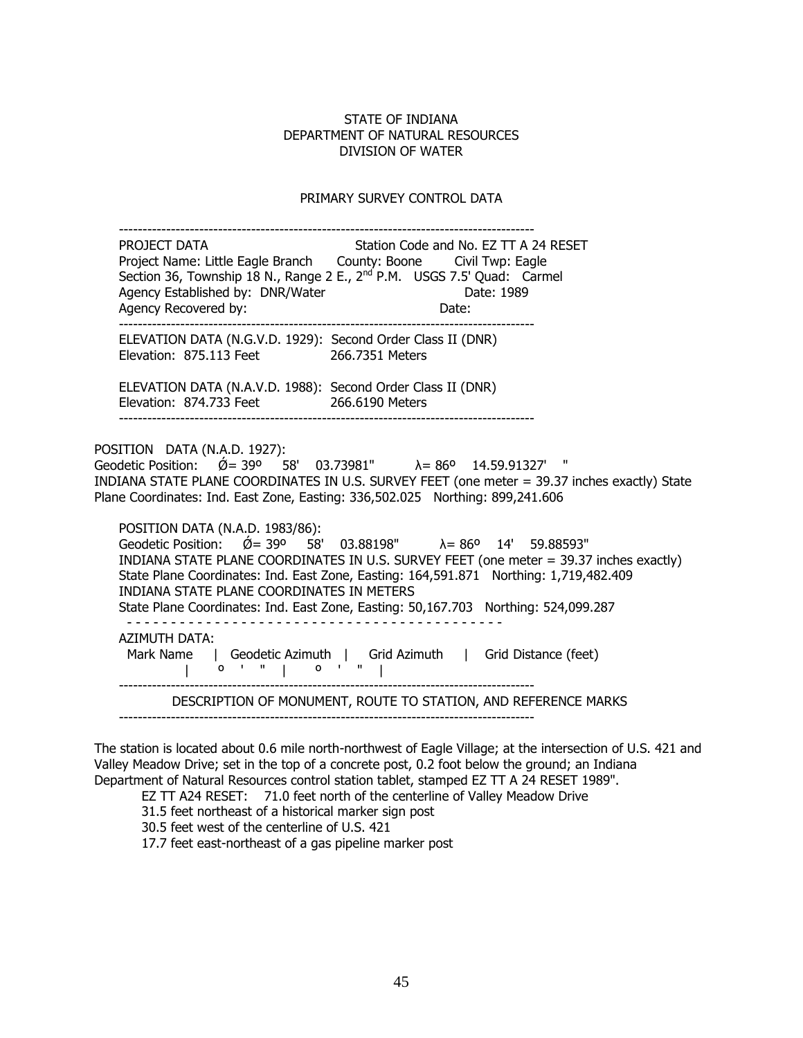STATE OF INDIANA
DEPARTMENT OF NATURAL RESOURCES
DIVISION OF WATER

PRIMARY SURVEY CONTROL DATA

---

PROJECT DATA Station Code and No. EZ TT A 24 RESET
Project Name: Little Eagle Branch County: Boone Civil Twp: Eagle
Section 36, Township 18 N., Range 2 E., 2nd P.M. USGS 7.5' Quad: Carmel
Agency Established by: DNR/Water Date: 1989
Agency Recovered by: Date:

---

ELEVATION DATA (N.G.V.D. 1929): Second Order Class II (DNR)
Elevation: 875.113 Feet 266.7351 Meters

ELEVATION DATA (N.A.V.D. 1988): Second Order Class II (DNR)
Elevation: 874.733 Feet 266.6190 Meters

---

POSITION DATA (N.A.D. 1927):
Geodetic Position: Ǿ= 39º 58' 03.73981" λ= 86º 14.59.91327' "
INDIANA STATE PLANE COORDINATES IN U.S. SURVEY FEET (one meter = 39.37 inches exactly) State Plane Coordinates: Ind. East Zone, Easting: 336,502.025 Northing: 899,241.606

POSITION DATA (N.A.D. 1983/86):
Geodetic Position: Ǿ= 39º 58' 03.88198" λ= 86º 14' 59.88593"
INDIANA STATE PLANE COORDINATES IN U.S. SURVEY FEET (one meter = 39.37 inches exactly)
State Plane Coordinates: Ind. East Zone, Easting: 164,591.871 Northing: 1,719,482.409
INDIANA STATE PLANE COORDINATES IN METERS
State Plane Coordinates: Ind. East Zone, Easting: 50,167.703 Northing: 524,099.287

- - - - - - - - - - - - - - - - - - - - - - - - - - - - - - - - - - - - - - - - - - -

AZIMUTH DATA:

| Mark Name | Geodetic Azimuth | Grid Azimuth | Grid Distance (feet) |
|---|---|---|---|
| | º ' " | º ' " | |

---

DESCRIPTION OF MONUMENT, ROUTE TO STATION, AND REFERENCE MARKS

---

The station is located about 0.6 mile north-northwest of Eagle Village; at the intersection of U.S. 421 and Valley Meadow Drive; set in the top of a concrete post, 0.2 foot below the ground; an Indiana Department of Natural Resources control station tablet, stamped EZ TT A 24 RESET 1989".

EZ TT A24 RESET: 71.0 feet north of the centerline of Valley Meadow Drive
31.5 feet northeast of a historical marker sign post
30.5 feet west of the centerline of U.S. 421
17.7 feet east-northeast of a gas pipeline marker post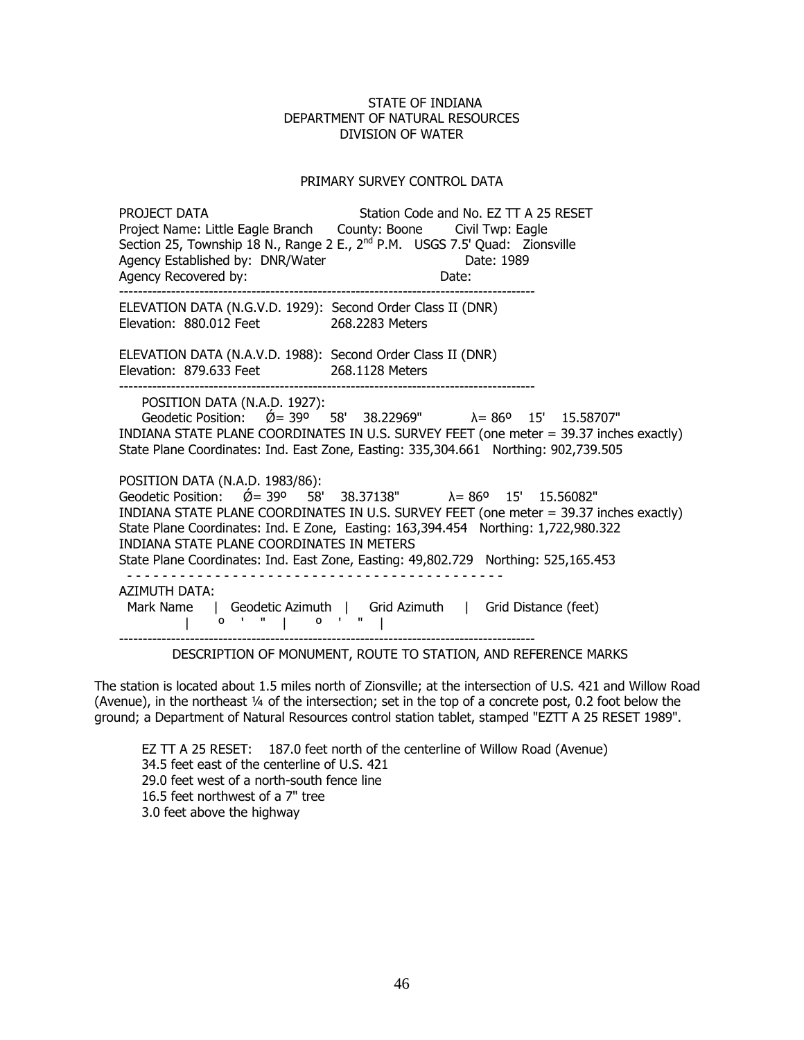STATE OF INDIANA
DEPARTMENT OF NATURAL RESOURCES
DIVISION OF WATER

PRIMARY SURVEY CONTROL DATA

PROJECT DATA  Station Code and No. EZ TT A 25 RESET
Project Name: Little Eagle Branch  County: Boone  Civil Twp: Eagle
Section 25, Township 18 N., Range 2 E., 2nd P.M.  USGS 7.5' Quad: Zionsville
Agency Established by: DNR/Water  Date: 1989
Agency Recovered by:  Date:

---

ELEVATION DATA (N.G.V.D. 1929): Second Order Class II (DNR)
Elevation: 880.012 Feet  268.2283 Meters

ELEVATION DATA (N.A.V.D. 1988): Second Order Class II (DNR)
Elevation: 879.633 Feet  268.1128 Meters

---

POSITION DATA (N.A.D. 1927):
Geodetic Position: Ǿ= 39º 58' 38.22969"  λ= 86º 15' 15.58707"
INDIANA STATE PLANE COORDINATES IN U.S. SURVEY FEET (one meter = 39.37 inches exactly)
State Plane Coordinates: Ind. East Zone, Easting: 335,304.661  Northing: 902,739.505

POSITION DATA (N.A.D. 1983/86):
Geodetic Position: Ǿ= 39º 58' 38.37138"  λ= 86º 15' 15.56082"
INDIANA STATE PLANE COORDINATES IN U.S. SURVEY FEET (one meter = 39.37 inches exactly)
State Plane Coordinates: Ind. E Zone, Easting: 163,394.454  Northing: 1,722,980.322
INDIANA STATE PLANE COORDINATES IN METERS
State Plane Coordinates: Ind. East Zone, Easting: 49,802.729  Northing: 525,165.453

---

AZIMUTH DATA:

| Mark Name | Geodetic Azimuth | Grid Azimuth | Grid Distance (feet) |
|---|---|---|---|
| | º ' " | º ' " | |

---

DESCRIPTION OF MONUMENT, ROUTE TO STATION, AND REFERENCE MARKS

The station is located about 1.5 miles north of Zionsville; at the intersection of U.S. 421 and Willow Road (Avenue), in the northeast ¼ of the intersection; set in the top of a concrete post, 0.2 foot below the ground; a Department of Natural Resources control station tablet, stamped "EZTT A 25 RESET 1989".

EZ TT A 25 RESET: 187.0 feet north of the centerline of Willow Road (Avenue)
34.5 feet east of the centerline of U.S. 421
29.0 feet west of a north-south fence line
16.5 feet northwest of a 7" tree
3.0 feet above the highway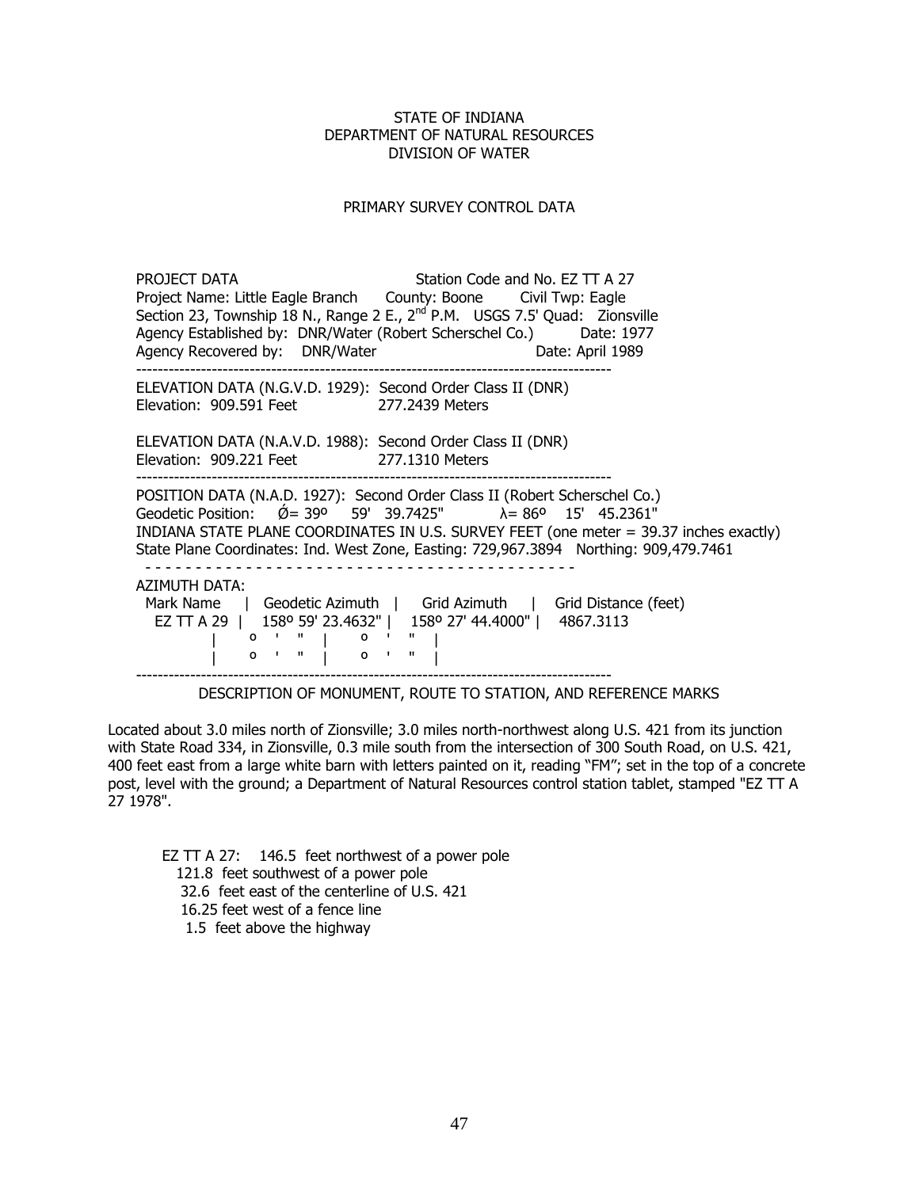STATE OF INDIANA
DEPARTMENT OF NATURAL RESOURCES
DIVISION OF WATER

PRIMARY SURVEY CONTROL DATA

PROJECT DATA                                        Station Code and No. EZ TT A 27
Project Name: Little Eagle Branch     County: Boone     Civil Twp: Eagle
Section 23, Township 18 N., Range 2 E., 2nd P.M.   USGS 7.5' Quad:  Zionsville
Agency Established by:  DNR/Water (Robert Scherschel Co.)     Date: 1977
Agency Recovered by:   DNR/Water                                Date: April 1989

---

ELEVATION DATA (N.G.V.D. 1929):  Second Order Class II (DNR)
Elevation:  909.591 Feet          277.2439 Meters

ELEVATION DATA (N.A.V.D. 1988):  Second Order Class II (DNR)
Elevation:  909.221 Feet          277.1310 Meters

---

POSITION DATA (N.A.D. 1927):  Second Order Class II (Robert Scherschel Co.)
Geodetic Position:    Ǿ= 39º   59'  39.7425"       λ= 86º   15'  45.2361"
INDIANA STATE PLANE COORDINATES IN U.S. SURVEY FEET (one meter = 39.37 inches exactly)
State Plane Coordinates: Ind. West Zone, Easting: 729,967.3894   Northing: 909,479.7461

---

AZIMUTH DATA:

| Mark Name | Geodetic Azimuth | Grid Azimuth | Grid Distance (feet) |
|---|---|---|---|
| EZ TT A 29 | 158º 59' 23.4632" | 158º 27' 44.4000" | 4867.3113 |
| | º ' " | º ' " | |
| | º ' " | º ' " | |

---

DESCRIPTION OF MONUMENT, ROUTE TO STATION, AND REFERENCE MARKS

Located about 3.0 miles north of Zionsville; 3.0 miles north-northwest along U.S. 421 from its junction with State Road 334, in Zionsville, 0.3 mile south from the intersection of 300 South Road, on U.S. 421, 400 feet east from a large white barn with letters painted on it, reading "FM"; set in the top of a concrete post, level with the ground; a Department of Natural Resources control station tablet, stamped "EZ TT A 27 1978".

EZ TT A 27:   146.5 feet northwest of a power pole
121.8 feet southwest of a power pole
32.6 feet east of the centerline of U.S. 421
16.25 feet west of a fence line
1.5 feet above the highway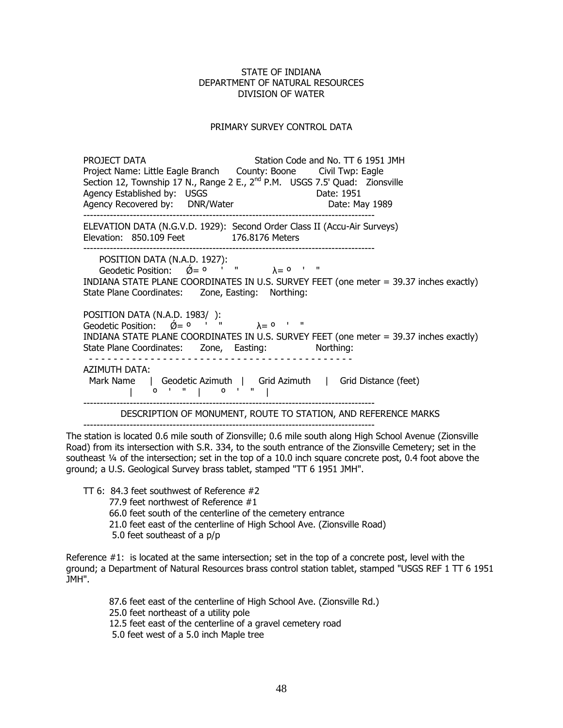STATE OF INDIANA
DEPARTMENT OF NATURAL RESOURCES
DIVISION OF WATER

PRIMARY SURVEY CONTROL DATA

PROJECT DATA Station Code and No. TT 6 1951 JMH
Project Name: Little Eagle Branch County: Boone Civil Twp: Eagle
Section 12, Township 17 N., Range 2 E., 2nd P.M. USGS 7.5' Quad: Zionsville
Agency Established by: USGS Date: 1951
Agency Recovered by: DNR/Water Date: May 1989

---

ELEVATION DATA (N.G.V.D. 1929): Second Order Class II (Accu-Air Surveys)
Elevation: 850.109 Feet 176.8176 Meters

---

POSITION DATA (N.A.D. 1927):
Geodetic Position: Ǿ= º ' " λ= º ' "
INDIANA STATE PLANE COORDINATES IN U.S. SURVEY FEET (one meter = 39.37 inches exactly)
State Plane Coordinates: Zone, Easting: Northing:

POSITION DATA (N.A.D. 1983/ ):
Geodetic Position: Ǿ= º ' " λ= º ' "
INDIANA STATE PLANE COORDINATES IN U.S. SURVEY FEET (one meter = 39.37 inches exactly)
State Plane Coordinates: Zone, Easting: Northing:

---

AZIMUTH DATA:

| Mark Name | Geodetic Azimuth | Grid Azimuth | Grid Distance (feet) |
|---|---|---|---|
| | º ' " | º ' " | |

---

DESCRIPTION OF MONUMENT, ROUTE TO STATION, AND REFERENCE MARKS

---

The station is located 0.6 mile south of Zionsville; 0.6 mile south along High School Avenue (Zionsville Road) from its intersection with S.R. 334, to the south entrance of the Zionsville Cemetery; set in the southeast ¼ of the intersection; set in the top of a 10.0 inch square concrete post, 0.4 foot above the ground; a U.S. Geological Survey brass tablet, stamped "TT 6 1951 JMH".

TT 6: 84.3 feet southwest of Reference #2
77.9 feet northwest of Reference #1
66.0 feet south of the centerline of the cemetery entrance
21.0 feet east of the centerline of High School Ave. (Zionsville Road)
5.0 feet southeast of a p/p

Reference #1: is located at the same intersection; set in the top of a concrete post, level with the ground; a Department of Natural Resources brass control station tablet, stamped "USGS REF 1 TT 6 1951 JMH".

87.6 feet east of the centerline of High School Ave. (Zionsville Rd.)
25.0 feet northeast of a utility pole
12.5 feet east of the centerline of a gravel cemetery road
5.0 feet west of a 5.0 inch Maple tree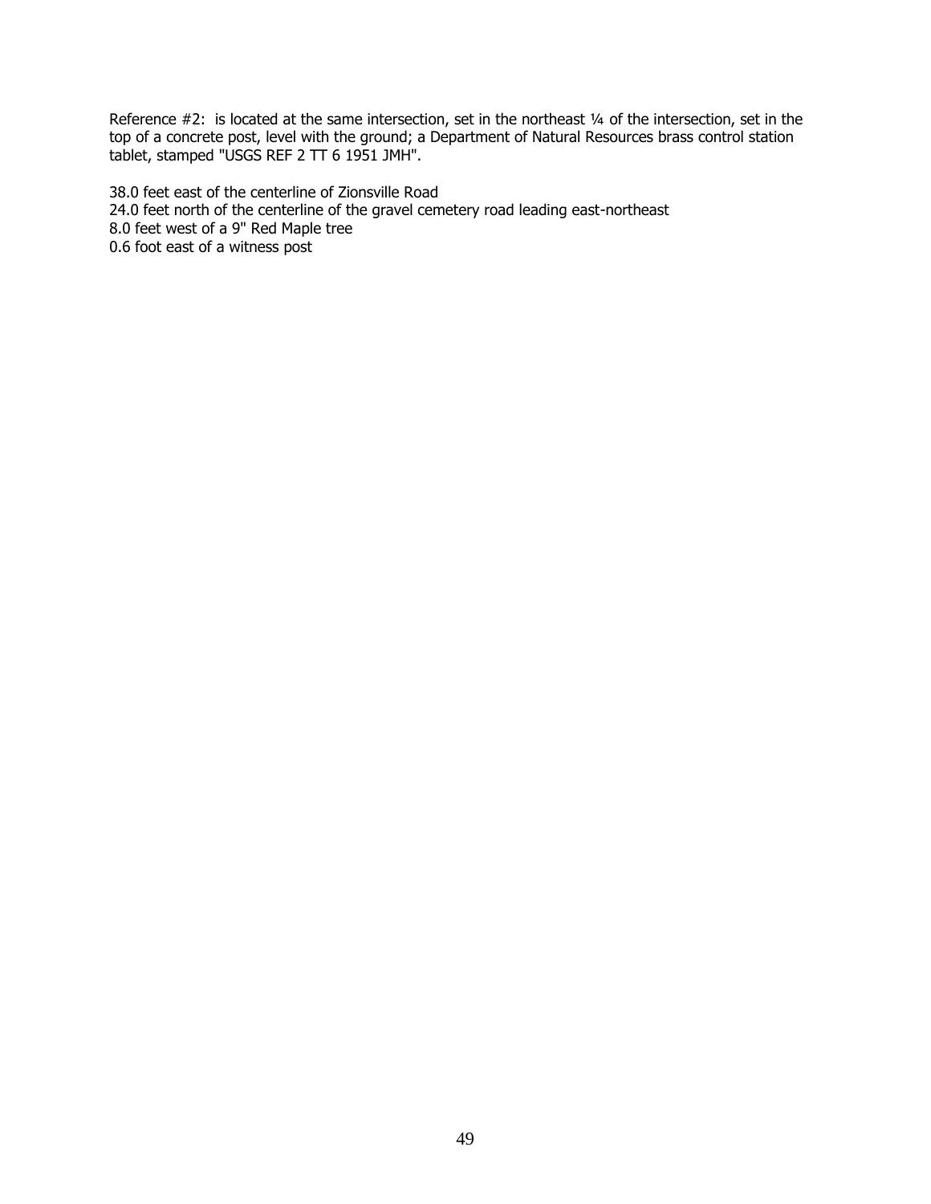Reference #2: is located at the same intersection, set in the northeast ¼ of the intersection, set in the top of a concrete post, level with the ground; a Department of Natural Resources brass control station tablet, stamped "USGS REF 2 TT 6 1951 JMH".

38.0 feet east of the centerline of Zionsville Road
24.0 feet north of the centerline of the gravel cemetery road leading east-northeast
8.0 feet west of a 9" Red Maple tree
0.6 foot east of a witness post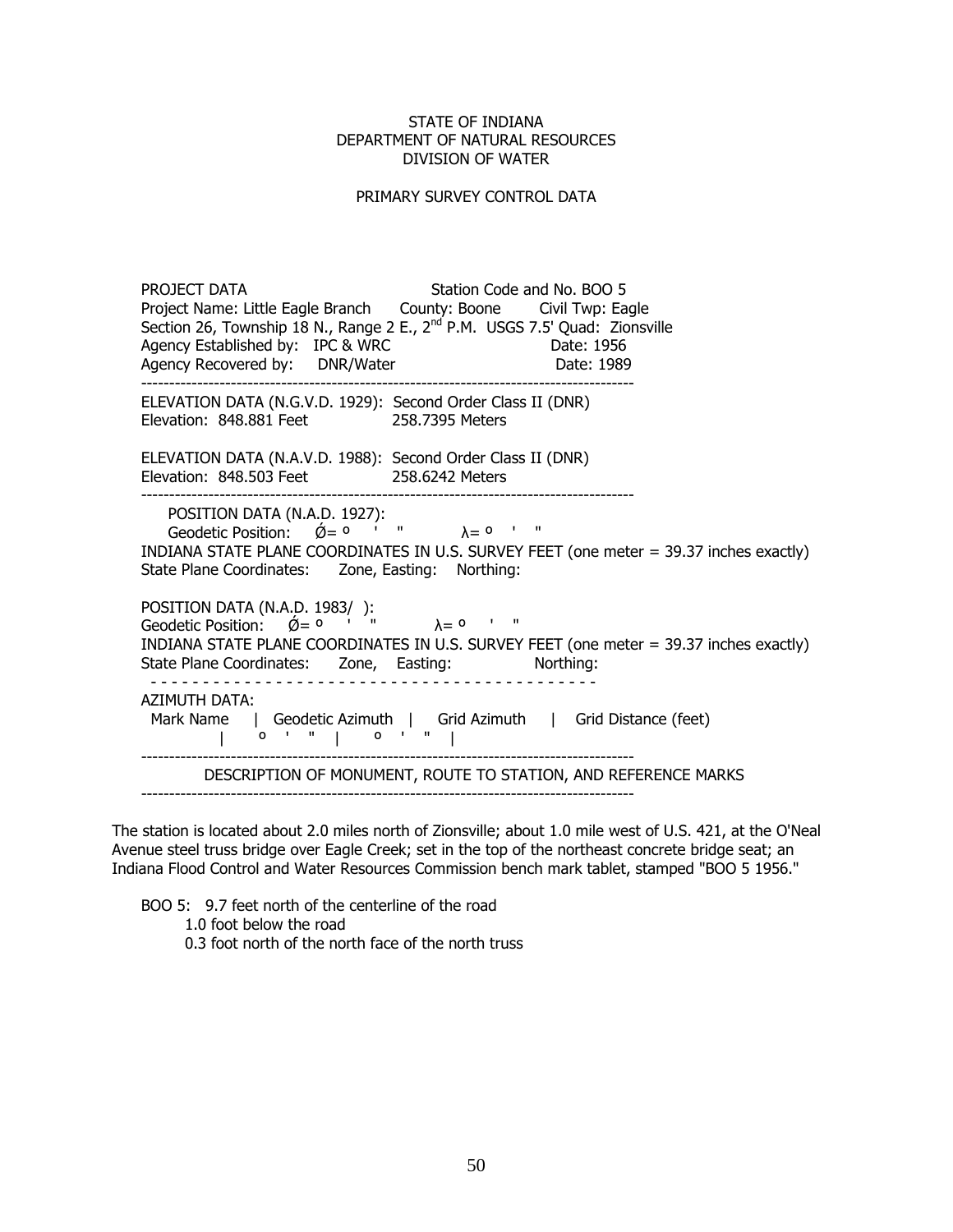STATE OF INDIANA
DEPARTMENT OF NATURAL RESOURCES
DIVISION OF WATER

PRIMARY SURVEY CONTROL DATA

PROJECT DATA Station Code and No. BOO 5
Project Name: Little Eagle Branch County: Boone Civil Twp: Eagle
Section 26, Township 18 N., Range 2 E., 2nd P.M. USGS 7.5' Quad: Zionsville
Agency Established by: IPC & WRC Date: 1956
Agency Recovered by: DNR/Water Date: 1989

---

ELEVATION DATA (N.G.V.D. 1929): Second Order Class II (DNR)
Elevation: 848.881 Feet 258.7395 Meters

ELEVATION DATA (N.A.V.D. 1988): Second Order Class II (DNR)
Elevation: 848.503 Feet 258.6242 Meters

---

POSITION DATA (N.A.D. 1927):
Geodetic Position: Ǿ= º ' " λ= º ' "
INDIANA STATE PLANE COORDINATES IN U.S. SURVEY FEET (one meter = 39.37 inches exactly)
State Plane Coordinates: Zone, Easting: Northing:

POSITION DATA (N.A.D. 1983/ ):
Geodetic Position: Ǿ= º ' " λ= º ' "
INDIANA STATE PLANE COORDINATES IN U.S. SURVEY FEET (one meter = 39.37 inches exactly)
State Plane Coordinates: Zone, Easting: Northing:

AZIMUTH DATA:

| Mark Name | Geodetic Azimuth | Grid Azimuth | Grid Distance (feet) |
|---|---|---|---|
| | º ' " | º ' " | |

---

DESCRIPTION OF MONUMENT, ROUTE TO STATION, AND REFERENCE MARKS

---

The station is located about 2.0 miles north of Zionsville; about 1.0 mile west of U.S. 421, at the O'Neal Avenue steel truss bridge over Eagle Creek; set in the top of the northeast concrete bridge seat; an Indiana Flood Control and Water Resources Commission bench mark tablet, stamped "BOO 5 1956."

BOO 5: 9.7 feet north of the centerline of the road
1.0 foot below the road
0.3 foot north of the north face of the north truss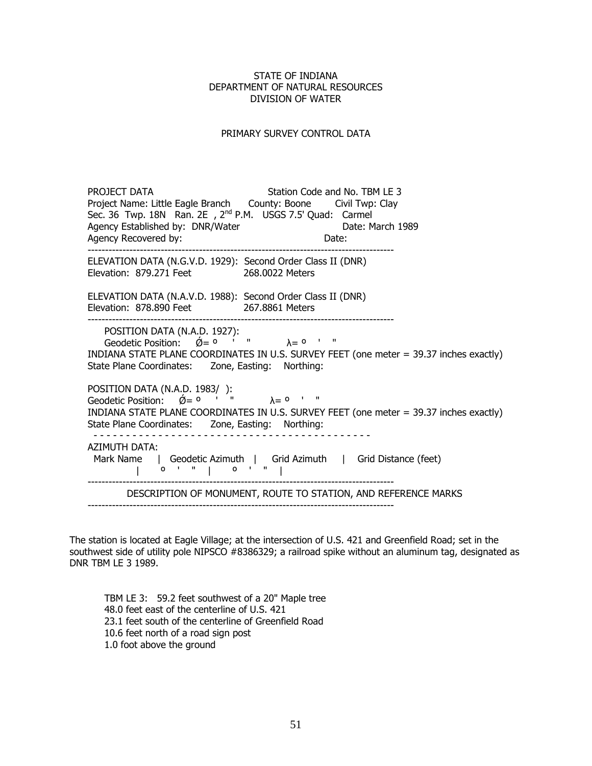STATE OF INDIANA
DEPARTMENT OF NATURAL RESOURCES
DIVISION OF WATER

PRIMARY SURVEY CONTROL DATA

PROJECT DATA                                    Station Code and No. TBM LE 3
Project Name: Little Eagle Branch    County: Boone    Civil Twp: Clay
Sec. 36  Twp. 18N  Ran. 2E , 2nd P.M.  USGS 7.5' Quad:  Carmel
Agency Established by:  DNR/Water                       Date: March 1989
Agency Recovered by:                                     Date:

---

ELEVATION DATA (N.G.V.D. 1929):  Second Order Class II (DNR)
Elevation:  879.271 Feet          268.0022 Meters

ELEVATION DATA (N.A.V.D. 1988):  Second Order Class II (DNR)
Elevation:  878.890 Feet          267.8861 Meters

---

POSITION DATA (N.A.D. 1927):
Geodetic Position:   Ǿ= º   '   "        λ= º   '   "
INDIANA STATE PLANE COORDINATES IN U.S. SURVEY FEET (one meter = 39.37 inches exactly)
State Plane Coordinates:    Zone, Easting:   Northing:

POSITION DATA (N.A.D. 1983/  ):
Geodetic Position:   Ǿ= º   '   "        λ= º   '   "
INDIANA STATE PLANE COORDINATES IN U.S. SURVEY FEET (one meter = 39.37 inches exactly)
State Plane Coordinates:    Zone, Easting:   Northing:

---

AZIMUTH DATA:

| Mark Name | Geodetic Azimuth | Grid Azimuth | Grid Distance (feet) |
|---|---|---|---|
| | º ' " | º ' " | |

---

DESCRIPTION OF MONUMENT, ROUTE TO STATION, AND REFERENCE MARKS

---

The station is located at Eagle Village; at the intersection of U.S. 421 and Greenfield Road; set in the southwest side of utility pole NIPSCO #8386329; a railroad spike without an aluminum tag, designated as DNR TBM LE 3 1989.

TBM LE 3:   59.2 feet southwest of a 20" Maple tree
48.0 feet east of the centerline of U.S. 421
23.1 feet south of the centerline of Greenfield Road
10.6 feet north of a road sign post
1.0 foot above the ground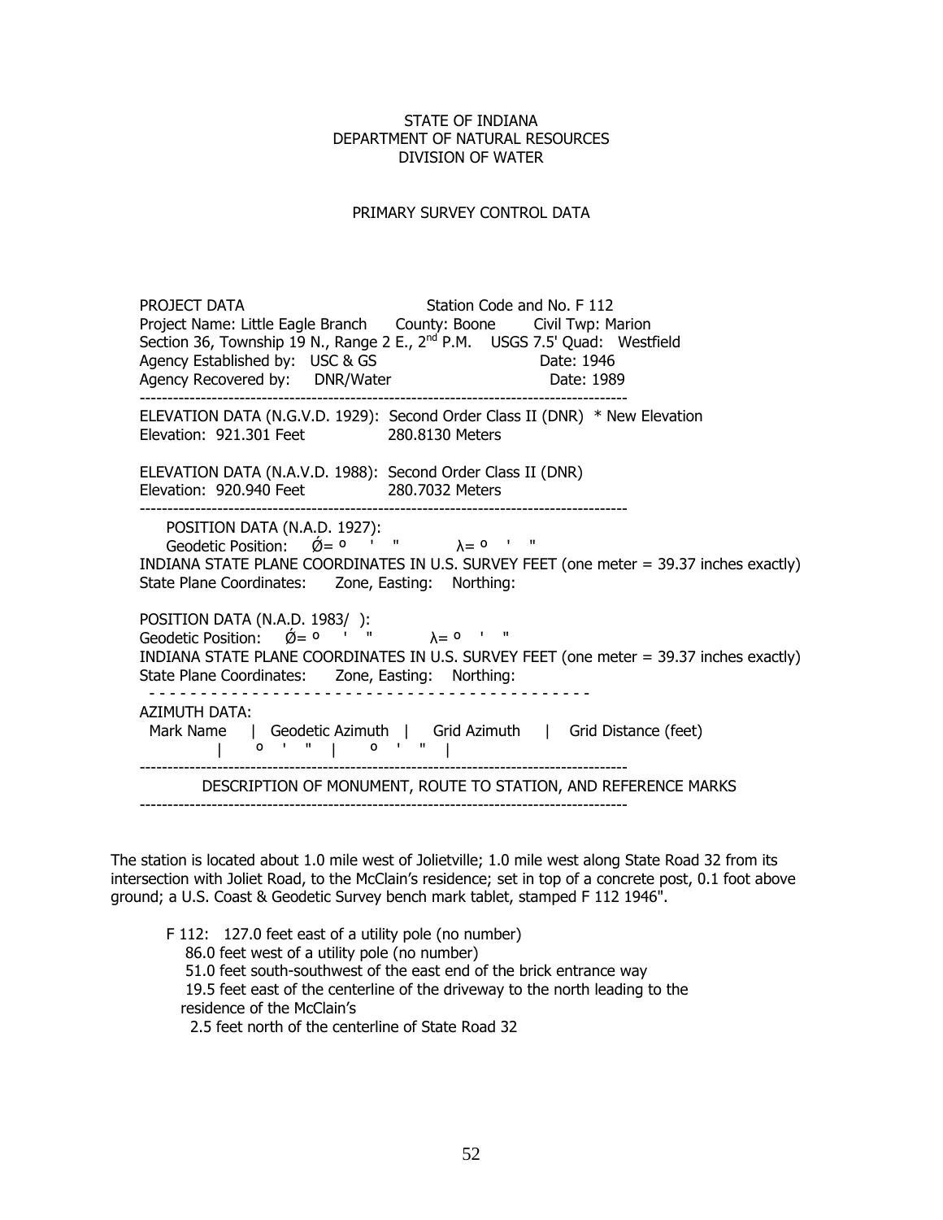STATE OF INDIANA
DEPARTMENT OF NATURAL RESOURCES
DIVISION OF WATER

PRIMARY SURVEY CONTROL DATA

PROJECT DATA Station Code and No. F 112
Project Name: Little Eagle Branch County: Boone Civil Twp: Marion
Section 36, Township 19 N., Range 2 E., 2nd P.M. USGS 7.5' Quad: Westfield
Agency Established by: USC & GS Date: 1946
Agency Recovered by: DNR/Water Date: 1989

---

ELEVATION DATA (N.G.V.D. 1929): Second Order Class II (DNR) * New Elevation
Elevation: 921.301 Feet 280.8130 Meters

ELEVATION DATA (N.A.V.D. 1988): Second Order Class II (DNR)
Elevation: 920.940 Feet 280.7032 Meters

---

POSITION DATA (N.A.D. 1927):
Geodetic Position: Ǿ= º ' " λ= º ' "
INDIANA STATE PLANE COORDINATES IN U.S. SURVEY FEET (one meter = 39.37 inches exactly)
State Plane Coordinates: Zone, Easting: Northing:

POSITION DATA (N.A.D. 1983/ ):
Geodetic Position: Ǿ= º ' " λ= º ' "
INDIANA STATE PLANE COORDINATES IN U.S. SURVEY FEET (one meter = 39.37 inches exactly)
State Plane Coordinates: Zone, Easting: Northing:

- - - - - - - - - - - - - - - - - - - - - - - - - - - - - - - - - - - - - - - - - -

AZIMUTH DATA:

| Mark Name | Geodetic Azimuth | Grid Azimuth | Grid Distance (feet) |
|---|---|---|---|
| | º ' " | º ' " | |

---

DESCRIPTION OF MONUMENT, ROUTE TO STATION, AND REFERENCE MARKS

---

The station is located about 1.0 mile west of Jolietville; 1.0 mile west along State Road 32 from its intersection with Joliet Road, to the McClain's residence; set in top of a concrete post, 0.1 foot above ground; a U.S. Coast & Geodetic Survey bench mark tablet, stamped F 112 1946".

F 112: 127.0 feet east of a utility pole (no number)
86.0 feet west of a utility pole (no number)
51.0 feet south-southwest of the east end of the brick entrance way
19.5 feet east of the centerline of the driveway to the north leading to the residence of the McClain's
2.5 feet north of the centerline of State Road 32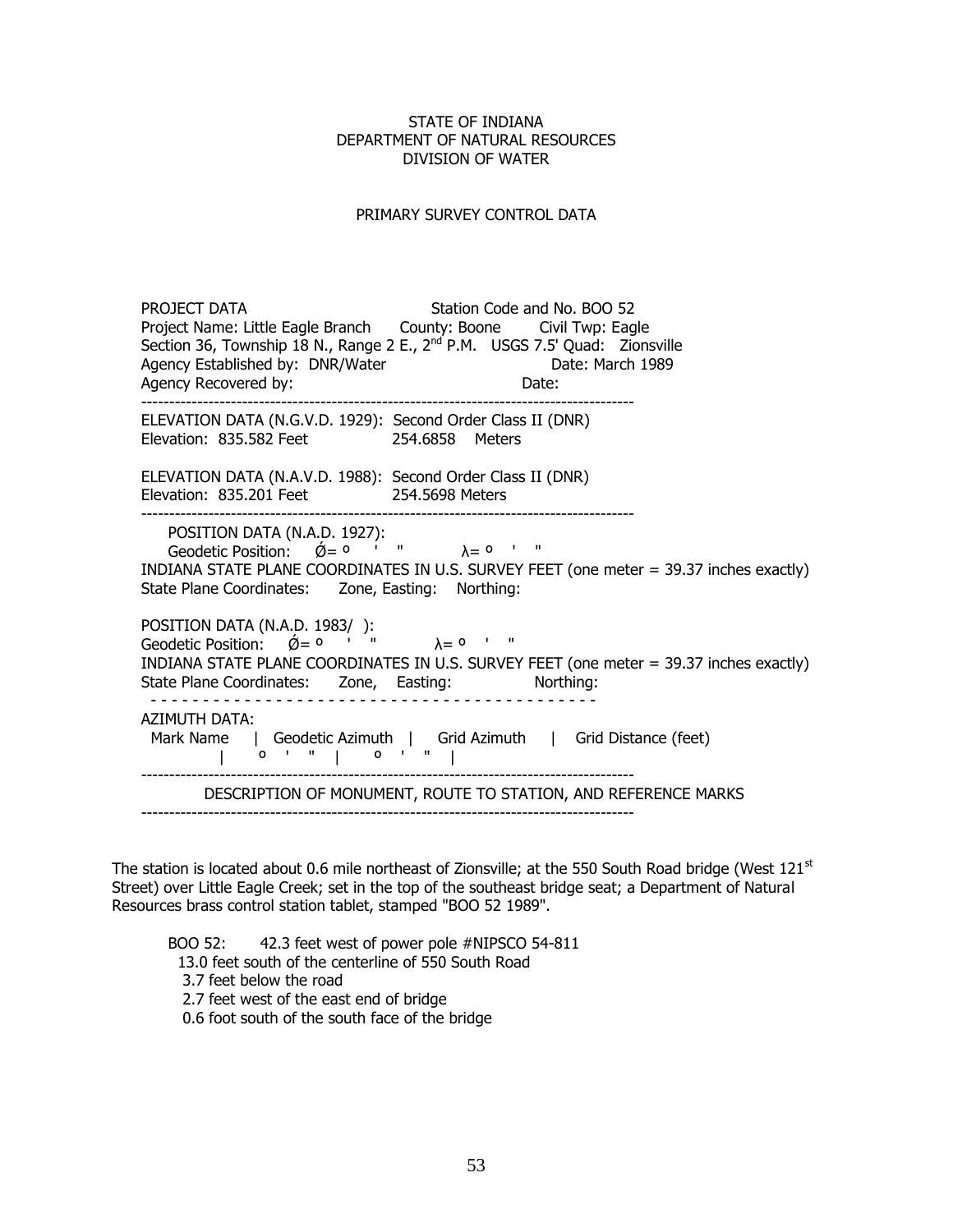STATE OF INDIANA
DEPARTMENT OF NATURAL RESOURCES
DIVISION OF WATER

PRIMARY SURVEY CONTROL DATA

PROJECT DATA                                                    Station Code and No. BOO 52
Project Name: Little Eagle Branch      County: Boone       Civil Twp: Eagle
Section 36, Township 18 N., Range 2 E., 2nd P.M.   USGS 7.5' Quad:   Zionsville
Agency Established by:  DNR/Water                                Date: March 1989
Agency Recovered by:                                                Date:

---

ELEVATION DATA (N.G.V.D. 1929):  Second Order Class II (DNR)
Elevation:  835.582 Feet              254.6858    Meters

ELEVATION DATA (N.A.V.D. 1988):  Second Order Class II (DNR)
Elevation:  835.201 Feet              254.5698 Meters

---

POSITION DATA (N.A.D. 1927):
Geodetic Position:    Ǿ= º    '    "          λ= º    '    "
INDIANA STATE PLANE COORDINATES IN U.S. SURVEY FEET (one meter = 39.37 inches exactly)
State Plane Coordinates:     Zone, Easting:    Northing:

POSITION DATA (N.A.D. 1983/  ):
Geodetic Position:    Ǿ= º    '    "          λ= º    '    "
INDIANA STATE PLANE COORDINATES IN U.S. SURVEY FEET (one meter = 39.37 inches exactly)
State Plane Coordinates:     Zone,   Easting:              Northing:

---

AZIMUTH DATA:

| Mark Name | Geodetic Azimuth | Grid Azimuth | Grid Distance (feet) |
|---|---|---|---|
| | º ' " | º ' " | |

---

DESCRIPTION OF MONUMENT, ROUTE TO STATION, AND REFERENCE MARKS

---

The station is located about 0.6 mile northeast of Zionsville; at the 550 South Road bridge (West 121st Street) over Little Eagle Creek; set in the top of the southeast bridge seat; a Department of Natural Resources brass control station tablet, stamped "BOO 52 1989".

BOO 52:    42.3 feet west of power pole #NIPSCO 54-811
13.0 feet south of the centerline of 550 South Road
3.7 feet below the road
2.7 feet west of the east end of bridge
0.6 foot south of the south face of the bridge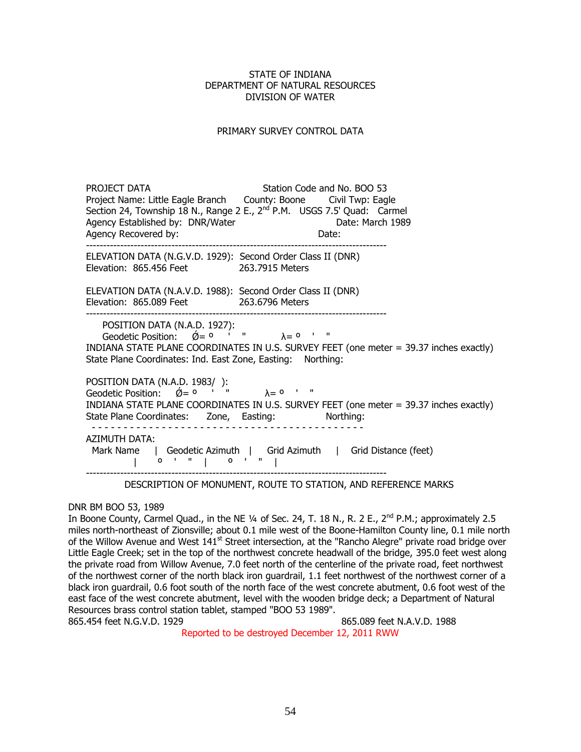STATE OF INDIANA
DEPARTMENT OF NATURAL RESOURCES
DIVISION OF WATER

PRIMARY SURVEY CONTROL DATA

PROJECT DATA Station Code and No. BOO 53
Project Name: Little Eagle Branch County: Boone Civil Twp: Eagle
Section 24, Township 18 N., Range 2 E., 2nd P.M. USGS 7.5' Quad: Carmel
Agency Established by: DNR/Water Date: March 1989
Agency Recovered by: Date:

---

ELEVATION DATA (N.G.V.D. 1929): Second Order Class II (DNR)
Elevation: 865.456 Feet 263.7915 Meters

ELEVATION DATA (N.A.V.D. 1988): Second Order Class II (DNR)
Elevation: 865.089 Feet 263.6796 Meters

---

POSITION DATA (N.A.D. 1927):
Geodetic Position: Ǿ= º ' " λ= º ' "
INDIANA STATE PLANE COORDINATES IN U.S. SURVEY FEET (one meter = 39.37 inches exactly)
State Plane Coordinates: Ind. East Zone, Easting: Northing:

POSITION DATA (N.A.D. 1983/ ):
Geodetic Position: Ǿ= º ' " λ= º ' "
INDIANA STATE PLANE COORDINATES IN U.S. SURVEY FEET (one meter = 39.37 inches exactly)
State Plane Coordinates: Zone, Easting: Northing:

---

AZIMUTH DATA:

| Mark Name | Geodetic Azimuth | Grid Azimuth | Grid Distance (feet) |
|---|---|---|---|
| | º ' " | º ' " | |

---

DESCRIPTION OF MONUMENT, ROUTE TO STATION, AND REFERENCE MARKS

DNR BM BOO 53, 1989
In Boone County, Carmel Quad., in the NE ¼ of Sec. 24, T. 18 N., R. 2 E., 2nd P.M.; approximately 2.5 miles north-northeast of Zionsville; about 0.1 mile west of the Boone-Hamilton County line, 0.1 mile north of the Willow Avenue and West 141st Street intersection, at the "Rancho Alegre" private road bridge over Little Eagle Creek; set in the top of the northwest concrete headwall of the bridge, 395.0 feet west along the private road from Willow Avenue, 7.0 feet north of the centerline of the private road, feet northwest of the northwest corner of the north black iron guardrail, 1.1 feet northwest of the northwest corner of a black iron guardrail, 0.6 foot south of the north face of the west concrete abutment, 0.6 foot west of the east face of the west concrete abutment, level with the wooden bridge deck; a Department of Natural Resources brass control station tablet, stamped "BOO 53 1989".
865.454 feet N.G.V.D. 1929 865.089 feet N.A.V.D. 1988

Reported to be destroyed December 12, 2011 RWW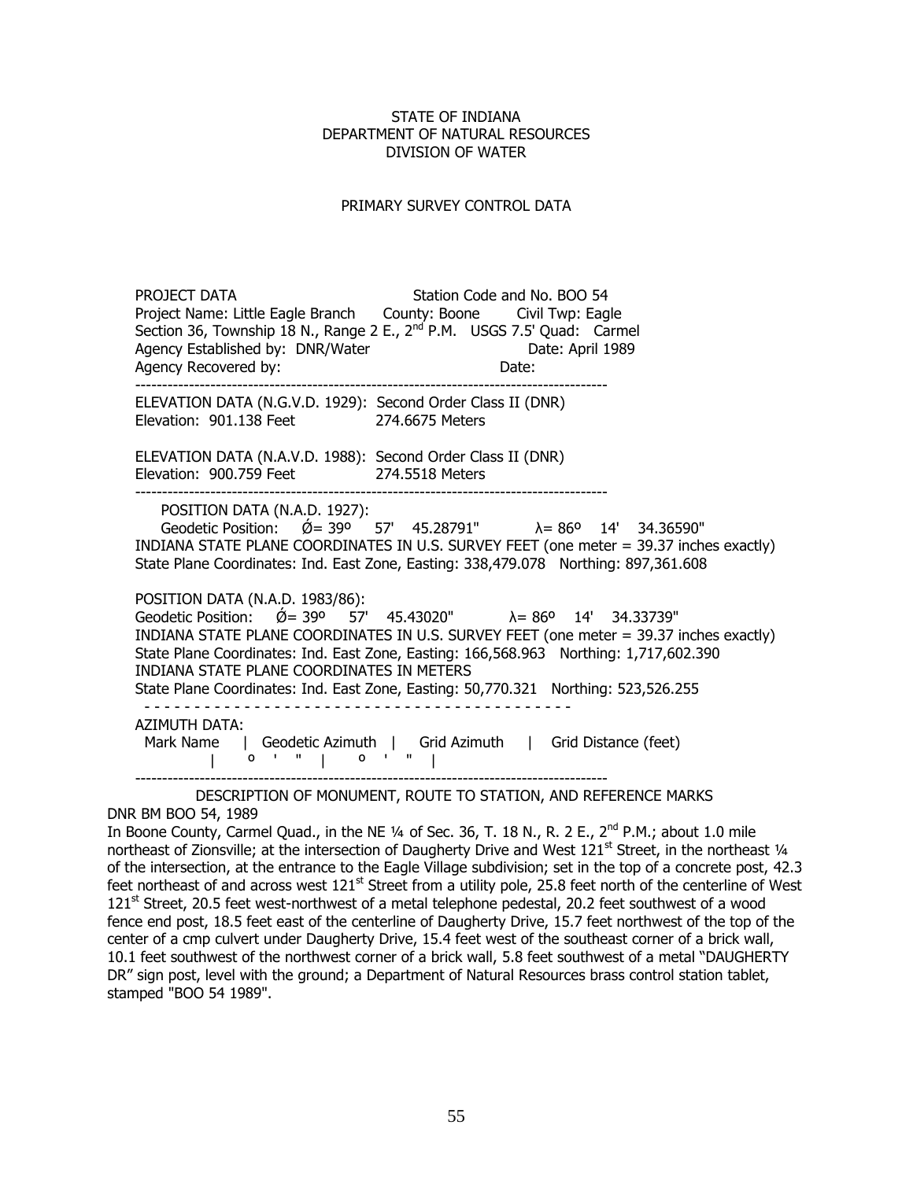STATE OF INDIANA
DEPARTMENT OF NATURAL RESOURCES
DIVISION OF WATER

PRIMARY SURVEY CONTROL DATA

PROJECT DATA Station Code and No. BOO 54
Project Name: Little Eagle Branch County: Boone Civil Twp: Eagle
Section 36, Township 18 N., Range 2 E., 2nd P.M. USGS 7.5' Quad: Carmel
Agency Established by: DNR/Water Date: April 1989
Agency Recovered by: Date:

---

ELEVATION DATA (N.G.V.D. 1929): Second Order Class II (DNR)
Elevation: 901.138 Feet 274.6675 Meters

ELEVATION DATA (N.A.V.D. 1988): Second Order Class II (DNR)
Elevation: 900.759 Feet 274.5518 Meters

---

POSITION DATA (N.A.D. 1927):
Geodetic Position: $\phi$= 39º 57' 45.28791" $\lambda$= 86º 14' 34.36590"
INDIANA STATE PLANE COORDINATES IN U.S. SURVEY FEET (one meter = 39.37 inches exactly)
State Plane Coordinates: Ind. East Zone, Easting: 338,479.078 Northing: 897,361.608

POSITION DATA (N.A.D. 1983/86):
Geodetic Position: $\phi$= 39º 57' 45.43020" $\lambda$= 86º 14' 34.33739"
INDIANA STATE PLANE COORDINATES IN U.S. SURVEY FEET (one meter = 39.37 inches exactly)
State Plane Coordinates: Ind. East Zone, Easting: 166,568.963 Northing: 1,717,602.390
INDIANA STATE PLANE COORDINATES IN METERS
State Plane Coordinates: Ind. East Zone, Easting: 50,770.321 Northing: 523,526.255

AZIMUTH DATA:

| Mark Name | Geodetic Azimuth | Grid Azimuth | Grid Distance (feet) |
|---|---|---|---|
| | º ' " | º ' " | |

---

DESCRIPTION OF MONUMENT, ROUTE TO STATION, AND REFERENCE MARKS

DNR BM BOO 54, 1989

In Boone County, Carmel Quad., in the NE ¼ of Sec. 36, T. 18 N., R. 2 E., 2nd P.M.; about 1.0 mile northeast of Zionsville; at the intersection of Daugherty Drive and West 121st Street, in the northeast ¼ of the intersection, at the entrance to the Eagle Village subdivision; set in the top of a concrete post, 42.3 feet northeast of and across west 121st Street from a utility pole, 25.8 feet north of the centerline of West 121st Street, 20.5 feet west-northwest of a metal telephone pedestal, 20.2 feet southwest of a wood fence end post, 18.5 feet east of the centerline of Daugherty Drive, 15.7 feet northwest of the top of the center of a cmp culvert under Daugherty Drive, 15.4 feet west of the southeast corner of a brick wall, 10.1 feet southwest of the northwest corner of a brick wall, 5.8 feet southwest of a metal "DAUGHERTY DR" sign post, level with the ground; a Department of Natural Resources brass control station tablet, stamped "BOO 54 1989".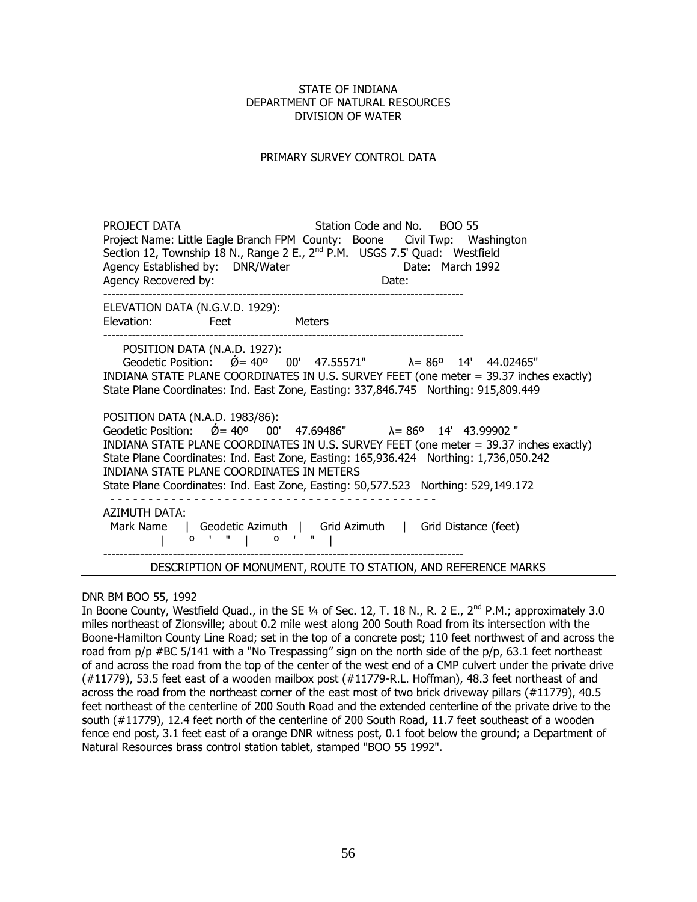STATE OF INDIANA
DEPARTMENT OF NATURAL RESOURCES
DIVISION OF WATER

PRIMARY SURVEY CONTROL DATA

PROJECT DATA Station Code and No. BOO 55
Project Name: Little Eagle Branch FPM County: Boone Civil Twp: Washington
Section 12, Township 18 N., Range 2 E., 2nd P.M. USGS 7.5' Quad: Westfield
Agency Established by: DNR/Water Date: March 1992
Agency Recovered by: Date:

---

ELEVATION DATA (N.G.V.D. 1929):
Elevation: Feet Meters

---

POSITION DATA (N.A.D. 1927):
Geodetic Position: Ǿ= 40º 00' 47.55571" λ= 86º 14' 44.02465"
INDIANA STATE PLANE COORDINATES IN U.S. SURVEY FEET (one meter = 39.37 inches exactly)
State Plane Coordinates: Ind. East Zone, Easting: 337,846.745 Northing: 915,809.449

POSITION DATA (N.A.D. 1983/86):
Geodetic Position: Ǿ= 40º 00' 47.69486" λ= 86º 14' 43.99902 "
INDIANA STATE PLANE COORDINATES IN U.S. SURVEY FEET (one meter = 39.37 inches exactly)
State Plane Coordinates: Ind. East Zone, Easting: 165,936.424 Northing: 1,736,050.242
INDIANA STATE PLANE COORDINATES IN METERS
State Plane Coordinates: Ind. East Zone, Easting: 50,577.523 Northing: 529,149.172

- - - - - - - - - - - - - - - - - - - - - - - - - - - - - - - - - - - - - - - - - - -

AZIMUTH DATA:

| Mark Name | Geodetic Azimuth | Grid Azimuth | Grid Distance (feet) |
|---|---|---|---|
| | º ' " | º ' " | |

---

DESCRIPTION OF MONUMENT, ROUTE TO STATION, AND REFERENCE MARKS

DNR BM BOO 55, 1992
In Boone County, Westfield Quad., in the SE ¼ of Sec. 12, T. 18 N., R. 2 E., 2nd P.M.; approximately 3.0 miles northeast of Zionsville; about 0.2 mile west along 200 South Road from its intersection with the Boone-Hamilton County Line Road; set in the top of a concrete post; 110 feet northwest of and across the road from p/p #BC 5/141 with a "No Trespassing" sign on the north side of the p/p, 63.1 feet northeast of and across the road from the top of the center of the west end of a CMP culvert under the private drive (#11779), 53.5 feet east of a wooden mailbox post (#11779-R.L. Hoffman), 48.3 feet northeast of and across the road from the northeast corner of the east most of two brick driveway pillars (#11779), 40.5 feet northeast of the centerline of 200 South Road and the extended centerline of the private drive to the south (#11779), 12.4 feet north of the centerline of 200 South Road, 11.7 feet southeast of a wooden fence end post, 3.1 feet east of a orange DNR witness post, 0.1 foot below the ground; a Department of Natural Resources brass control station tablet, stamped "BOO 55 1992".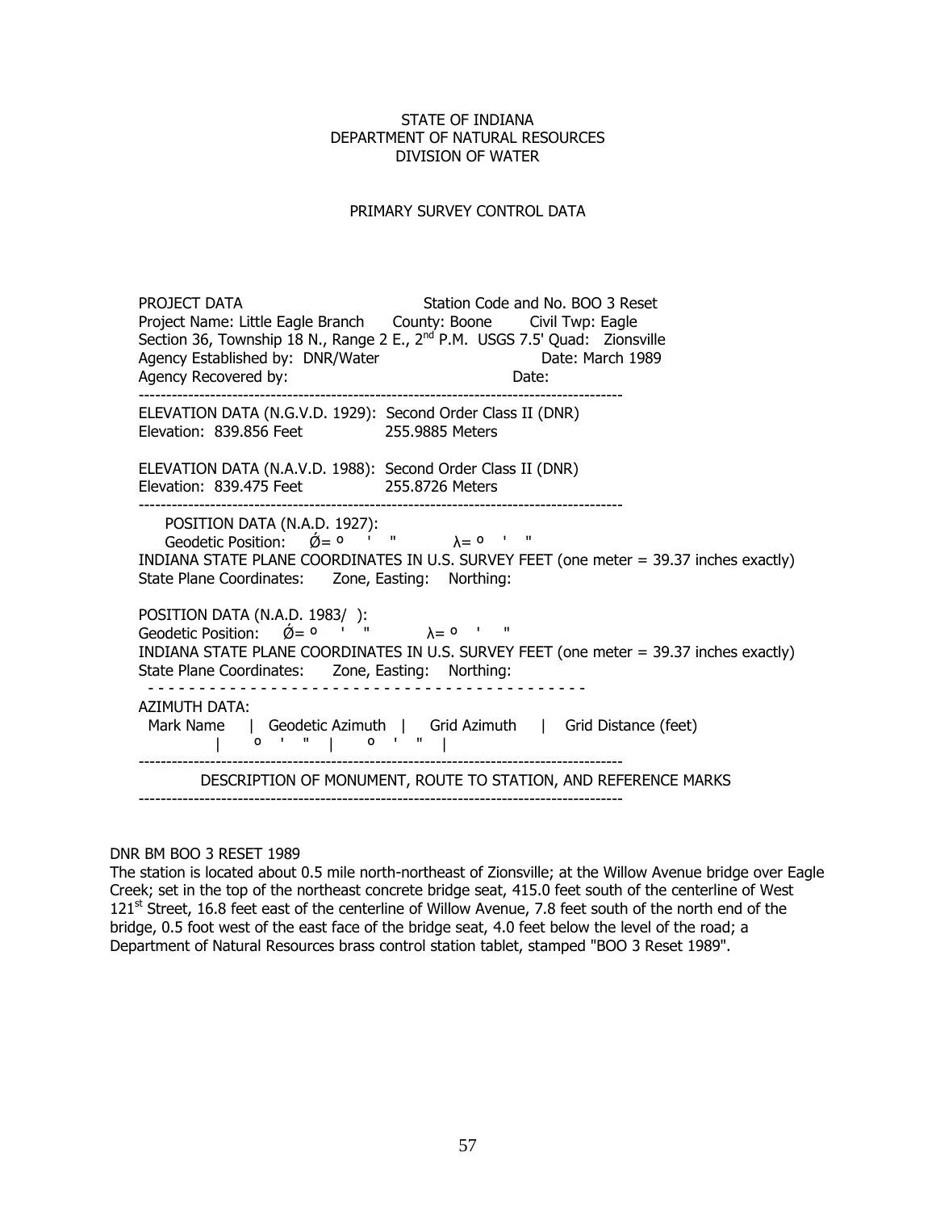STATE OF INDIANA
DEPARTMENT OF NATURAL RESOURCES
DIVISION OF WATER

PRIMARY SURVEY CONTROL DATA

PROJECT DATA Station Code and No. BOO 3 Reset
Project Name: Little Eagle Branch County: Boone Civil Twp: Eagle
Section 36, Township 18 N., Range 2 E., 2nd P.M. USGS 7.5' Quad: Zionsville
Agency Established by: DNR/Water Date: March 1989
Agency Recovered by: Date:

---

ELEVATION DATA (N.G.V.D. 1929): Second Order Class II (DNR)
Elevation: 839.856 Feet 255.9885 Meters

ELEVATION DATA (N.A.V.D. 1988): Second Order Class II (DNR)
Elevation: 839.475 Feet 255.8726 Meters

---

POSITION DATA (N.A.D. 1927):
Geodetic Position: Ø= º ' " λ= º ' "
INDIANA STATE PLANE COORDINATES IN U.S. SURVEY FEET (one meter = 39.37 inches exactly)
State Plane Coordinates: Zone, Easting: Northing:

POSITION DATA (N.A.D. 1983/ ):
Geodetic Position: Ø= º ' " λ= º ' "
INDIANA STATE PLANE COORDINATES IN U.S. SURVEY FEET (one meter = 39.37 inches exactly)
State Plane Coordinates: Zone, Easting: Northing:

---

AZIMUTH DATA:

| Mark Name | Geodetic Azimuth | Grid Azimuth | Grid Distance (feet) |
|---|---|---|---|
| | º ' " | º ' " | |

---

DESCRIPTION OF MONUMENT, ROUTE TO STATION, AND REFERENCE MARKS

---

DNR BM BOO 3 RESET 1989
The station is located about 0.5 mile north-northeast of Zionsville; at the Willow Avenue bridge over Eagle Creek; set in the top of the northeast concrete bridge seat, 415.0 feet south of the centerline of West 121st Street, 16.8 feet east of the centerline of Willow Avenue, 7.8 feet south of the north end of the bridge, 0.5 foot west of the east face of the bridge seat, 4.0 feet below the level of the road; a Department of Natural Resources brass control station tablet, stamped "BOO 3 Reset 1989".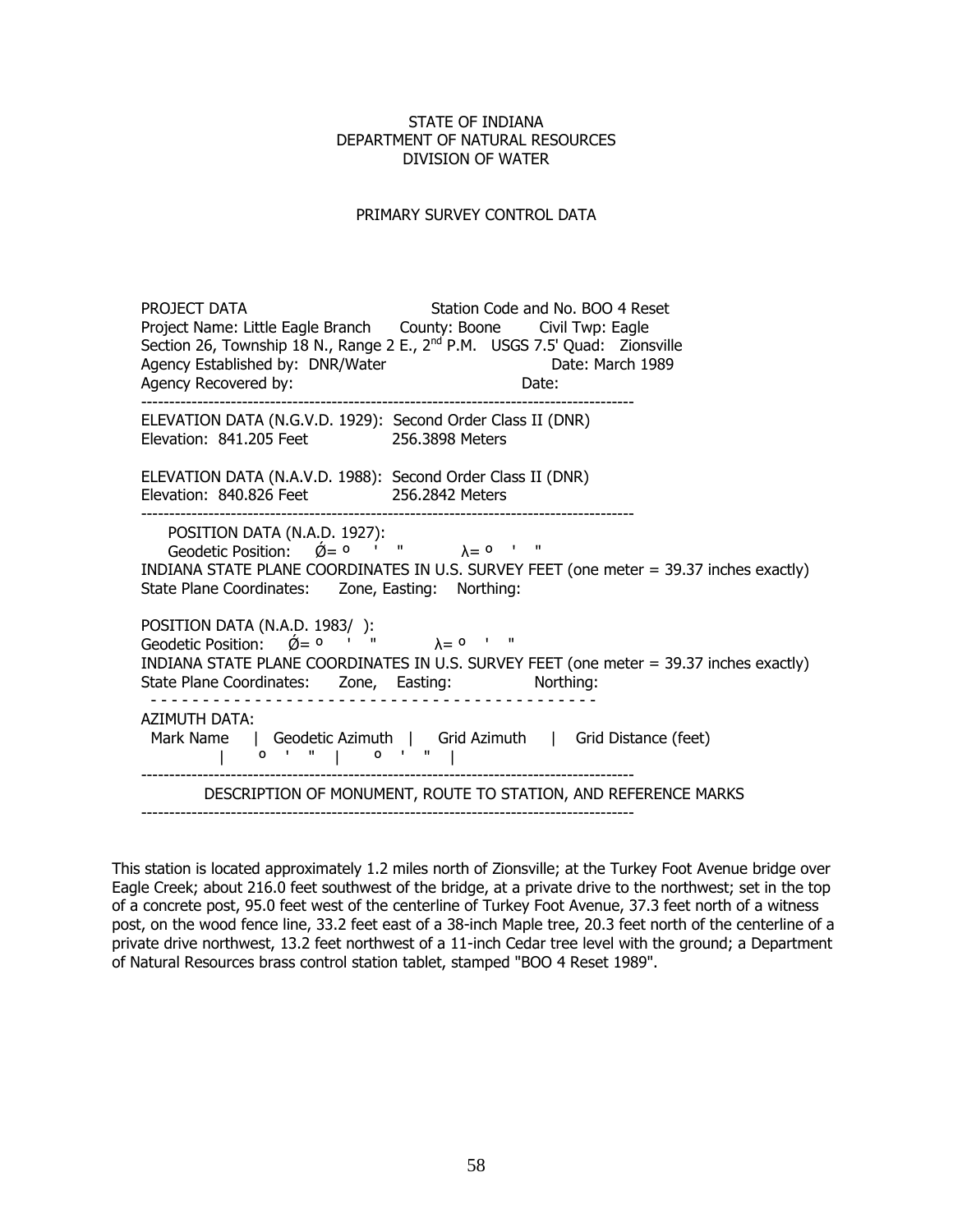STATE OF INDIANA
DEPARTMENT OF NATURAL RESOURCES
DIVISION OF WATER

PRIMARY SURVEY CONTROL DATA

PROJECT DATA                                                    Station Code and No. BOO 4 Reset
Project Name: Little Eagle Branch     County: Boone     Civil Twp: Eagle
Section 26, Township 18 N., Range 2 E., 2nd P.M.   USGS 7.5' Quad: Zionsville
Agency Established by: DNR/Water                                Date: March 1989
Agency Recovered by:                                            Date:

---

ELEVATION DATA (N.G.V.D. 1929): Second Order Class II (DNR)
Elevation: 841.205 Feet          256.3898 Meters

ELEVATION DATA (N.A.V.D. 1988): Second Order Class II (DNR)
Elevation: 840.826 Feet          256.2842 Meters

---

POSITION DATA (N.A.D. 1927):
Geodetic Position:   Ǿ= º  '  "        λ= º  '  "
INDIANA STATE PLANE COORDINATES IN U.S. SURVEY FEET (one meter = 39.37 inches exactly)
State Plane Coordinates:   Zone, Easting:   Northing:

POSITION DATA (N.A.D. 1983/  ):
Geodetic Position:   Ǿ= º  '  "        λ= º  '  "
INDIANA STATE PLANE COORDINATES IN U.S. SURVEY FEET (one meter = 39.37 inches exactly)
State Plane Coordinates:   Zone,   Easting:          Northing:

---

AZIMUTH DATA:

| Mark Name | Geodetic Azimuth | Grid Azimuth | Grid Distance (feet) |
|---|---|---|---|
| | º ' " | º ' " | |

---

DESCRIPTION OF MONUMENT, ROUTE TO STATION, AND REFERENCE MARKS

---

This station is located approximately 1.2 miles north of Zionsville; at the Turkey Foot Avenue bridge over Eagle Creek; about 216.0 feet southwest of the bridge, at a private drive to the northwest; set in the top of a concrete post, 95.0 feet west of the centerline of Turkey Foot Avenue, 37.3 feet north of a witness post, on the wood fence line, 33.2 feet east of a 38-inch Maple tree, 20.3 feet north of the centerline of a private drive northwest, 13.2 feet northwest of a 11-inch Cedar tree level with the ground; a Department of Natural Resources brass control station tablet, stamped "BOO 4 Reset 1989".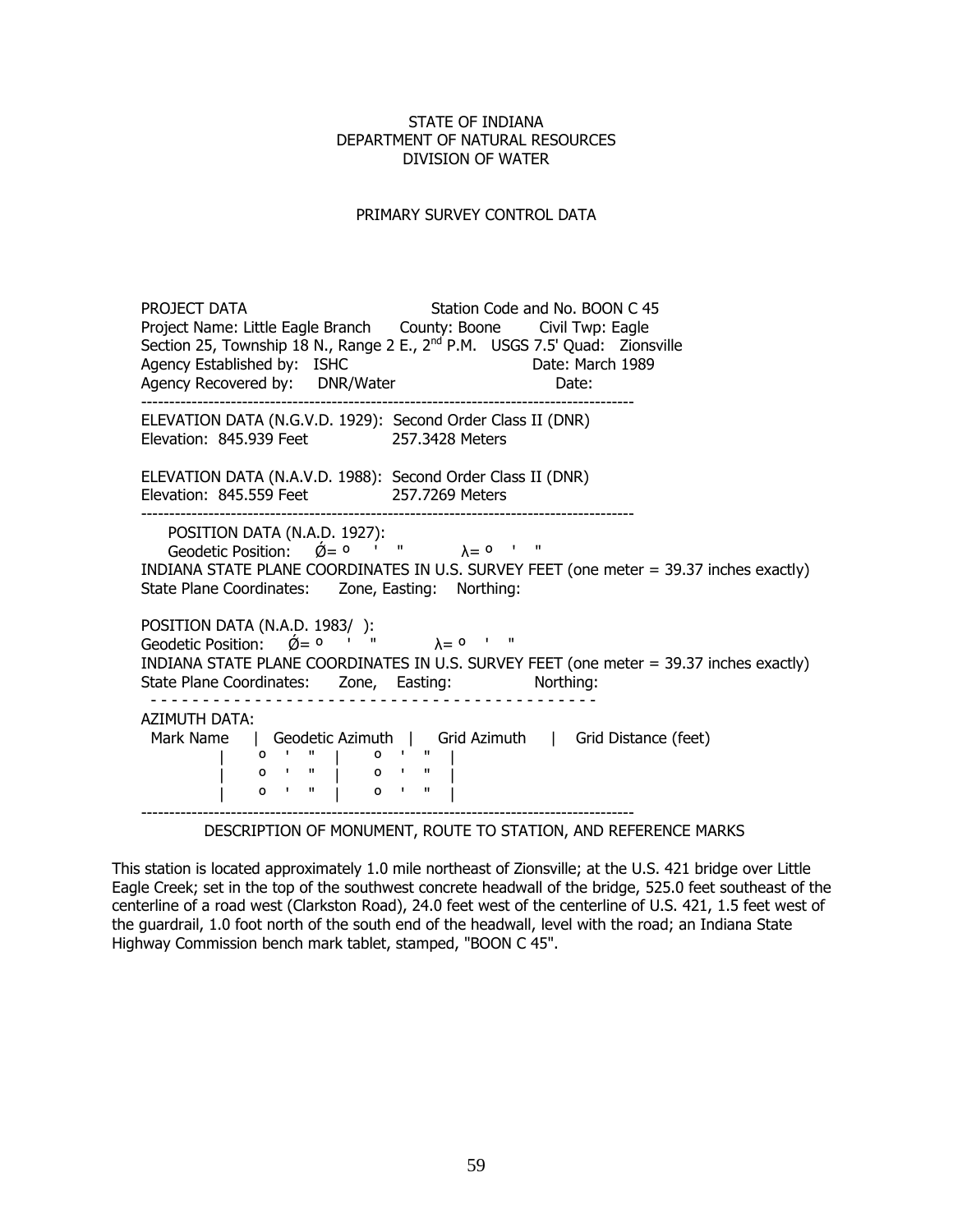STATE OF INDIANA
DEPARTMENT OF NATURAL RESOURCES
DIVISION OF WATER

PRIMARY SURVEY CONTROL DATA

PROJECT DATA Station Code and No. BOON C 45
Project Name: Little Eagle Branch County: Boone Civil Twp: Eagle
Section 25, Township 18 N., Range 2 E., 2nd P.M. USGS 7.5' Quad: Zionsville
Agency Established by: ISHC Date: March 1989
Agency Recovered by: DNR/Water Date:

---

ELEVATION DATA (N.G.V.D. 1929): Second Order Class II (DNR)
Elevation: 845.939 Feet 257.3428 Meters

ELEVATION DATA (N.A.V.D. 1988): Second Order Class II (DNR)
Elevation: 845.559 Feet 257.7269 Meters

---

POSITION DATA (N.A.D. 1927):
Geodetic Position: Ǿ= º ' " λ= º ' "
INDIANA STATE PLANE COORDINATES IN U.S. SURVEY FEET (one meter = 39.37 inches exactly)
State Plane Coordinates: Zone, Easting: Northing:

POSITION DATA (N.A.D. 1983/ ):
Geodetic Position: Ǿ= º ' " λ= º ' "
INDIANA STATE PLANE COORDINATES IN U.S. SURVEY FEET (one meter = 39.37 inches exactly)
State Plane Coordinates: Zone, Easting: Northing:

---

AZIMUTH DATA:

| Mark Name | Geodetic Azimuth | Grid Azimuth | Grid Distance (feet) |
|---|---|---|---|
| | o ' " | o ' " | |
| | o ' " | o ' " | |
| | o ' " | o ' " | |

---

DESCRIPTION OF MONUMENT, ROUTE TO STATION, AND REFERENCE MARKS

This station is located approximately 1.0 mile northeast of Zionsville; at the U.S. 421 bridge over Little Eagle Creek; set in the top of the southwest concrete headwall of the bridge, 525.0 feet southeast of the centerline of a road west (Clarkston Road), 24.0 feet west of the centerline of U.S. 421, 1.5 feet west of the guardrail, 1.0 foot north of the south end of the headwall, level with the road; an Indiana State Highway Commission bench mark tablet, stamped, "BOON C 45".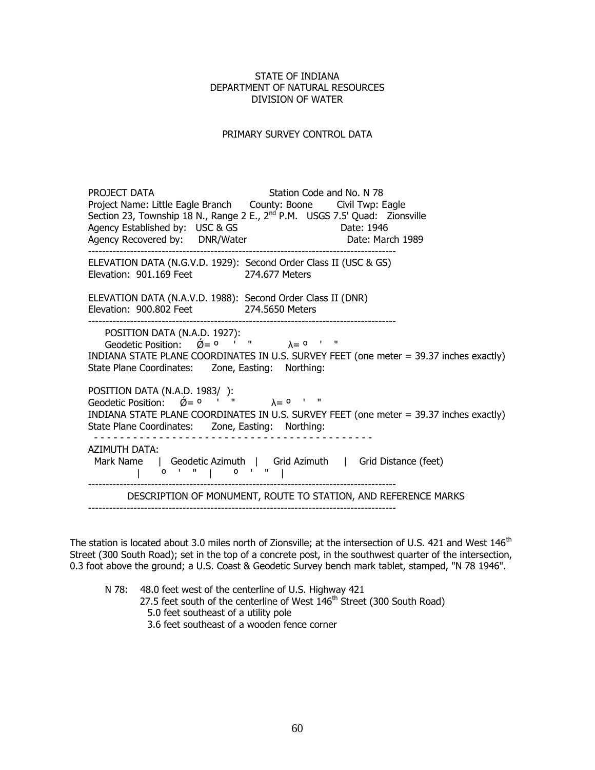STATE OF INDIANA
DEPARTMENT OF NATURAL RESOURCES
DIVISION OF WATER

PRIMARY SURVEY CONTROL DATA

PROJECT DATA Station Code and No. N 78
Project Name: Little Eagle Branch County: Boone Civil Twp: Eagle
Section 23, Township 18 N., Range 2 E., 2nd P.M. USGS 7.5' Quad: Zionsville
Agency Established by: USC & GS Date: 1946
Agency Recovered by: DNR/Water Date: March 1989

---

ELEVATION DATA (N.G.V.D. 1929): Second Order Class II (USC & GS)
Elevation: 901.169 Feet 274.677 Meters

ELEVATION DATA (N.A.V.D. 1988): Second Order Class II (DNR)
Elevation: 900.802 Feet 274.5650 Meters

---

POSITION DATA (N.A.D. 1927):
Geodetic Position: Ǿ= º ' " λ= º ' "
INDIANA STATE PLANE COORDINATES IN U.S. SURVEY FEET (one meter = 39.37 inches exactly)
State Plane Coordinates: Zone, Easting: Northing:

POSITION DATA (N.A.D. 1983/ ):
Geodetic Position: Ǿ= º ' " λ= º ' "
INDIANA STATE PLANE COORDINATES IN U.S. SURVEY FEET (one meter = 39.37 inches exactly)
State Plane Coordinates: Zone, Easting: Northing:

- - - - - - - - - - - - - - - - - - - - - - - - - - - - - - - - - - - - - - - - -

AZIMUTH DATA:

| Mark Name | Geodetic Azimuth | Grid Azimuth | Grid Distance (feet) |
|---|---|---|---|
| | º ' " | º ' " | |

---

DESCRIPTION OF MONUMENT, ROUTE TO STATION, AND REFERENCE MARKS

---

The station is located about 3.0 miles north of Zionsville; at the intersection of U.S. 421 and West 146th Street (300 South Road); set in the top of a concrete post, in the southwest quarter of the intersection, 0.3 foot above the ground; a U.S. Coast & Geodetic Survey bench mark tablet, stamped, "N 78 1946".

N 78: 48.0 feet west of the centerline of U.S. Highway 421
27.5 feet south of the centerline of West 146th Street (300 South Road)
5.0 feet southeast of a utility pole
3.6 feet southeast of a wooden fence corner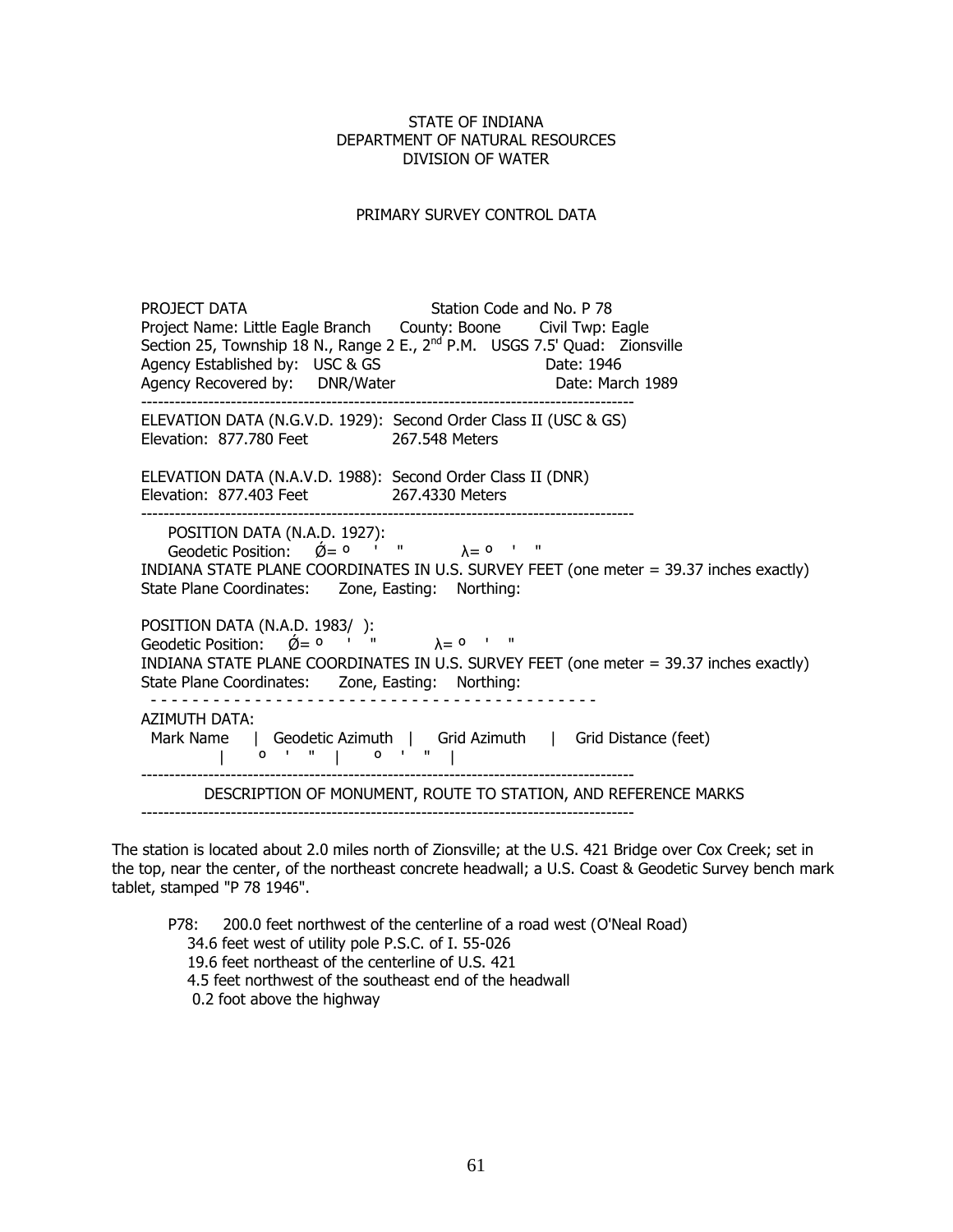STATE OF INDIANA
DEPARTMENT OF NATURAL RESOURCES
DIVISION OF WATER

PRIMARY SURVEY CONTROL DATA

PROJECT DATA                                        Station Code and No. P 78
Project Name: Little Eagle Branch     County: Boone     Civil Twp: Eagle
Section 25, Township 18 N., Range 2 E., 2nd P.M.   USGS 7.5' Quad:   Zionsville
Agency Established by:   USC & GS                          Date: 1946
Agency Recovered by:    DNR/Water                          Date: March 1989

---

ELEVATION DATA (N.G.V.D. 1929):  Second Order Class II (USC & GS)
Elevation:  877.780 Feet              267.548 Meters

ELEVATION DATA (N.A.V.D. 1988):  Second Order Class II (DNR)
Elevation:  877.403 Feet              267.4330 Meters

---

POSITION DATA (N.A.D. 1927):
Geodetic Position:   Ǿ= º   '   "          λ= º   '   "
INDIANA STATE PLANE COORDINATES IN U.S. SURVEY FEET (one meter = 39.37 inches exactly)
State Plane Coordinates:     Zone, Easting:   Northing:

POSITION DATA (N.A.D. 1983/  ):
Geodetic Position:   Ǿ= º   '   "          λ= º   '   "
INDIANA STATE PLANE COORDINATES IN U.S. SURVEY FEET (one meter = 39.37 inches exactly)
State Plane Coordinates:     Zone, Easting:   Northing:

- - - - - - - - - - - - - - - - - - - - - - - - - - - - - - - - - - - - - - - - - -

AZIMUTH DATA:

| Mark Name | Geodetic Azimuth | Grid Azimuth | Grid Distance (feet) |
|---|---|---|---|
| | º ' " | º ' " | |

---

DESCRIPTION OF MONUMENT, ROUTE TO STATION, AND REFERENCE MARKS

---

The station is located about 2.0 miles north of Zionsville; at the U.S. 421 Bridge over Cox Creek; set in the top, near the center, of the northeast concrete headwall; a U.S. Coast & Geodetic Survey bench mark tablet, stamped "P 78 1946".

P78:   200.0 feet northwest of the centerline of a road west (O'Neal Road)
34.6 feet west of utility pole P.S.C. of I. 55-026
19.6 feet northeast of the centerline of U.S. 421
4.5 feet northwest of the southeast end of the headwall
0.2 foot above the highway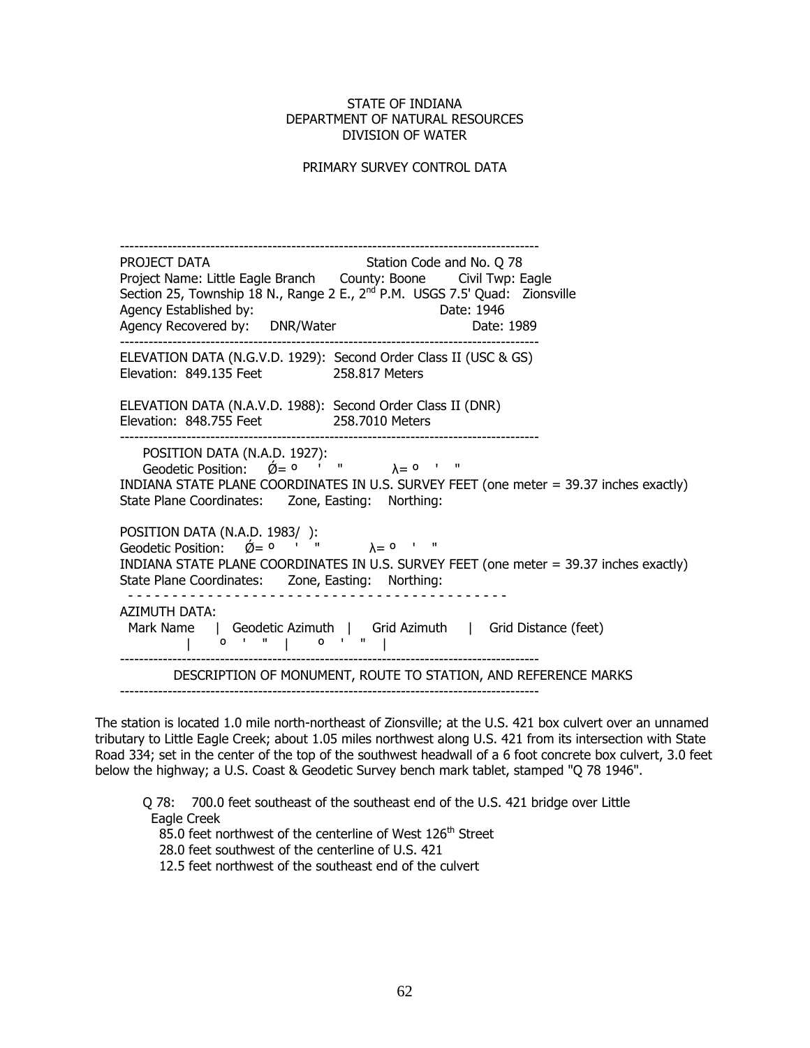STATE OF INDIANA
DEPARTMENT OF NATURAL RESOURCES
DIVISION OF WATER

PRIMARY SURVEY CONTROL DATA

---

PROJECT DATA Station Code and No. Q 78
Project Name: Little Eagle Branch County: Boone Civil Twp: Eagle
Section 25, Township 18 N., Range 2 E., 2nd P.M. USGS 7.5' Quad: Zionsville
Agency Established by: Date: 1946
Agency Recovered by: DNR/Water Date: 1989

---

ELEVATION DATA (N.G.V.D. 1929): Second Order Class II (USC & GS)
Elevation: 849.135 Feet 258.817 Meters

ELEVATION DATA (N.A.V.D. 1988): Second Order Class II (DNR)
Elevation: 848.755 Feet 258.7010 Meters

---

POSITION DATA (N.A.D. 1927):
Geodetic Position: Ǿ= º ' " λ= º ' "
INDIANA STATE PLANE COORDINATES IN U.S. SURVEY FEET (one meter = 39.37 inches exactly)
State Plane Coordinates: Zone, Easting: Northing:

POSITION DATA (N.A.D. 1983/ ):
Geodetic Position: Ǿ= º ' " λ= º ' "
INDIANA STATE PLANE COORDINATES IN U.S. SURVEY FEET (one meter = 39.37 inches exactly)
State Plane Coordinates: Zone, Easting: Northing:

- - - - - - - - - - - - - - - - - - - - - - - - - - - - - - - - - - - - - - - - - -

AZIMUTH DATA:

| Mark Name | Geodetic Azimuth | Grid Azimuth | Grid Distance (feet) |
|---|---|---|---|
| | º ' " | º ' " | |

---

DESCRIPTION OF MONUMENT, ROUTE TO STATION, AND REFERENCE MARKS

---

The station is located 1.0 mile north-northeast of Zionsville; at the U.S. 421 box culvert over an unnamed tributary to Little Eagle Creek; about 1.05 miles northwest along U.S. 421 from its intersection with State Road 334; set in the center of the top of the southwest headwall of a 6 foot concrete box culvert, 3.0 feet below the highway; a U.S. Coast & Geodetic Survey bench mark tablet, stamped "Q 78 1946".

Q 78: 700.0 feet southeast of the southeast end of the U.S. 421 bridge over Little Eagle Creek
85.0 feet northwest of the centerline of West 126th Street
28.0 feet southwest of the centerline of U.S. 421
12.5 feet northwest of the southeast end of the culvert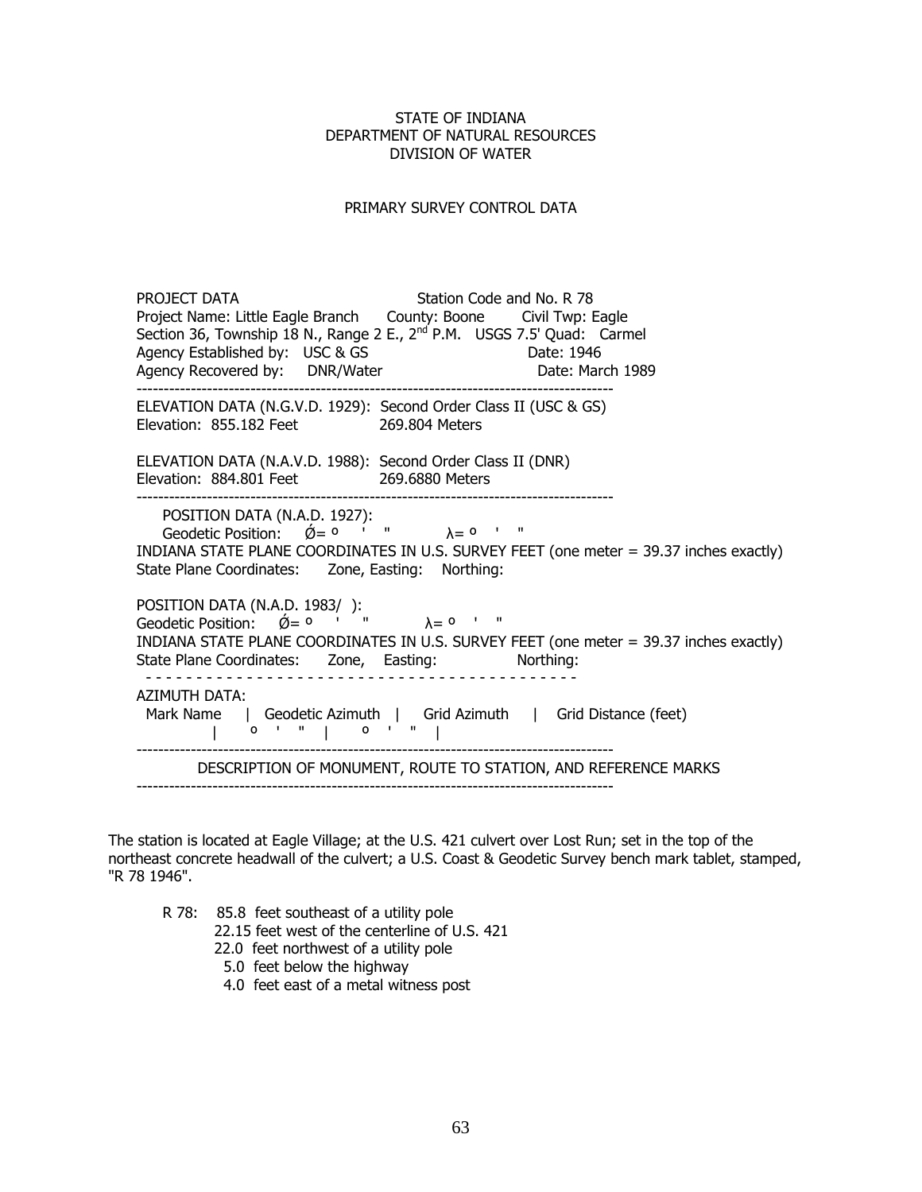STATE OF INDIANA
DEPARTMENT OF NATURAL RESOURCES
DIVISION OF WATER

PRIMARY SURVEY CONTROL DATA

PROJECT DATA                                              Station Code and No. R 78
Project Name: Little Eagle Branch     County: Boone      Civil Twp: Eagle
Section 36, Township 18 N., Range 2 E., 2nd P.M.   USGS 7.5' Quad:   Carmel
Agency Established by:   USC & GS                              Date: 1946
Agency Recovered by:    DNR/Water                              Date: March 1989

---

ELEVATION DATA (N.G.V.D. 1929):  Second Order Class II (USC & GS)
Elevation:  855.182 Feet              269.804 Meters

ELEVATION DATA (N.A.V.D. 1988):  Second Order Class II (DNR)
Elevation:  884.801 Feet              269.6880 Meters

---

POSITION DATA (N.A.D. 1927):
Geodetic Position:   Ǿ= º   '   "          λ= º   '   "
INDIANA STATE PLANE COORDINATES IN U.S. SURVEY FEET (one meter = 39.37 inches exactly)
State Plane Coordinates:     Zone, Easting:    Northing:

POSITION DATA (N.A.D. 1983/  ):
Geodetic Position:   Ǿ= º   '   "          λ= º   '   "
INDIANA STATE PLANE COORDINATES IN U.S. SURVEY FEET (one meter = 39.37 inches exactly)
State Plane Coordinates:     Zone,    Easting:              Northing:

---

AZIMUTH DATA:

| Mark Name | Geodetic Azimuth | Grid Azimuth | Grid Distance (feet) |
|---|---|---|---|
| | º ' " | º ' " | |

---

DESCRIPTION OF MONUMENT, ROUTE TO STATION, AND REFERENCE MARKS

---

The station is located at Eagle Village; at the U.S. 421 culvert over Lost Run; set in the top of the northeast concrete headwall of the culvert; a U.S. Coast & Geodetic Survey bench mark tablet, stamped, "R 78 1946".

R 78:   85.8  feet southeast of a utility pole
        22.15 feet west of the centerline of U.S. 421
        22.0  feet northwest of a utility pole
         5.0  feet below the highway
         4.0  feet east of a metal witness post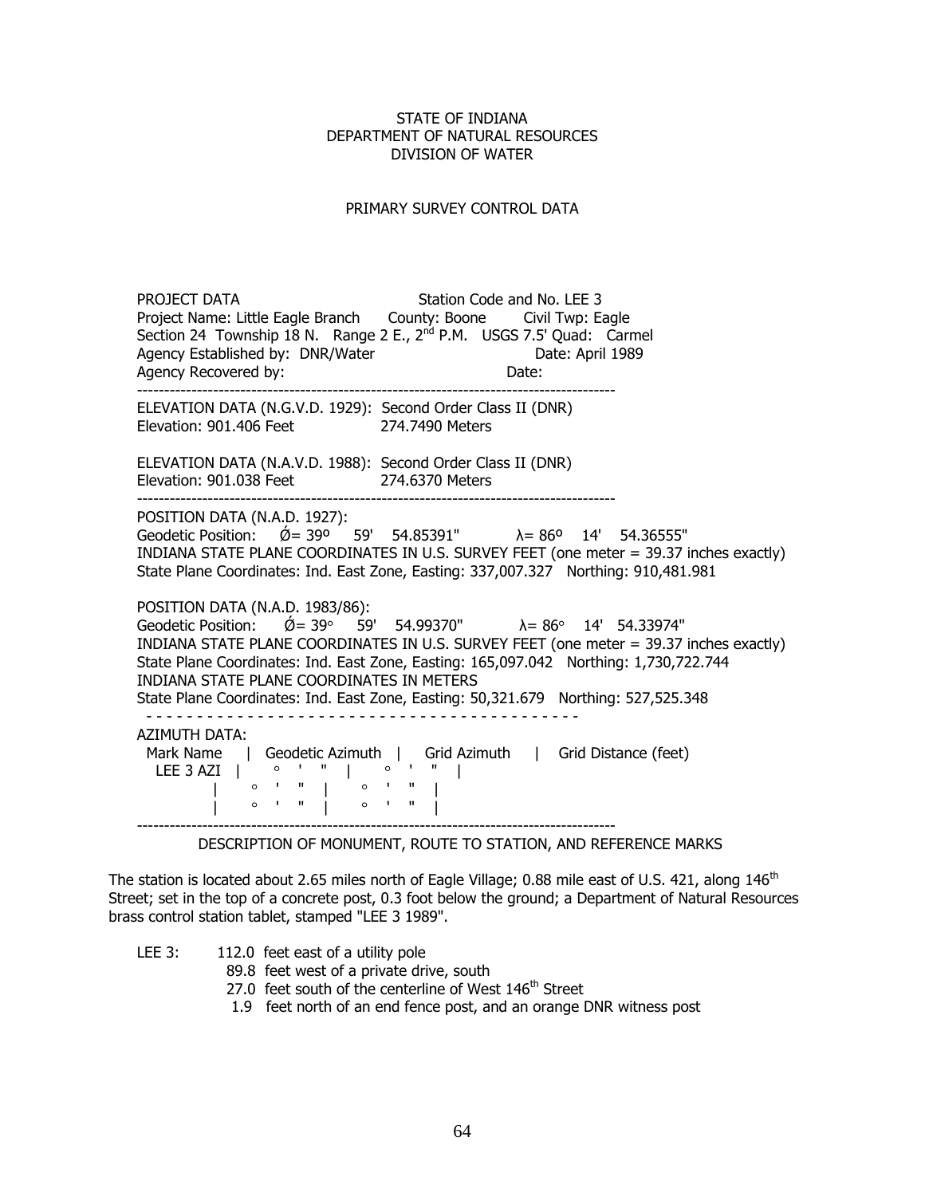STATE OF INDIANA
DEPARTMENT OF NATURAL RESOURCES
DIVISION OF WATER

PRIMARY SURVEY CONTROL DATA

PROJECT DATA Station Code and No. LEE 3
Project Name: Little Eagle Branch County: Boone Civil Twp: Eagle
Section 24 Township 18 N. Range 2 E., 2nd P.M. USGS 7.5' Quad: Carmel
Agency Established by: DNR/Water Date: April 1989
Agency Recovered by: Date:

---

ELEVATION DATA (N.G.V.D. 1929): Second Order Class II (DNR)
Elevation: 901.406 Feet 274.7490 Meters

ELEVATION DATA (N.A.V.D. 1988): Second Order Class II (DNR)
Elevation: 901.038 Feet 274.6370 Meters

---

POSITION DATA (N.A.D. 1927):
Geodetic Position: Ǿ= 39º 59' 54.85391" λ= 86º 14' 54.36555"
INDIANA STATE PLANE COORDINATES IN U.S. SURVEY FEET (one meter = 39.37 inches exactly)
State Plane Coordinates: Ind. East Zone, Easting: 337,007.327 Northing: 910,481.981

POSITION DATA (N.A.D. 1983/86):
Geodetic Position: Ǿ= 39° 59' 54.99370" λ= 86° 14' 54.33974"
INDIANA STATE PLANE COORDINATES IN U.S. SURVEY FEET (one meter = 39.37 inches exactly)
State Plane Coordinates: Ind. East Zone, Easting: 165,097.042 Northing: 1,730,722.744
INDIANA STATE PLANE COORDINATES IN METERS
State Plane Coordinates: Ind. East Zone, Easting: 50,321.679 Northing: 527,525.348

AZIMUTH DATA:

| Mark Name | Geodetic Azimuth | Grid Azimuth | Grid Distance (feet) |
|---|---|---|---|
| LEE 3 AZI | ° ' " | ° ' " | |
| | ° ' " | ° ' " | |
| | ° ' " | ° ' " | |

---

DESCRIPTION OF MONUMENT, ROUTE TO STATION, AND REFERENCE MARKS

The station is located about 2.65 miles north of Eagle Village; 0.88 mile east of U.S. 421, along 146th Street; set in the top of a concrete post, 0.3 foot below the ground; a Department of Natural Resources brass control station tablet, stamped "LEE 3 1989".

LEE 3:
- 112.0 feet east of a utility pole
- 89.8 feet west of a private drive, south
- 27.0 feet south of the centerline of West 146th Street
- 1.9 feet north of an end fence post, and an orange DNR witness post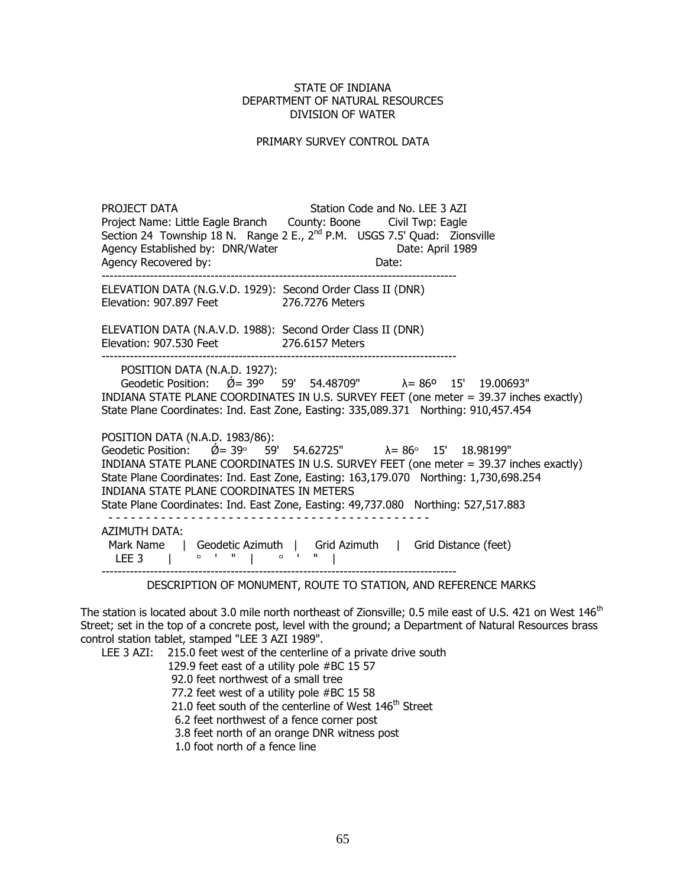STATE OF INDIANA
DEPARTMENT OF NATURAL RESOURCES
DIVISION OF WATER

PRIMARY SURVEY CONTROL DATA

PROJECT DATA Station Code and No. LEE 3 AZI
Project Name: Little Eagle Branch County: Boone Civil Twp: Eagle
Section 24 Township 18 N. Range 2 E., 2nd P.M. USGS 7.5' Quad: Zionsville
Agency Established by: DNR/Water Date: April 1989
Agency Recovered by: Date:

---

ELEVATION DATA (N.G.V.D. 1929): Second Order Class II (DNR)
Elevation: 907.897 Feet 276.7276 Meters

ELEVATION DATA (N.A.V.D. 1988): Second Order Class II (DNR)
Elevation: 907.530 Feet 276.6157 Meters

---

POSITION DATA (N.A.D. 1927):
Geodetic Position: Ǿ= 39º 59' 54.48709" λ= 86º 15' 19.00693"
INDIANA STATE PLANE COORDINATES IN U.S. SURVEY FEET (one meter = 39.37 inches exactly)
State Plane Coordinates: Ind. East Zone, Easting: 335,089.371 Northing: 910,457.454

POSITION DATA (N.A.D. 1983/86):
Geodetic Position: Ǿ= 39◦ 59' 54.62725" λ= 86◦ 15' 18.98199"
INDIANA STATE PLANE COORDINATES IN U.S. SURVEY FEET (one meter = 39.37 inches exactly)
State Plane Coordinates: Ind. East Zone, Easting: 163,179.070 Northing: 1,730,698.254
INDIANA STATE PLANE COORDINATES IN METERS
State Plane Coordinates: Ind. East Zone, Easting: 49,737.080 Northing: 527,517.883

- - - - - - - - - - - - - - - - - - - - - - - - - - - - - - - - - - - - - - - - -

AZIMUTH DATA:

| Mark Name | Geodetic Azimuth | Grid Azimuth | Grid Distance (feet) |
|---|---|---|---|
| LEE 3 | ◦ ' " | ◦ ' " | |

---

DESCRIPTION OF MONUMENT, ROUTE TO STATION, AND REFERENCE MARKS

The station is located about 3.0 mile north northeast of Zionsville; 0.5 mile east of U.S. 421 on West 146th Street; set in the top of a concrete post, level with the ground; a Department of Natural Resources brass control station tablet, stamped "LEE 3 AZI 1989".

LEE 3 AZI: 215.0 feet west of the centerline of a private drive south
129.9 feet east of a utility pole #BC 15 57
92.0 feet northwest of a small tree
77.2 feet west of a utility pole #BC 15 58
21.0 feet south of the centerline of West 146th Street
6.2 feet northwest of a fence corner post
3.8 feet north of an orange DNR witness post
1.0 foot north of a fence line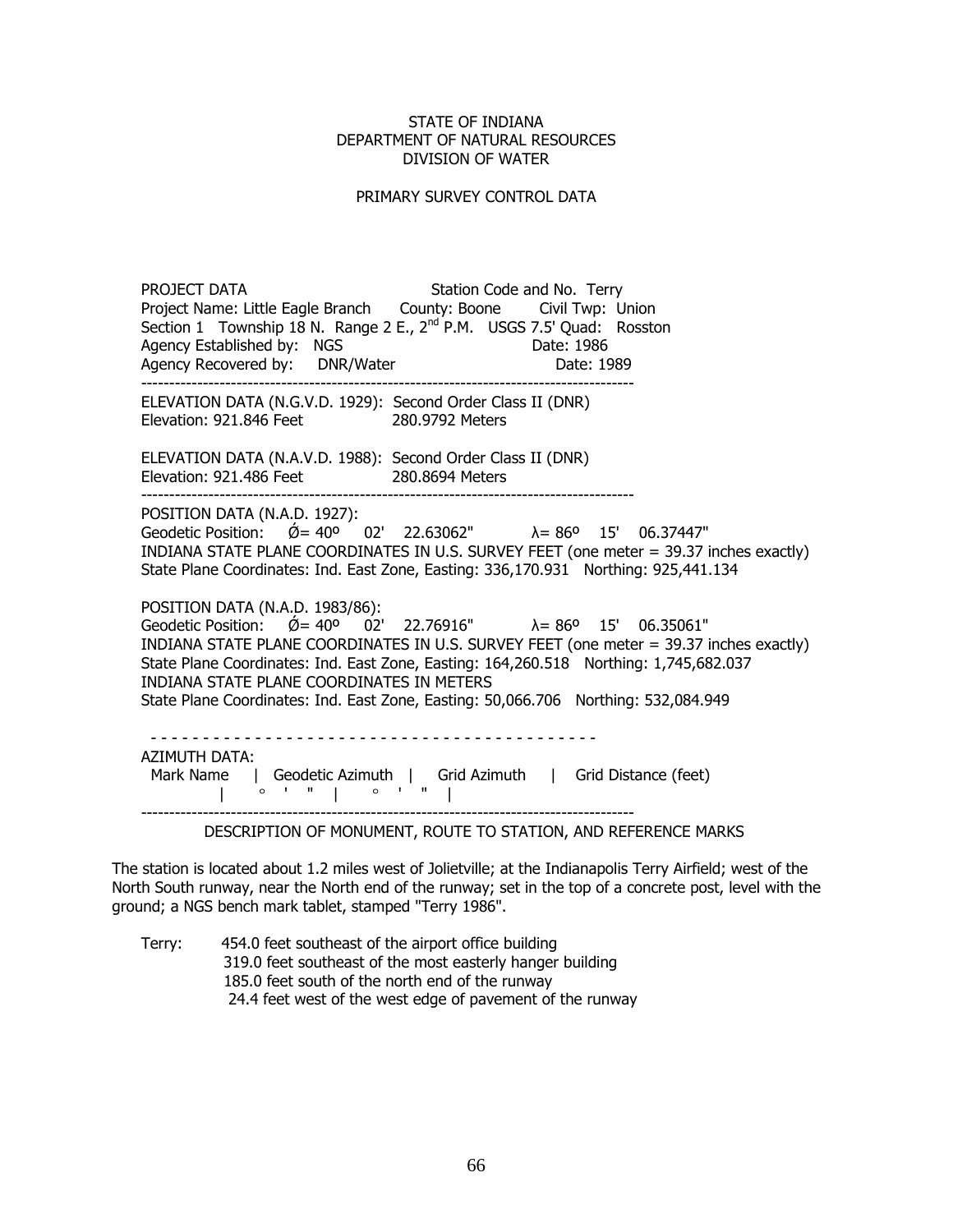STATE OF INDIANA
DEPARTMENT OF NATURAL RESOURCES
DIVISION OF WATER

PRIMARY SURVEY CONTROL DATA

PROJECT DATA Station Code and No. Terry
Project Name: Little Eagle Branch County: Boone Civil Twp: Union
Section 1 Township 18 N. Range 2 E., 2nd P.M. USGS 7.5' Quad: Rosston
Agency Established by: NGS Date: 1986
Agency Recovered by: DNR/Water Date: 1989

---

ELEVATION DATA (N.G.V.D. 1929): Second Order Class II (DNR)
Elevation: 921.846 Feet 280.9792 Meters

ELEVATION DATA (N.A.V.D. 1988): Second Order Class II (DNR)
Elevation: 921.486 Feet 280.8694 Meters

---

POSITION DATA (N.A.D. 1927):
Geodetic Position: Ǿ= 40º 02' 22.63062" λ= 86º 15' 06.37447"
INDIANA STATE PLANE COORDINATES IN U.S. SURVEY FEET (one meter = 39.37 inches exactly)
State Plane Coordinates: Ind. East Zone, Easting: 336,170.931 Northing: 925,441.134

POSITION DATA (N.A.D. 1983/86):
Geodetic Position: Ǿ= 40º 02' 22.76916" λ= 86º 15' 06.35061"
INDIANA STATE PLANE COORDINATES IN U.S. SURVEY FEET (one meter = 39.37 inches exactly)
State Plane Coordinates: Ind. East Zone, Easting: 164,260.518 Northing: 1,745,682.037
INDIANA STATE PLANE COORDINATES IN METERS
State Plane Coordinates: Ind. East Zone, Easting: 50,066.706 Northing: 532,084.949

---

AZIMUTH DATA:

| Mark Name | Geodetic Azimuth | Grid Azimuth | Grid Distance (feet) |
|---|---|---|---|
| | ° ' " | ° ' " | |

---

DESCRIPTION OF MONUMENT, ROUTE TO STATION, AND REFERENCE MARKS

The station is located about 1.2 miles west of Jolietville; at the Indianapolis Terry Airfield; west of the North South runway, near the North end of the runway; set in the top of a concrete post, level with the ground; a NGS bench mark tablet, stamped "Terry 1986".

Terry: 454.0 feet southeast of the airport office building
319.0 feet southeast of the most easterly hanger building
185.0 feet south of the north end of the runway
24.4 feet west of the west edge of pavement of the runway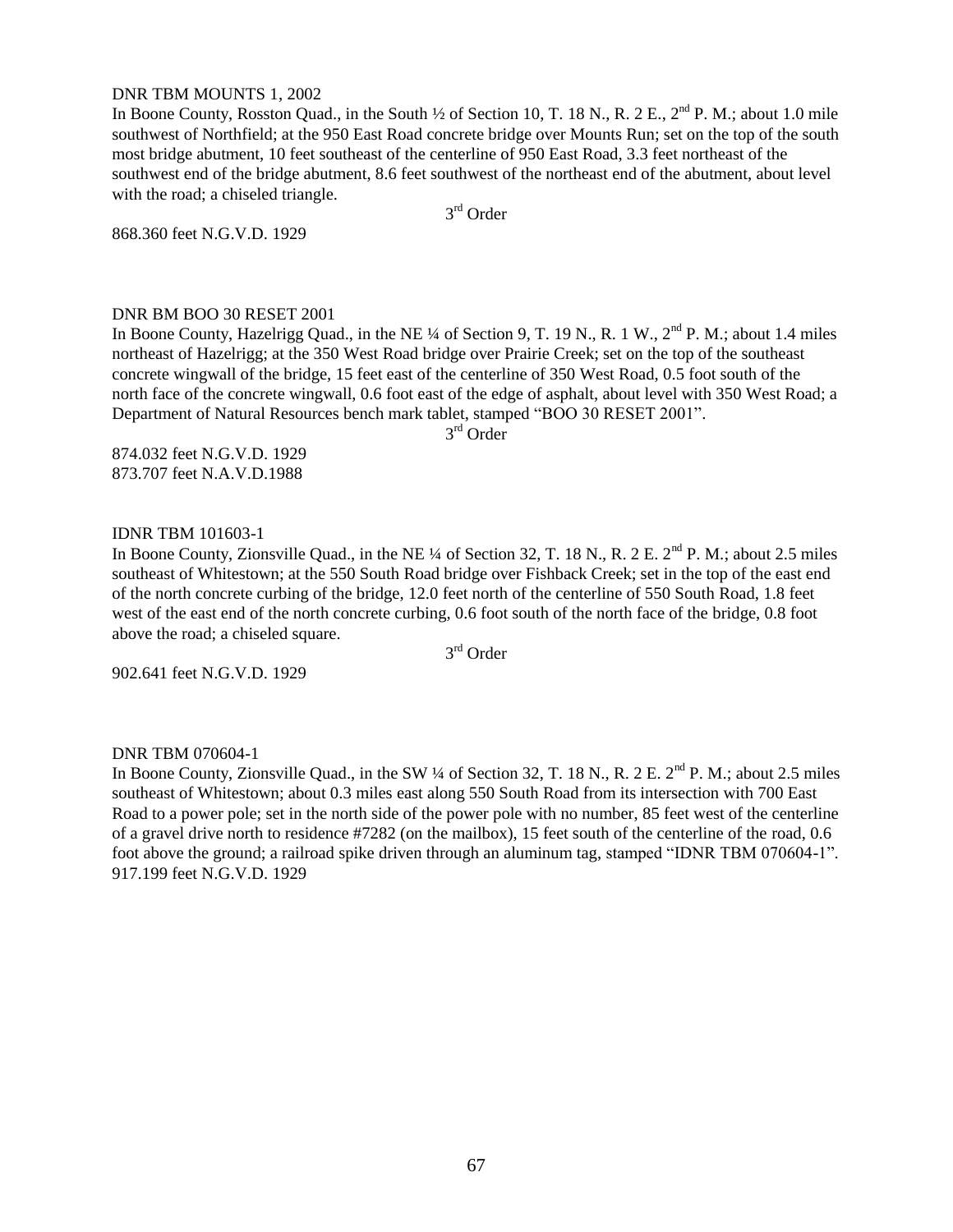DNR TBM MOUNTS 1, 2002

In Boone County, Rosston Quad., in the South ½ of Section 10, T. 18 N., R. 2 E., 2nd P. M.; about 1.0 mile southwest of Northfield; at the 950 East Road concrete bridge over Mounts Run; set on the top of the south most bridge abutment, 10 feet southeast of the centerline of 950 East Road, 3.3 feet northeast of the southwest end of the bridge abutment, 8.6 feet southwest of the northeast end of the abutment, about level with the road; a chiseled triangle.

3rd Order

868.360 feet N.G.V.D. 1929

DNR BM BOO 30 RESET 2001

In Boone County, Hazelrigg Quad., in the NE ¼ of Section 9, T. 19 N., R. 1 W., 2nd P. M.; about 1.4 miles northeast of Hazelrigg; at the 350 West Road bridge over Prairie Creek; set on the top of the southeast concrete wingwall of the bridge, 15 feet east of the centerline of 350 West Road, 0.5 foot south of the north face of the concrete wingwall, 0.6 foot east of the edge of asphalt, about level with 350 West Road; a Department of Natural Resources bench mark tablet, stamped “BOO 30 RESET 2001”.

3rd Order

874.032 feet N.G.V.D. 1929
873.707 feet N.A.V.D.1988

IDNR TBM 101603-1

In Boone County, Zionsville Quad., in the NE ¼ of Section 32, T. 18 N., R. 2 E. 2nd P. M.; about 2.5 miles southeast of Whitestown; at the 550 South Road bridge over Fishback Creek; set in the top of the east end of the north concrete curbing of the bridge, 12.0 feet north of the centerline of 550 South Road, 1.8 feet west of the east end of the north concrete curbing, 0.6 foot south of the north face of the bridge, 0.8 foot above the road; a chiseled square.

3rd Order

902.641 feet N.G.V.D. 1929

DNR TBM 070604-1

In Boone County, Zionsville Quad., in the SW ¼ of Section 32, T. 18 N., R. 2 E. 2nd P. M.; about 2.5 miles southeast of Whitestown; about 0.3 miles east along 550 South Road from its intersection with 700 East Road to a power pole; set in the north side of the power pole with no number, 85 feet west of the centerline of a gravel drive north to residence #7282 (on the mailbox), 15 feet south of the centerline of the road, 0.6 foot above the ground; a railroad spike driven through an aluminum tag, stamped “IDNR TBM 070604-1”.
917.199 feet N.G.V.D. 1929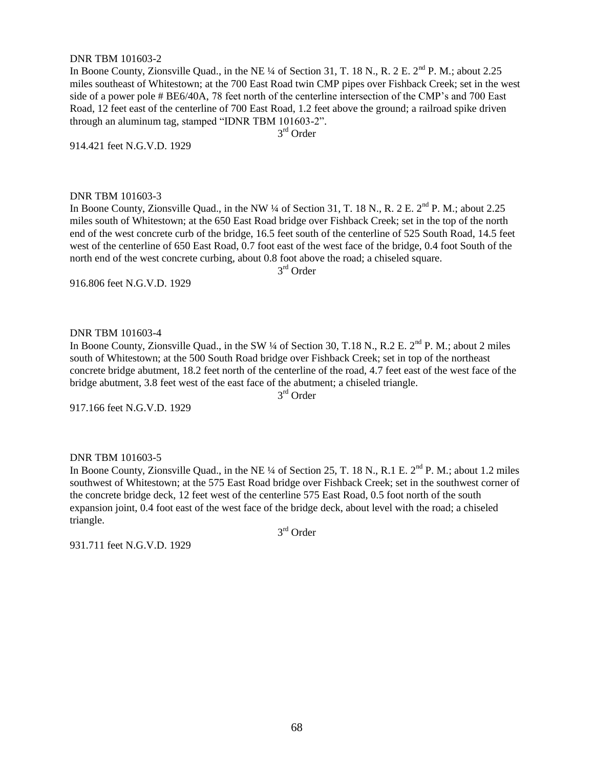DNR TBM 101603-2

In Boone County, Zionsville Quad., in the NE ¼ of Section 31, T. 18 N., R. 2 E. 2nd P. M.; about 2.25 miles southeast of Whitestown; at the 700 East Road twin CMP pipes over Fishback Creek; set in the west side of a power pole # BE6/40A, 78 feet north of the centerline intersection of the CMP's and 700 East Road, 12 feet east of the centerline of 700 East Road, 1.2 feet above the ground; a railroad spike driven through an aluminum tag, stamped "IDNR TBM 101603-2".

3rd Order

914.421 feet N.G.V.D. 1929

DNR TBM 101603-3

In Boone County, Zionsville Quad., in the NW ¼ of Section 31, T. 18 N., R. 2 E. 2nd P. M.; about 2.25 miles south of Whitestown; at the 650 East Road bridge over Fishback Creek; set in the top of the north end of the west concrete curb of the bridge, 16.5 feet south of the centerline of 525 South Road, 14.5 feet west of the centerline of 650 East Road, 0.7 foot east of the west face of the bridge, 0.4 foot South of the north end of the west concrete curbing, about 0.8 foot above the road; a chiseled square.

3rd Order

916.806 feet N.G.V.D. 1929

DNR TBM 101603-4

In Boone County, Zionsville Quad., in the SW ¼ of Section 30, T.18 N., R.2 E. 2nd P. M.; about 2 miles south of Whitestown; at the 500 South Road bridge over Fishback Creek; set in top of the northeast concrete bridge abutment, 18.2 feet north of the centerline of the road, 4.7 feet east of the west face of the bridge abutment, 3.8 feet west of the east face of the abutment; a chiseled triangle.

3rd Order

917.166 feet N.G.V.D. 1929

DNR TBM 101603-5

In Boone County, Zionsville Quad., in the NE ¼ of Section 25, T. 18 N., R.1 E. 2nd P. M.; about 1.2 miles southwest of Whitestown; at the 575 East Road bridge over Fishback Creek; set in the southwest corner of the concrete bridge deck, 12 feet west of the centerline 575 East Road, 0.5 foot north of the south expansion joint, 0.4 foot east of the west face of the bridge deck, about level with the road; a chiseled triangle.

3rd Order

931.711 feet N.G.V.D. 1929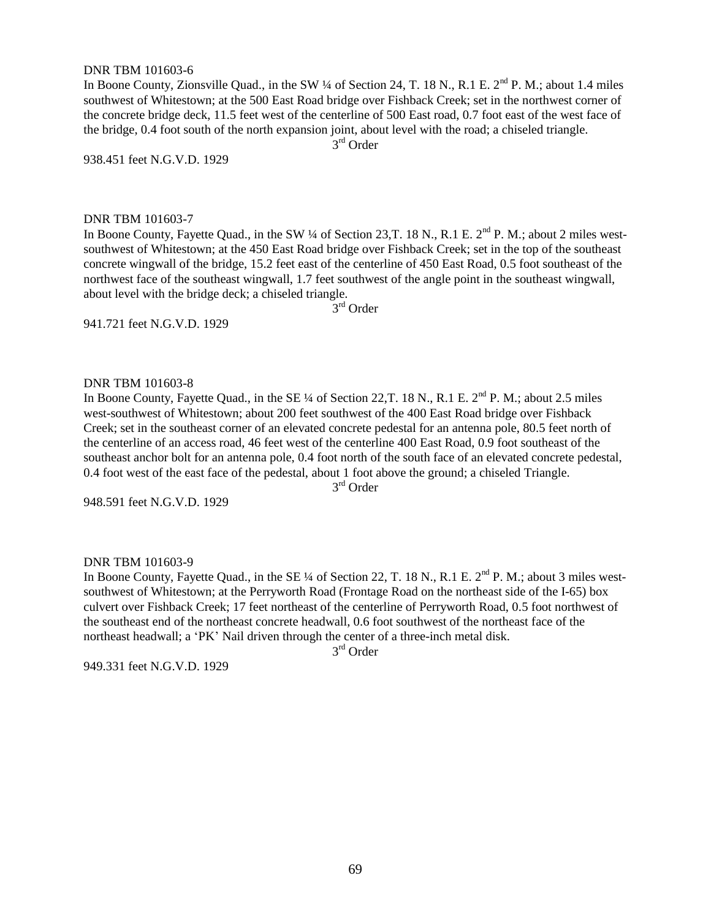DNR TBM 101603-6

In Boone County, Zionsville Quad., in the SW ¼ of Section 24, T. 18 N., R.1 E. 2nd P. M.; about 1.4 miles southwest of Whitestown; at the 500 East Road bridge over Fishback Creek; set in the northwest corner of the concrete bridge deck, 11.5 feet west of the centerline of 500 East road, 0.7 foot east of the west face of the bridge, 0.4 foot south of the north expansion joint, about level with the road; a chiseled triangle.

3rd Order

938.451 feet N.G.V.D. 1929

DNR TBM 101603-7

In Boone County, Fayette Quad., in the SW ¼ of Section 23,T. 18 N., R.1 E. 2nd P. M.; about 2 miles west-southwest of Whitestown; at the 450 East Road bridge over Fishback Creek; set in the top of the southeast concrete wingwall of the bridge, 15.2 feet east of the centerline of 450 East Road, 0.5 foot southeast of the northwest face of the southeast wingwall, 1.7 feet southwest of the angle point in the southeast wingwall, about level with the bridge deck; a chiseled triangle.

3rd Order

941.721 feet N.G.V.D. 1929

DNR TBM 101603-8

In Boone County, Fayette Quad., in the SE ¼ of Section 22,T. 18 N., R.1 E. 2nd P. M.; about 2.5 miles west-southwest of Whitestown; about 200 feet southwest of the 400 East Road bridge over Fishback Creek; set in the southeast corner of an elevated concrete pedestal for an antenna pole, 80.5 feet north of the centerline of an access road, 46 feet west of the centerline 400 East Road, 0.9 foot southeast of the southeast anchor bolt for an antenna pole, 0.4 foot north of the south face of an elevated concrete pedestal, 0.4 foot west of the east face of the pedestal, about 1 foot above the ground; a chiseled Triangle.

3rd Order

948.591 feet N.G.V.D. 1929

DNR TBM 101603-9

In Boone County, Fayette Quad., in the SE ¼ of Section 22, T. 18 N., R.1 E. 2nd P. M.; about 3 miles west-southwest of Whitestown; at the Perryworth Road (Frontage Road on the northeast side of the I-65) box culvert over Fishback Creek; 17 feet northeast of the centerline of Perryworth Road, 0.5 foot northwest of the southeast end of the northeast concrete headwall, 0.6 foot southwest of the northeast face of the northeast headwall; a 'PK' Nail driven through the center of a three-inch metal disk.

3rd Order

949.331 feet N.G.V.D. 1929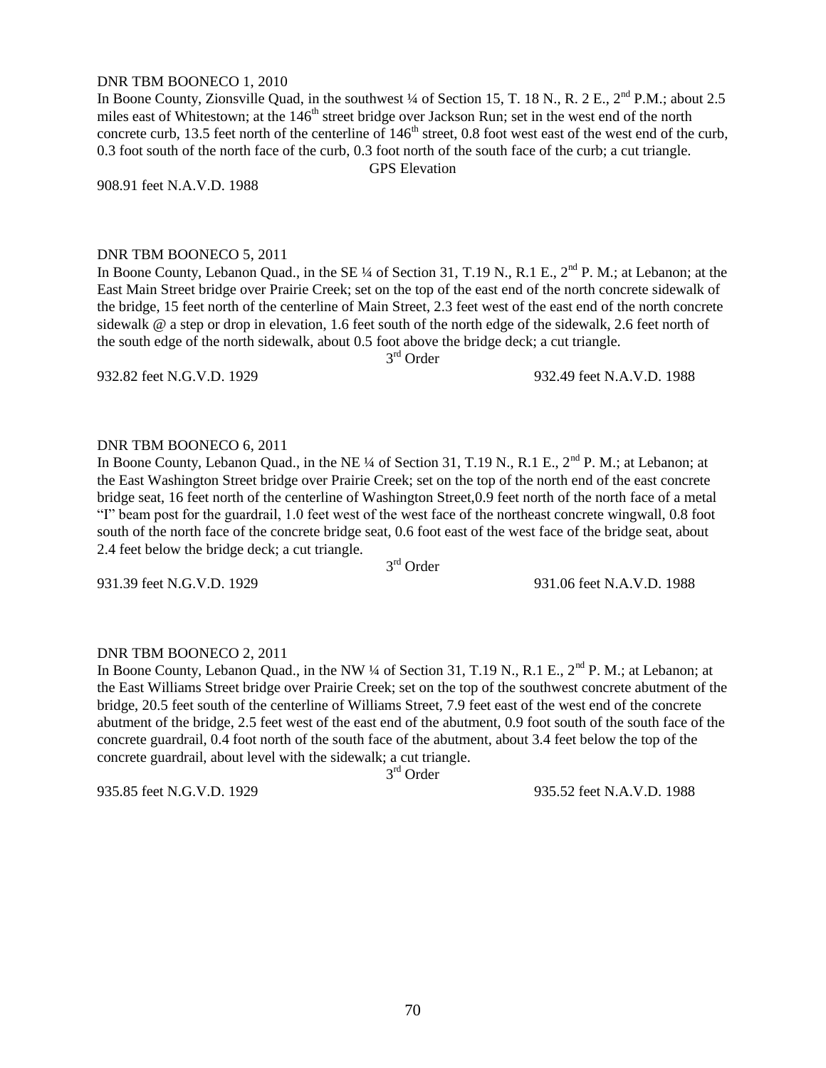DNR TBM BOONECO 1, 2010

In Boone County, Zionsville Quad, in the southwest ¼ of Section 15, T. 18 N., R. 2 E., 2nd P.M.; about 2.5 miles east of Whitestown; at the 146th street bridge over Jackson Run; set in the west end of the north concrete curb, 13.5 feet north of the centerline of 146th street, 0.8 foot west east of the west end of the curb, 0.3 foot south of the north face of the curb, 0.3 foot north of the south face of the curb; a cut triangle.

GPS Elevation

908.91 feet N.A.V.D. 1988

DNR TBM BOONECO 5, 2011

In Boone County, Lebanon Quad., in the SE ¼ of Section 31, T.19 N., R.1 E., 2nd P. M.; at Lebanon; at the East Main Street bridge over Prairie Creek; set on the top of the east end of the north concrete sidewalk of the bridge, 15 feet north of the centerline of Main Street, 2.3 feet west of the east end of the north concrete sidewalk @ a step or drop in elevation, 1.6 feet south of the north edge of the sidewalk, 2.6 feet north of the south edge of the north sidewalk, about 0.5 foot above the bridge deck; a cut triangle.

3rd Order

932.82 feet N.G.V.D. 1929 932.49 feet N.A.V.D. 1988

DNR TBM BOONECO 6, 2011

In Boone County, Lebanon Quad., in the NE ¼ of Section 31, T.19 N., R.1 E., 2nd P. M.; at Lebanon; at the East Washington Street bridge over Prairie Creek; set on the top of the north end of the east concrete bridge seat, 16 feet north of the centerline of Washington Street,0.9 feet north of the north face of a metal "I" beam post for the guardrail, 1.0 feet west of the west face of the northeast concrete wingwall, 0.8 foot south of the north face of the concrete bridge seat, 0.6 foot east of the west face of the bridge seat, about 2.4 feet below the bridge deck; a cut triangle.

3rd Order

931.39 feet N.G.V.D. 1929 931.06 feet N.A.V.D. 1988

DNR TBM BOONECO 2, 2011

In Boone County, Lebanon Quad., in the NW ¼ of Section 31, T.19 N., R.1 E., 2nd P. M.; at Lebanon; at the East Williams Street bridge over Prairie Creek; set on the top of the southwest concrete abutment of the bridge, 20.5 feet south of the centerline of Williams Street, 7.9 feet east of the west end of the concrete abutment of the bridge, 2.5 feet west of the east end of the abutment, 0.9 foot south of the south face of the concrete guardrail, 0.4 foot north of the south face of the abutment, about 3.4 feet below the top of the concrete guardrail, about level with the sidewalk; a cut triangle.

3rd Order

935.85 feet N.G.V.D. 1929 935.52 feet N.A.V.D. 1988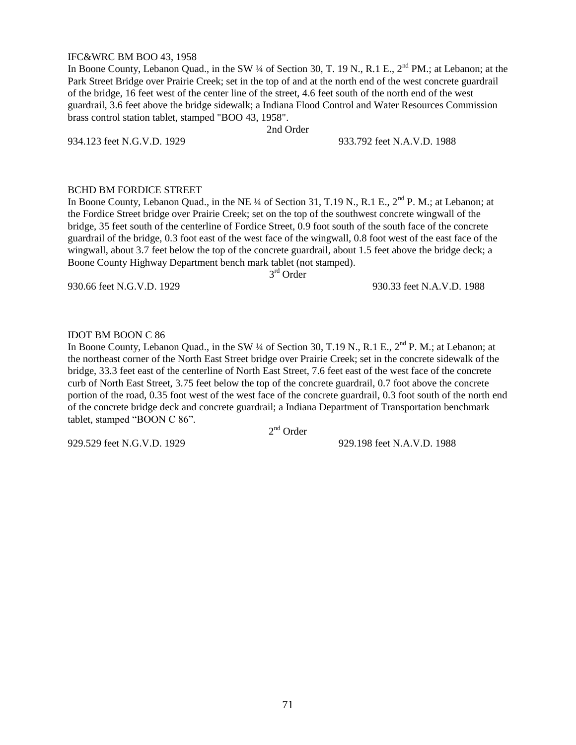IFC&WRC BM BOO 43, 1958

In Boone County, Lebanon Quad., in the SW ¼ of Section 30, T. 19 N., R.1 E., 2nd PM.; at Lebanon; at the Park Street Bridge over Prairie Creek; set in the top of and at the north end of the west concrete guardrail of the bridge, 16 feet west of the center line of the street, 4.6 feet south of the north end of the west guardrail, 3.6 feet above the bridge sidewalk; a Indiana Flood Control and Water Resources Commission brass control station tablet, stamped "BOO 43, 1958".

2nd Order

934.123 feet N.G.V.D. 1929 — 933.792 feet N.A.V.D. 1988

BCHD BM FORDICE STREET

In Boone County, Lebanon Quad., in the NE ¼ of Section 31, T.19 N., R.1 E., 2nd P. M.; at Lebanon; at the Fordice Street bridge over Prairie Creek; set on the top of the southwest concrete wingwall of the bridge, 35 feet south of the centerline of Fordice Street, 0.9 foot south of the south face of the concrete guardrail of the bridge, 0.3 foot east of the west face of the wingwall, 0.8 foot west of the east face of the wingwall, about 3.7 feet below the top of the concrete guardrail, about 1.5 feet above the bridge deck; a Boone County Highway Department bench mark tablet (not stamped).

3rd Order

930.66 feet N.G.V.D. 1929 — 930.33 feet N.A.V.D. 1988

IDOT BM BOON C 86

In Boone County, Lebanon Quad., in the SW ¼ of Section 30, T.19 N., R.1 E., 2nd P. M.; at Lebanon; at the northeast corner of the North East Street bridge over Prairie Creek; set in the concrete sidewalk of the bridge, 33.3 feet east of the centerline of North East Street, 7.6 feet east of the west face of the concrete curb of North East Street, 3.75 feet below the top of the concrete guardrail, 0.7 foot above the concrete portion of the road, 0.35 foot west of the west face of the concrete guardrail, 0.3 foot south of the north end of the concrete bridge deck and concrete guardrail; a Indiana Department of Transportation benchmark tablet, stamped "BOON C 86".

2nd Order

929.529 feet N.G.V.D. 1929 — 929.198 feet N.A.V.D. 1988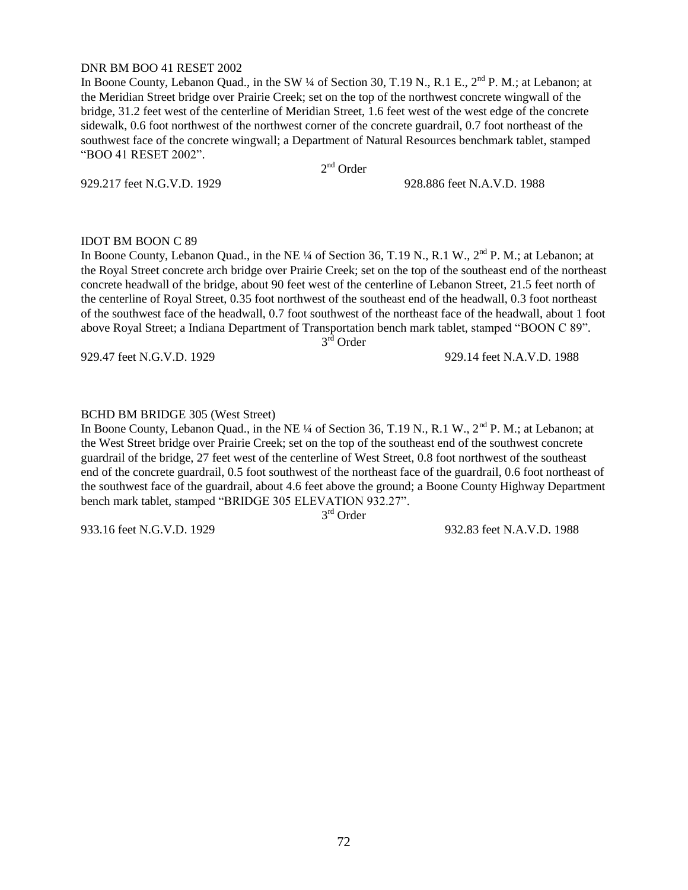DNR BM BOO 41 RESET 2002

In Boone County, Lebanon Quad., in the SW ¼ of Section 30, T.19 N., R.1 E., 2nd P. M.; at Lebanon; at the Meridian Street bridge over Prairie Creek; set on the top of the northwest concrete wingwall of the bridge, 31.2 feet west of the centerline of Meridian Street, 1.6 feet west of the west edge of the concrete sidewalk, 0.6 foot northwest of the northwest corner of the concrete guardrail, 0.7 foot northeast of the southwest face of the concrete wingwall; a Department of Natural Resources benchmark tablet, stamped "BOO 41 RESET 2002".

2nd Order

929.217 feet N.G.V.D. 1929 928.886 feet N.A.V.D. 1988

IDOT BM BOON C 89

In Boone County, Lebanon Quad., in the NE ¼ of Section 36, T.19 N., R.1 W., 2nd P. M.; at Lebanon; at the Royal Street concrete arch bridge over Prairie Creek; set on the top of the southeast end of the northeast concrete headwall of the bridge, about 90 feet west of the centerline of Lebanon Street, 21.5 feet north of the centerline of Royal Street, 0.35 foot northwest of the southeast end of the headwall, 0.3 foot northeast of the southwest face of the headwall, 0.7 foot southwest of the northeast face of the headwall, about 1 foot above Royal Street; a Indiana Department of Transportation bench mark tablet, stamped "BOON C 89".

3rd Order

929.47 feet N.G.V.D. 1929 929.14 feet N.A.V.D. 1988

BCHD BM BRIDGE 305 (West Street)

In Boone County, Lebanon Quad., in the NE ¼ of Section 36, T.19 N., R.1 W., 2nd P. M.; at Lebanon; at the West Street bridge over Prairie Creek; set on the top of the southeast end of the southwest concrete guardrail of the bridge, 27 feet west of the centerline of West Street, 0.8 foot northwest of the southeast end of the concrete guardrail, 0.5 foot southwest of the northeast face of the guardrail, 0.6 foot northeast of the southwest face of the guardrail, about 4.6 feet above the ground; a Boone County Highway Department bench mark tablet, stamped "BRIDGE 305 ELEVATION 932.27".

3rd Order

933.16 feet N.G.V.D. 1929 932.83 feet N.A.V.D. 1988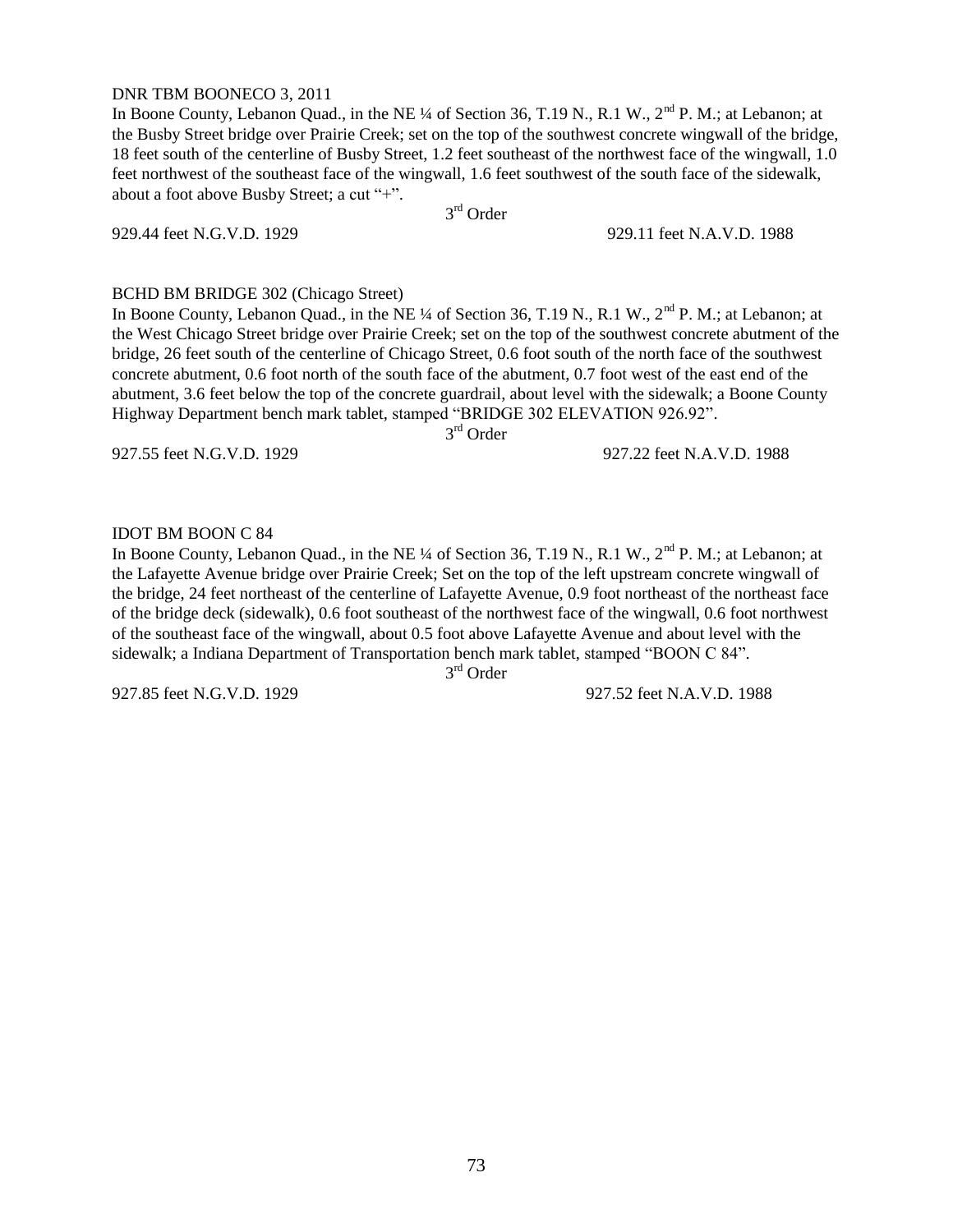DNR TBM BOONECO 3, 2011

In Boone County, Lebanon Quad., in the NE ¼ of Section 36, T.19 N., R.1 W., 2nd P. M.; at Lebanon; at the Busby Street bridge over Prairie Creek; set on the top of the southwest concrete wingwall of the bridge, 18 feet south of the centerline of Busby Street, 1.2 feet southeast of the northwest face of the wingwall, 1.0 feet northwest of the southeast face of the wingwall, 1.6 feet southwest of the south face of the sidewalk, about a foot above Busby Street; a cut "+".

3rd Order

929.44 feet N.G.V.D. 1929 929.11 feet N.A.V.D. 1988

BCHD BM BRIDGE 302 (Chicago Street)

In Boone County, Lebanon Quad., in the NE ¼ of Section 36, T.19 N., R.1 W., 2nd P. M.; at Lebanon; at the West Chicago Street bridge over Prairie Creek; set on the top of the southwest concrete abutment of the bridge, 26 feet south of the centerline of Chicago Street, 0.6 foot south of the north face of the southwest concrete abutment, 0.6 foot north of the south face of the abutment, 0.7 foot west of the east end of the abutment, 3.6 feet below the top of the concrete guardrail, about level with the sidewalk; a Boone County Highway Department bench mark tablet, stamped "BRIDGE 302 ELEVATION 926.92".

3rd Order

927.55 feet N.G.V.D. 1929 927.22 feet N.A.V.D. 1988

IDOT BM BOON C 84

In Boone County, Lebanon Quad., in the NE ¼ of Section 36, T.19 N., R.1 W., 2nd P. M.; at Lebanon; at the Lafayette Avenue bridge over Prairie Creek; Set on the top of the left upstream concrete wingwall of the bridge, 24 feet northeast of the centerline of Lafayette Avenue, 0.9 foot northeast of the northeast face of the bridge deck (sidewalk), 0.6 foot southeast of the northwest face of the wingwall, 0.6 foot northwest of the southeast face of the wingwall, about 0.5 foot above Lafayette Avenue and about level with the sidewalk; a Indiana Department of Transportation bench mark tablet, stamped "BOON C 84".

3rd Order

927.85 feet N.G.V.D. 1929 927.52 feet N.A.V.D. 1988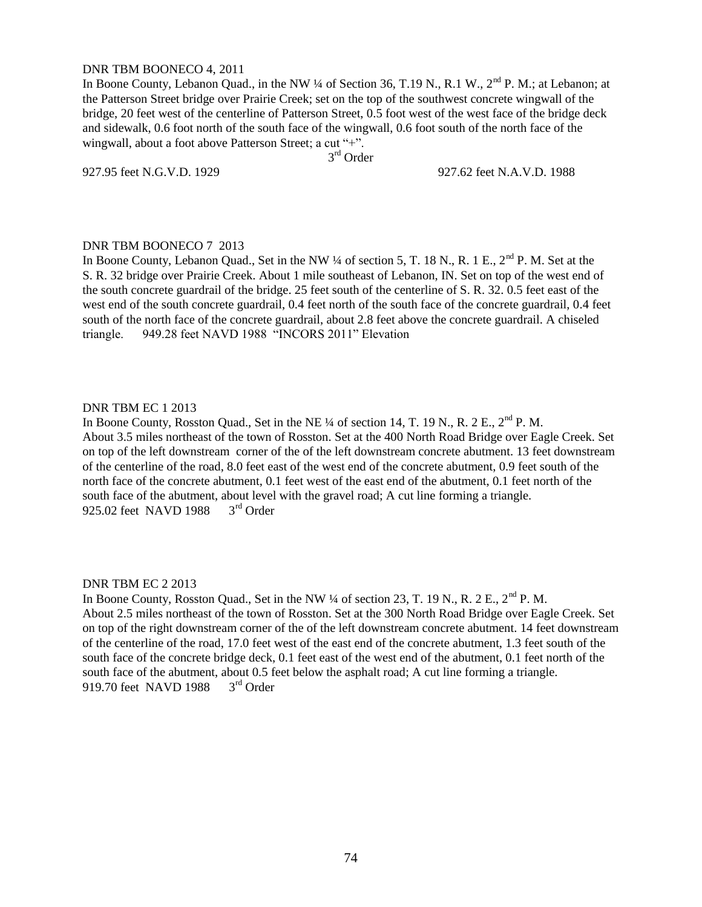DNR TBM BOONECO 4, 2011

In Boone County, Lebanon Quad., in the NW ¼ of Section 36, T.19 N., R.1 W., 2nd P. M.; at Lebanon; at the Patterson Street bridge over Prairie Creek; set on the top of the southwest concrete wingwall of the bridge, 20 feet west of the centerline of Patterson Street, 0.5 foot west of the west face of the bridge deck and sidewalk, 0.6 foot north of the south face of the wingwall, 0.6 foot south of the north face of the wingwall, about a foot above Patterson Street; a cut "+".

3rd Order

927.95 feet N.G.V.D. 1929 927.62 feet N.A.V.D. 1988

DNR TBM BOONECO 7 2013

In Boone County, Lebanon Quad., Set in the NW ¼ of section 5, T. 18 N., R. 1 E., 2nd P. M. Set at the S. R. 32 bridge over Prairie Creek. About 1 mile southeast of Lebanon, IN. Set on top of the west end of the south concrete guardrail of the bridge. 25 feet south of the centerline of S. R. 32. 0.5 feet east of the west end of the south concrete guardrail, 0.4 feet north of the south face of the concrete guardrail, 0.4 feet south of the north face of the concrete guardrail, about 2.8 feet above the concrete guardrail. A chiseled triangle. 949.28 feet NAVD 1988 "INCORS 2011" Elevation

DNR TBM EC 1 2013

In Boone County, Rosston Quad., Set in the NE ¼ of section 14, T. 19 N., R. 2 E., 2nd P. M. About 3.5 miles northeast of the town of Rosston. Set at the 400 North Road Bridge over Eagle Creek. Set on top of the left downstream corner of the of the left downstream concrete abutment. 13 feet downstream of the centerline of the road, 8.0 feet east of the west end of the concrete abutment, 0.9 feet south of the north face of the concrete abutment, 0.1 feet west of the east end of the abutment, 0.1 feet north of the south face of the abutment, about level with the gravel road; A cut line forming a triangle.

925.02 feet NAVD 1988 3rd Order

DNR TBM EC 2 2013

In Boone County, Rosston Quad., Set in the NW ¼ of section 23, T. 19 N., R. 2 E., 2nd P. M. About 2.5 miles northeast of the town of Rosston. Set at the 300 North Road Bridge over Eagle Creek. Set on top of the right downstream corner of the of the left downstream concrete abutment. 14 feet downstream of the centerline of the road, 17.0 feet west of the east end of the concrete abutment, 1.3 feet south of the south face of the concrete bridge deck, 0.1 feet east of the west end of the abutment, 0.1 feet north of the south face of the abutment, about 0.5 feet below the asphalt road; A cut line forming a triangle.

919.70 feet NAVD 1988 3rd Order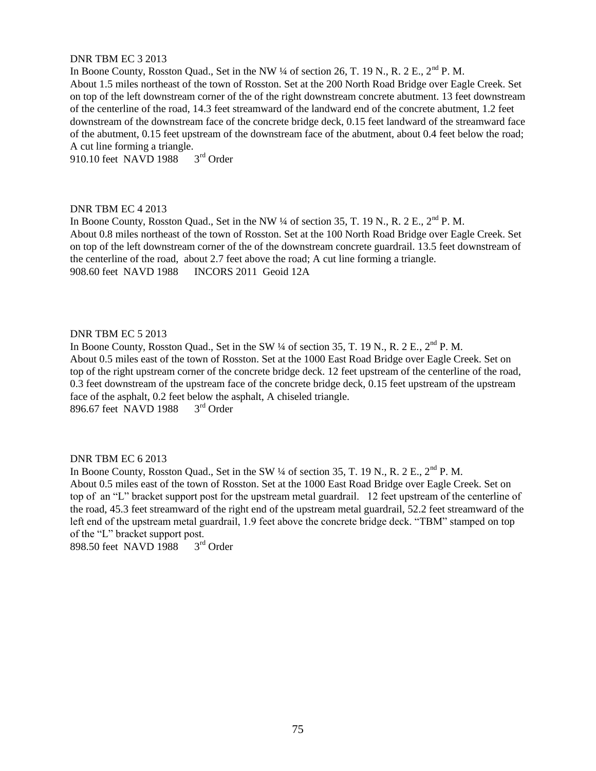DNR TBM EC 3 2013

In Boone County, Rosston Quad., Set in the NW ¼ of section 26, T. 19 N., R. 2 E., 2nd P. M.
About 1.5 miles northeast of the town of Rosston. Set at the 200 North Road Bridge over Eagle Creek. Set on top of the left downstream corner of the of the right downstream concrete abutment. 13 feet downstream of the centerline of the road, 14.3 feet streamward of the landward end of the concrete abutment, 1.2 feet downstream of the downstream face of the concrete bridge deck, 0.15 feet landward of the streamward face of the abutment, 0.15 feet upstream of the downstream face of the abutment, about 0.4 feet below the road; A cut line forming a triangle.
910.10 feet NAVD 1988 3rd Order

DNR TBM EC 4 2013

In Boone County, Rosston Quad., Set in the NW ¼ of section 35, T. 19 N., R. 2 E., 2nd P. M.
About 0.8 miles northeast of the town of Rosston. Set at the 100 North Road Bridge over Eagle Creek. Set on top of the left downstream corner of the of the downstream concrete guardrail. 13.5 feet downstream of the centerline of the road, about 2.7 feet above the road; A cut line forming a triangle.
908.60 feet NAVD 1988 INCORS 2011 Geoid 12A

DNR TBM EC 5 2013

In Boone County, Rosston Quad., Set in the SW ¼ of section 35, T. 19 N., R. 2 E., 2nd P. M.
About 0.5 miles east of the town of Rosston. Set at the 1000 East Road Bridge over Eagle Creek. Set on top of the right upstream corner of the concrete bridge deck. 12 feet upstream of the centerline of the road, 0.3 feet downstream of the upstream face of the concrete bridge deck, 0.15 feet upstream of the upstream face of the asphalt, 0.2 feet below the asphalt, A chiseled triangle.
896.67 feet NAVD 1988 3rd Order

DNR TBM EC 6 2013

In Boone County, Rosston Quad., Set in the SW ¼ of section 35, T. 19 N., R. 2 E., 2nd P. M.
About 0.5 miles east of the town of Rosston. Set at the 1000 East Road Bridge over Eagle Creek. Set on top of an "L" bracket support post for the upstream metal guardrail. 12 feet upstream of the centerline of the road, 45.3 feet streamward of the right end of the upstream metal guardrail, 52.2 feet streamward of the left end of the upstream metal guardrail, 1.9 feet above the concrete bridge deck. "TBM" stamped on top of the "L" bracket support post.
898.50 feet NAVD 1988 3rd Order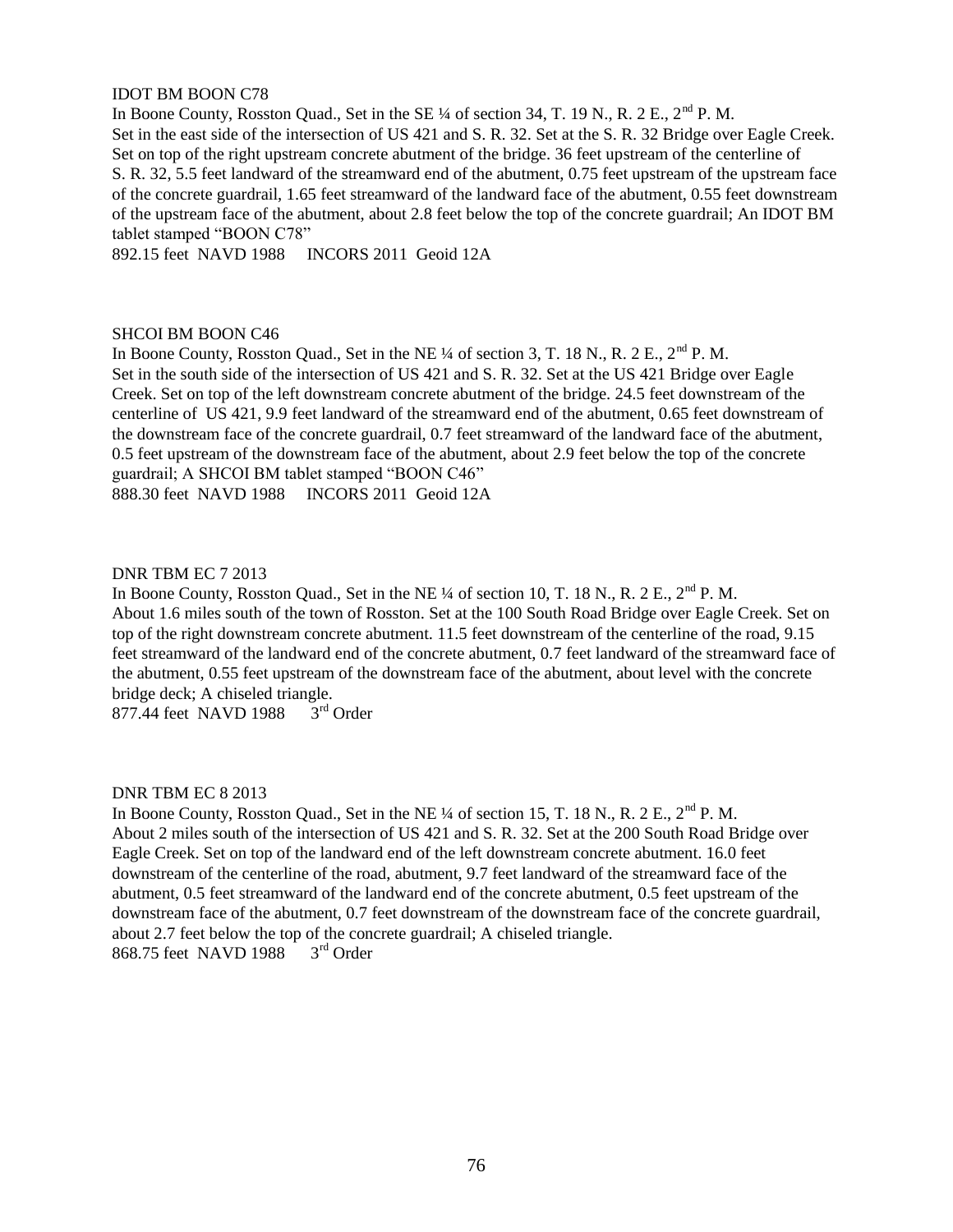IDOT BM BOON C78

In Boone County, Rosston Quad., Set in the SE ¼ of section 34, T. 19 N., R. 2 E., 2nd P. M.
Set in the east side of the intersection of US 421 and S. R. 32. Set at the S. R. 32 Bridge over Eagle Creek. Set on top of the right upstream concrete abutment of the bridge. 36 feet upstream of the centerline of S. R. 32, 5.5 feet landward of the streamward end of the abutment, 0.75 feet upstream of the upstream face of the concrete guardrail, 1.65 feet streamward of the landward face of the abutment, 0.55 feet downstream of the upstream face of the abutment, about 2.8 feet below the top of the concrete guardrail; An IDOT BM tablet stamped "BOON C78"
892.15 feet NAVD 1988 INCORS 2011 Geoid 12A

SHCOI BM BOON C46

In Boone County, Rosston Quad., Set in the NE ¼ of section 3, T. 18 N., R. 2 E., 2nd P. M.
Set in the south side of the intersection of US 421 and S. R. 32. Set at the US 421 Bridge over Eagle Creek. Set on top of the left downstream concrete abutment of the bridge. 24.5 feet downstream of the centerline of US 421, 9.9 feet landward of the streamward end of the abutment, 0.65 feet downstream of the downstream face of the concrete guardrail, 0.7 feet streamward of the landward face of the abutment, 0.5 feet upstream of the downstream face of the abutment, about 2.9 feet below the top of the concrete guardrail; A SHCOI BM tablet stamped "BOON C46"
888.30 feet NAVD 1988 INCORS 2011 Geoid 12A

DNR TBM EC 7 2013

In Boone County, Rosston Quad., Set in the NE ¼ of section 10, T. 18 N., R. 2 E., 2nd P. M.
About 1.6 miles south of the town of Rosston. Set at the 100 South Road Bridge over Eagle Creek. Set on top of the right downstream concrete abutment. 11.5 feet downstream of the centerline of the road, 9.15 feet streamward of the landward end of the concrete abutment, 0.7 feet landward of the streamward face of the abutment, 0.55 feet upstream of the downstream face of the abutment, about level with the concrete bridge deck; A chiseled triangle.
877.44 feet NAVD 1988 3rd Order

DNR TBM EC 8 2013

In Boone County, Rosston Quad., Set in the NE ¼ of section 15, T. 18 N., R. 2 E., 2nd P. M.
About 2 miles south of the intersection of US 421 and S. R. 32. Set at the 200 South Road Bridge over Eagle Creek. Set on top of the landward end of the left downstream concrete abutment. 16.0 feet downstream of the centerline of the road, abutment, 9.7 feet landward of the streamward face of the abutment, 0.5 feet streamward of the landward end of the concrete abutment, 0.5 feet upstream of the downstream face of the abutment, 0.7 feet downstream of the downstream face of the concrete guardrail, about 2.7 feet below the top of the concrete guardrail; A chiseled triangle.
868.75 feet NAVD 1988 3rd Order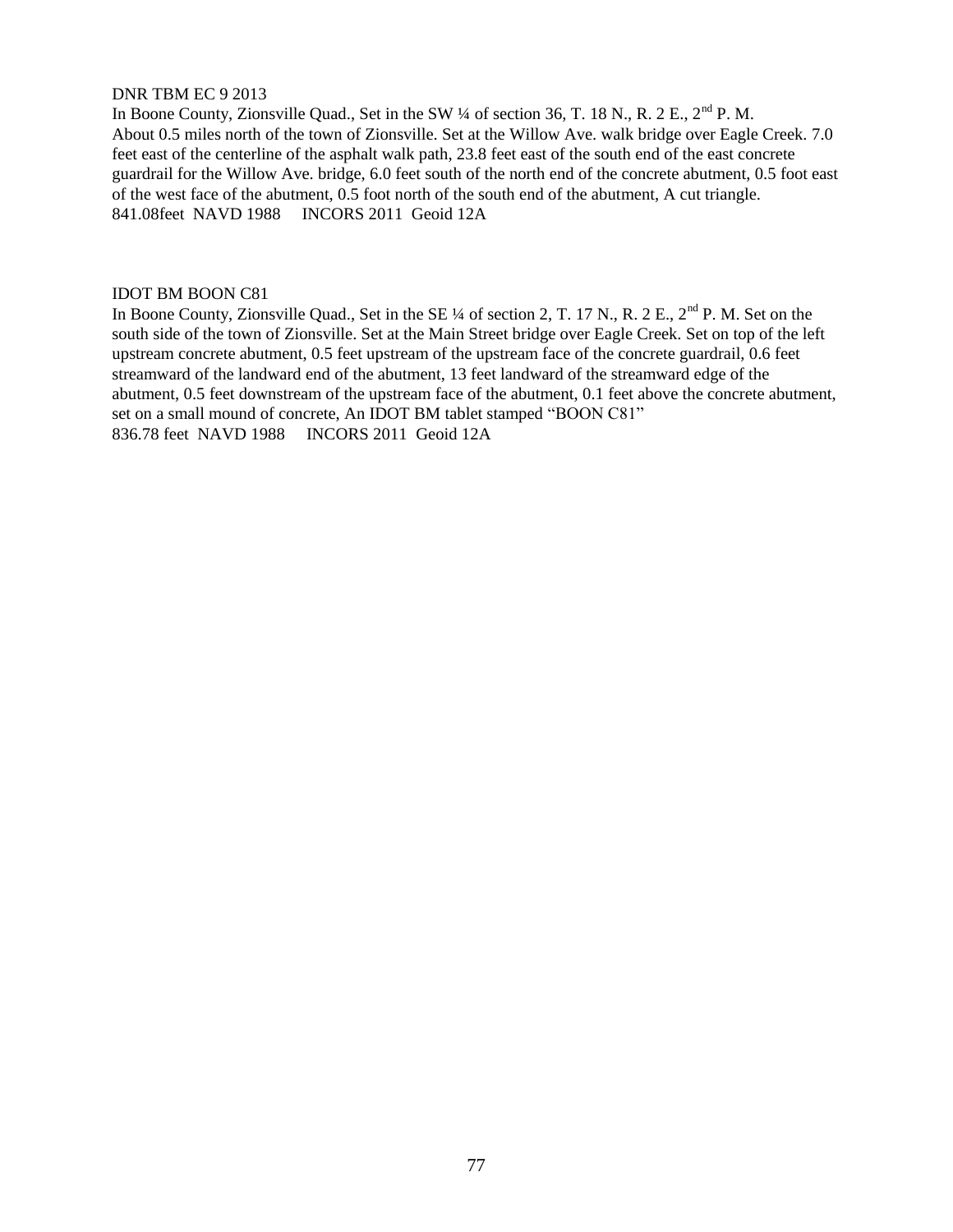DNR TBM EC 9 2013

In Boone County, Zionsville Quad., Set in the SW ¼ of section 36, T. 18 N., R. 2 E., 2nd P. M. About 0.5 miles north of the town of Zionsville. Set at the Willow Ave. walk bridge over Eagle Creek. 7.0 feet east of the centerline of the asphalt walk path, 23.8 feet east of the south end of the east concrete guardrail for the Willow Ave. bridge, 6.0 feet south of the north end of the concrete abutment, 0.5 foot east of the west face of the abutment, 0.5 foot north of the south end of the abutment, A cut triangle.

841.08feet NAVD 1988 INCORS 2011 Geoid 12A

IDOT BM BOON C81

In Boone County, Zionsville Quad., Set in the SE ¼ of section 2, T. 17 N., R. 2 E., 2nd P. M. Set on the south side of the town of Zionsville. Set at the Main Street bridge over Eagle Creek. Set on top of the left upstream concrete abutment, 0.5 feet upstream of the upstream face of the concrete guardrail, 0.6 feet streamward of the landward end of the abutment, 13 feet landward of the streamward edge of the abutment, 0.5 feet downstream of the upstream face of the abutment, 0.1 feet above the concrete abutment, set on a small mound of concrete, An IDOT BM tablet stamped "BOON C81"

836.78 feet NAVD 1988 INCORS 2011 Geoid 12A